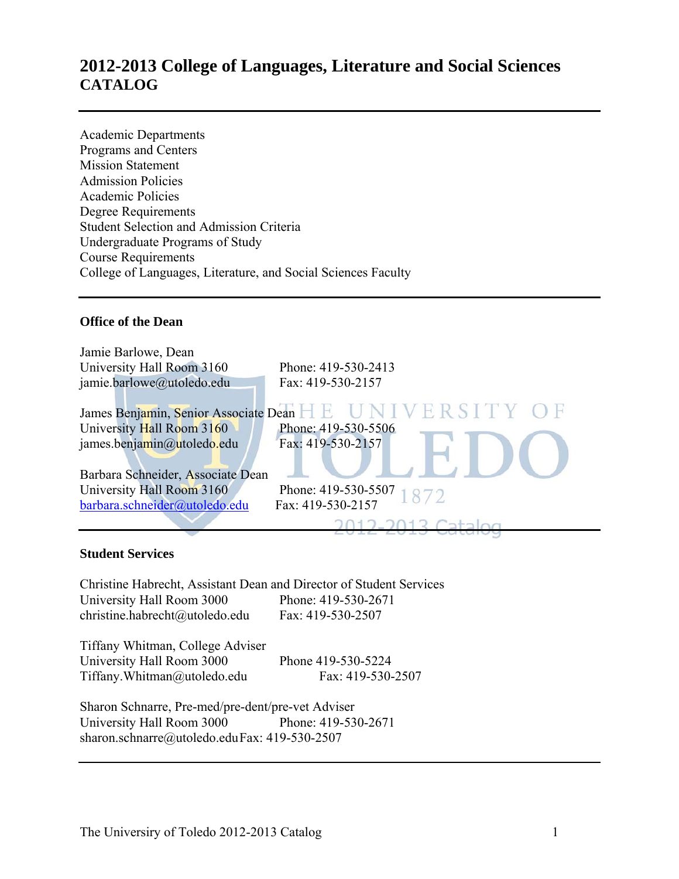# 2012-2013 College of Languages, Literature and Social Sciences CATALOG

---

Academic Departments
Programs and Centers
Mission Statement
Admission Policies
Academic Policies
Degree Requirements
Student Selection and Admission Criteria
Undergraduate Programs of Study
Course Requirements
College of Languages, Literature, and Social Sciences Faculty

---

### Office of the Dean

Jamie Barlowe, Dean
University Hall Room 3160 — Phone: 419-530-2413
jamie.barlowe@utoledo.edu — Fax: 419-530-2157

James Benjamin, Senior Associate Dean
University Hall Room 3160 — Phone: 419-530-5506
james.benjamin@utoledo.edu — Fax: 419-530-2157

Barbara Schneider, Associate Dean
University Hall Room 3160 — Phone: 419-530-5507
barbara.schneider@utoledo.edu — Fax: 419-530-2157

---

### Student Services

Christine Habrecht, Assistant Dean and Director of Student Services
University Hall Room 3000 — Phone: 419-530-2671
christine.habrecht@utoledo.edu — Fax: 419-530-2507

Tiffany Whitman, College Adviser
University Hall Room 3000 — Phone 419-530-5224
Tiffany.Whitman@utoledo.edu — Fax: 419-530-2507

Sharon Schnarre, Pre-med/pre-dent/pre-vet Adviser
University Hall Room 3000 — Phone: 419-530-2671
sharon.schnarre@utoledo.edu — Fax: 419-530-2507

---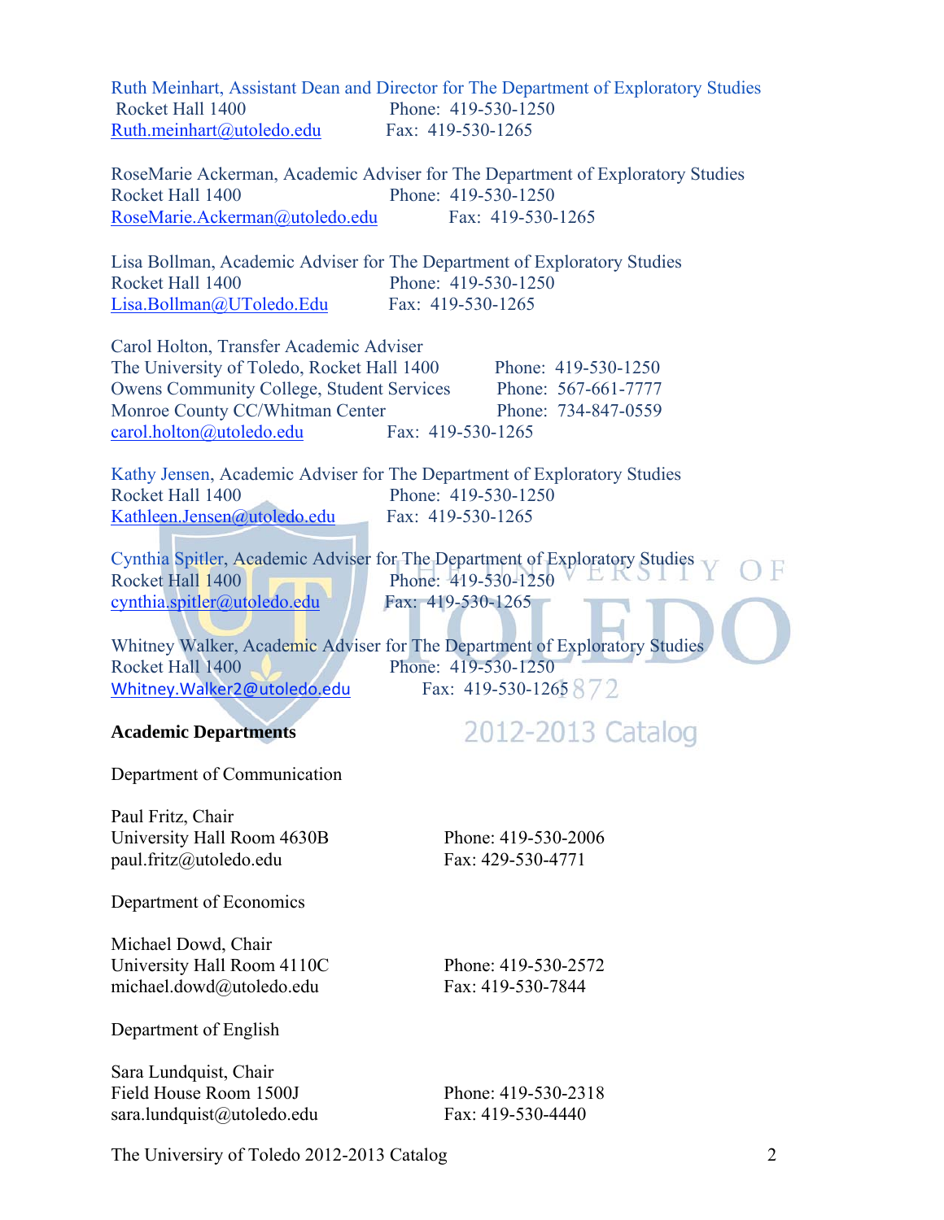Ruth Meinhart, Assistant Dean and Director for The Department of Exploratory Studies
Rocket Hall 1400 — Phone: 419-530-1250
Ruth.meinhart@utoledo.edu — Fax: 419-530-1265

RoseMarie Ackerman, Academic Adviser for The Department of Exploratory Studies
Rocket Hall 1400 — Phone: 419-530-1250
RoseMarie.Ackerman@utoledo.edu — Fax: 419-530-1265

Lisa Bollman, Academic Adviser for The Department of Exploratory Studies
Rocket Hall 1400 — Phone: 419-530-1250
Lisa.Bollman@UToledo.Edu — Fax: 419-530-1265

Carol Holton, Transfer Academic Adviser
The University of Toledo, Rocket Hall 1400 — Phone: 419-530-1250
Owens Community College, Student Services — Phone: 567-661-7777
Monroe County CC/Whitman Center — Phone: 734-847-0559
carol.holton@utoledo.edu — Fax: 419-530-1265

Kathy Jensen, Academic Adviser for The Department of Exploratory Studies
Rocket Hall 1400 — Phone: 419-530-1250
Kathleen.Jensen@utoledo.edu — Fax: 419-530-1265

Cynthia Spitler, Academic Adviser for The Department of Exploratory Studies
Rocket Hall 1400 — Phone: 419-530-1250
cynthia.spitler@utoledo.edu — Fax: 419-530-1265

Whitney Walker, Academic Adviser for The Department of Exploratory Studies
Rocket Hall 1400 — Phone: 419-530-1250
Whitney.Walker2@utoledo.edu — Fax: 419-530-1265

**Academic Departments**

Department of Communication

Paul Fritz, Chair
University Hall Room 4630B — Phone: 419-530-2006
paul.fritz@utoledo.edu — Fax: 429-530-4771

Department of Economics

Michael Dowd, Chair
University Hall Room 4110C — Phone: 419-530-2572
michael.dowd@utoledo.edu — Fax: 419-530-7844

Department of English

Sara Lundquist, Chair
Field House Room 1500J — Phone: 419-530-2318
sara.lundquist@utoledo.edu — Fax: 419-530-4440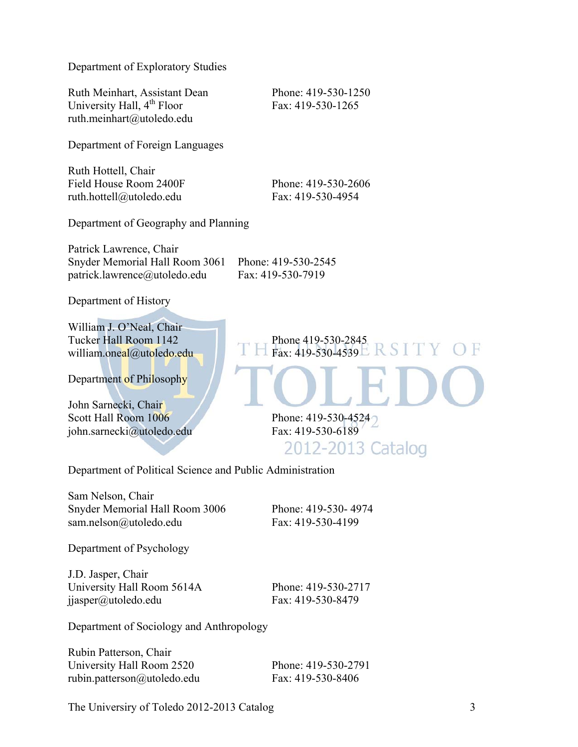Department of Exploratory Studies

Ruth Meinhart, Assistant Dean
University Hall, 4th Floor
ruth.meinhart@utoledo.edu

Phone: 419-530-1250
Fax: 419-530-1265

Department of Foreign Languages

Ruth Hottell, Chair
Field House Room 2400F
ruth.hottell@utoledo.edu

Phone: 419-530-2606
Fax: 419-530-4954

Department of Geography and Planning

Patrick Lawrence, Chair
Snyder Memorial Hall Room 3061
patrick.lawrence@utoledo.edu

Phone: 419-530-2545
Fax: 419-530-7919

Department of History

William J. O'Neal, Chair
Tucker Hall Room 1142
william.oneal@utoledo.edu

Phone 419-530-2845
Fax: 419-530-4539

Department of Philosophy

John Sarnecki, Chair
Scott Hall Room 1006
john.sarnecki@utoledo.edu

Phone: 419-530-4524
Fax: 419-530-6189

Department of Political Science and Public Administration

Sam Nelson, Chair
Snyder Memorial Hall Room 3006
sam.nelson@utoledo.edu

Phone: 419-530- 4974
Fax: 419-530-4199

Department of Psychology

J.D. Jasper, Chair
University Hall Room 5614A
jjasper@utoledo.edu

Phone: 419-530-2717
Fax: 419-530-8479

Department of Sociology and Anthropology

Rubin Patterson, Chair
University Hall Room 2520
rubin.patterson@utoledo.edu

Phone: 419-530-2791
Fax: 419-530-8406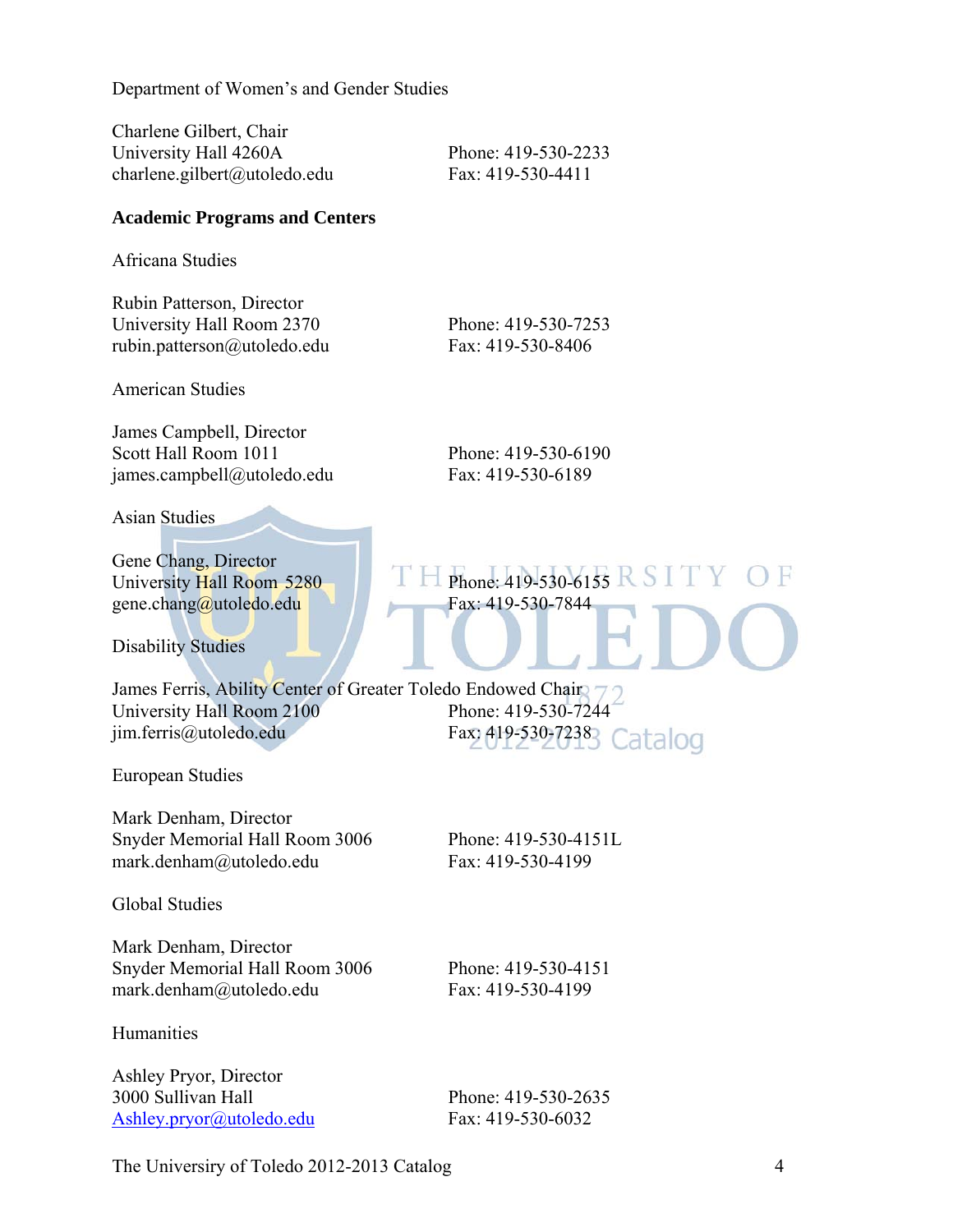Department of Women's and Gender Studies

Charlene Gilbert, Chair
University Hall 4260A
charlene.gilbert@utoledo.edu

Phone: 419-530-2233
Fax: 419-530-4411

**Academic Programs and Centers**

Africana Studies

Rubin Patterson, Director
University Hall Room 2370
rubin.patterson@utoledo.edu

Phone: 419-530-7253
Fax: 419-530-8406

American Studies

James Campbell, Director
Scott Hall Room 1011
james.campbell@utoledo.edu

Phone: 419-530-6190
Fax: 419-530-6189

Asian Studies

Gene Chang, Director
University Hall Room 5280
gene.chang@utoledo.edu

Phone: 419-530-6155
Fax: 419-530-7844

Disability Studies

James Ferris, Ability Center of Greater Toledo Endowed Chair
University Hall Room 2100
jim.ferris@utoledo.edu

Phone: 419-530-7244
Fax: 419-530-7238

European Studies

Mark Denham, Director
Snyder Memorial Hall Room 3006
mark.denham@utoledo.edu

Phone: 419-530-4151L
Fax: 419-530-4199

Global Studies

Mark Denham, Director
Snyder Memorial Hall Room 3006
mark.denham@utoledo.edu

Phone: 419-530-4151
Fax: 419-530-4199

Humanities

Ashley Pryor, Director
3000 Sullivan Hall
Ashley.pryor@utoledo.edu

Phone: 419-530-2635
Fax: 419-530-6032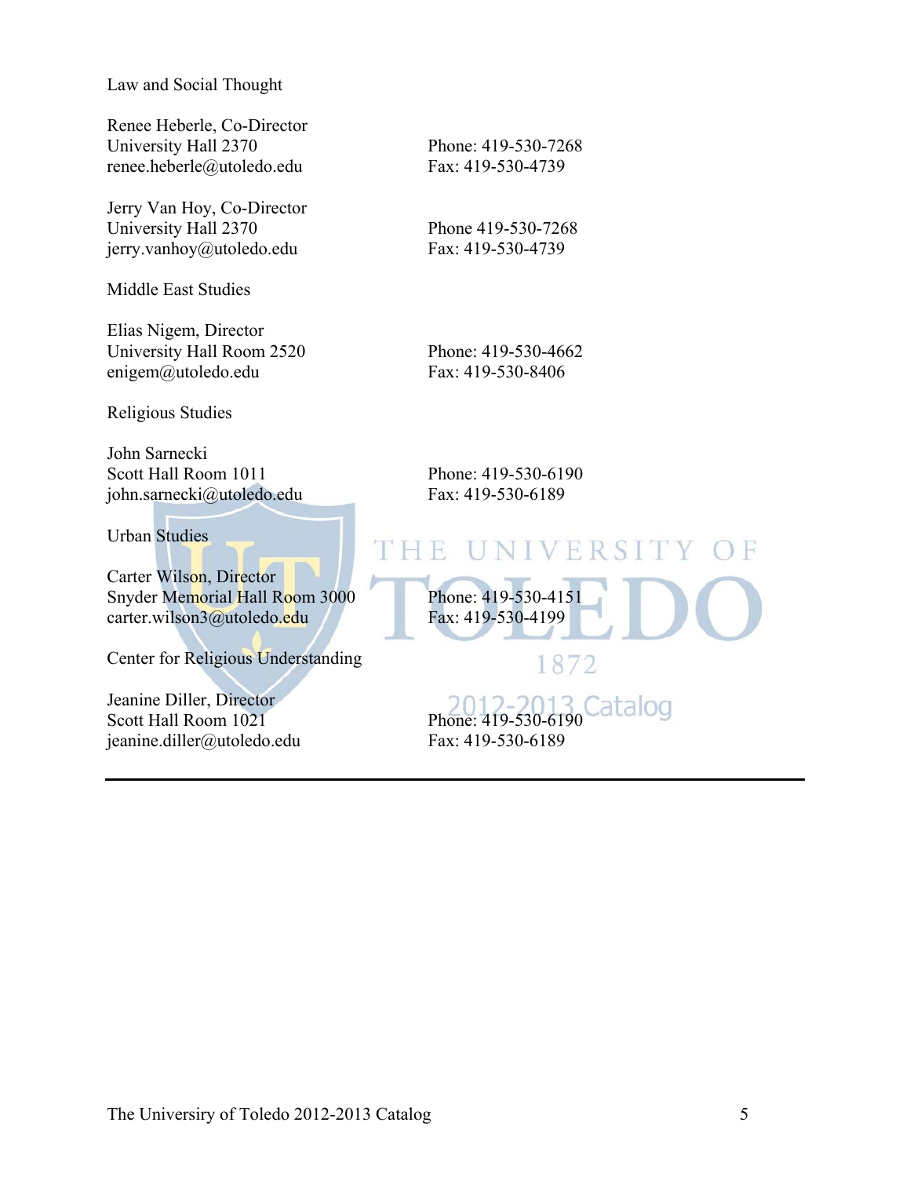Law and Social Thought

Renee Heberle, Co-Director
University Hall 2370
renee.heberle@utoledo.edu

Phone: 419-530-7268
Fax: 419-530-4739

Jerry Van Hoy, Co-Director
University Hall 2370
jerry.vanhoy@utoledo.edu

Phone 419-530-7268
Fax: 419-530-4739

Middle East Studies

Elias Nigem, Director
University Hall Room 2520
enigem@utoledo.edu

Phone: 419-530-4662
Fax: 419-530-8406

Religious Studies

John Sarnecki
Scott Hall Room 1011
john.sarnecki@utoledo.edu

Phone: 419-530-6190
Fax: 419-530-6189

Urban Studies

Carter Wilson, Director
Snyder Memorial Hall Room 3000
carter.wilson3@utoledo.edu

Phone: 419-530-4151
Fax: 419-530-4199

Center for Religious Understanding

Jeanine Diller, Director
Scott Hall Room 1021
jeanine.diller@utoledo.edu

Phone: 419-530-6190
Fax: 419-530-6189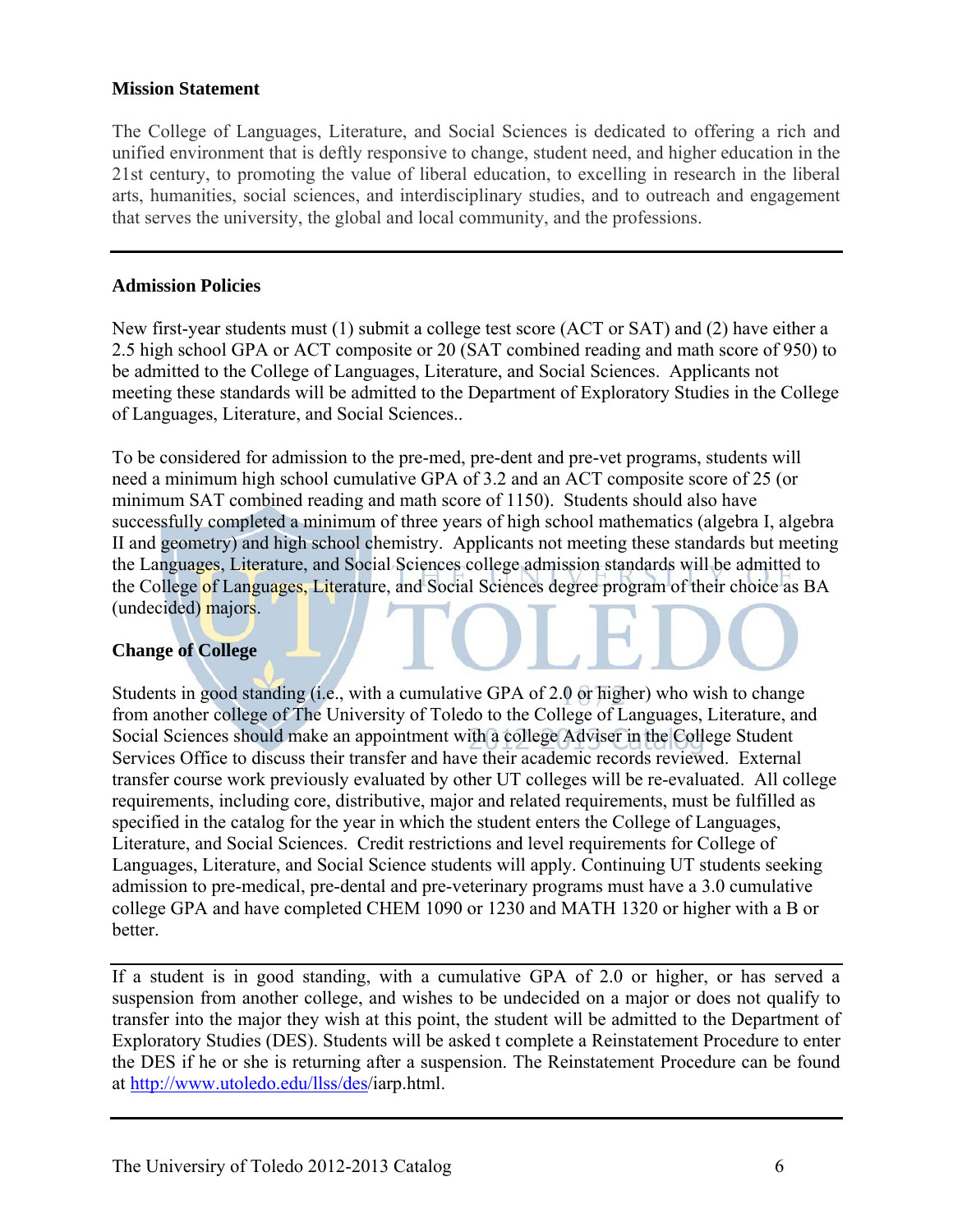**Mission Statement**

The College of Languages, Literature, and Social Sciences is dedicated to offering a rich and unified environment that is deftly responsive to change, student need, and higher education in the 21st century, to promoting the value of liberal education, to excelling in research in the liberal arts, humanities, social sciences, and interdisciplinary studies, and to outreach and engagement that serves the university, the global and local community, and the professions.

---

**Admission Policies**

New first-year students must (1) submit a college test score (ACT or SAT) and (2) have either a 2.5 high school GPA or ACT composite or 20 (SAT combined reading and math score of 950) to be admitted to the College of Languages, Literature, and Social Sciences. Applicants not meeting these standards will be admitted to the Department of Exploratory Studies in the College of Languages, Literature, and Social Sciences..

To be considered for admission to the pre-med, pre-dent and pre-vet programs, students will need a minimum high school cumulative GPA of 3.2 and an ACT composite score of 25 (or minimum SAT combined reading and math score of 1150). Students should also have successfully completed a minimum of three years of high school mathematics (algebra I, algebra II and geometry) and high school chemistry. Applicants not meeting these standards but meeting the Languages, Literature, and Social Sciences college admission standards will be admitted to the College of Languages, Literature, and Social Sciences degree program of their choice as BA (undecided) majors.

**Change of College**

Students in good standing (i.e., with a cumulative GPA of 2.0 or higher) who wish to change from another college of The University of Toledo to the College of Languages, Literature, and Social Sciences should make an appointment with a college Adviser in the College Student Services Office to discuss their transfer and have their academic records reviewed. External transfer course work previously evaluated by other UT colleges will be re-evaluated. All college requirements, including core, distributive, major and related requirements, must be fulfilled as specified in the catalog for the year in which the student enters the College of Languages, Literature, and Social Sciences. Credit restrictions and level requirements for College of Languages, Literature, and Social Science students will apply. Continuing UT students seeking admission to pre-medical, pre-dental and pre-veterinary programs must have a 3.0 cumulative college GPA and have completed CHEM 1090 or 1230 and MATH 1320 or higher with a B or better.

---

If a student is in good standing, with a cumulative GPA of 2.0 or higher, or has served a suspension from another college, and wishes to be undecided on a major or does not qualify to transfer into the major they wish at this point, the student will be admitted to the Department of Exploratory Studies (DES). Students will be asked t complete a Reinstatement Procedure to enter the DES if he or she is returning after a suspension. The Reinstatement Procedure can be found at http://www.utoledo.edu/llss/des/iarp.html.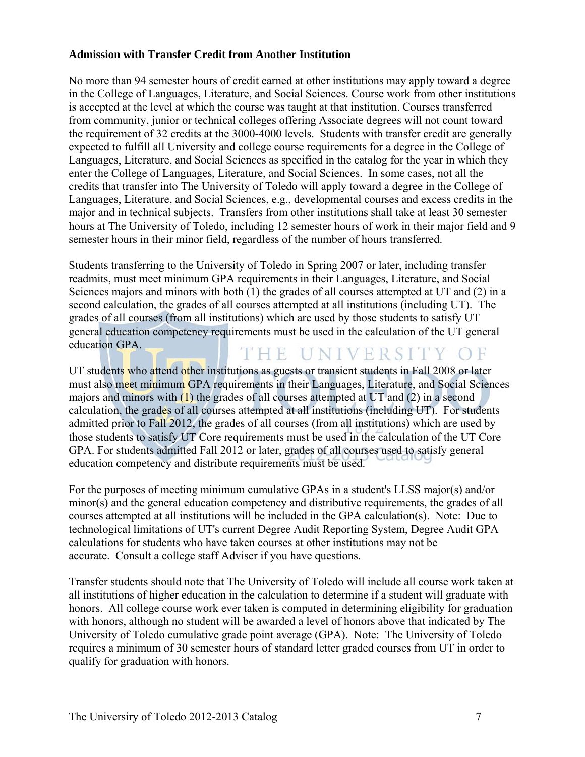**Admission with Transfer Credit from Another Institution**

No more than 94 semester hours of credit earned at other institutions may apply toward a degree in the College of Languages, Literature, and Social Sciences. Course work from other institutions is accepted at the level at which the course was taught at that institution. Courses transferred from community, junior or technical colleges offering Associate degrees will not count toward the requirement of 32 credits at the 3000-4000 levels. Students with transfer credit are generally expected to fulfill all University and college course requirements for a degree in the College of Languages, Literature, and Social Sciences as specified in the catalog for the year in which they enter the College of Languages, Literature, and Social Sciences. In some cases, not all the credits that transfer into The University of Toledo will apply toward a degree in the College of Languages, Literature, and Social Sciences, e.g., developmental courses and excess credits in the major and in technical subjects. Transfers from other institutions shall take at least 30 semester hours at The University of Toledo, including 12 semester hours of work in their major field and 9 semester hours in their minor field, regardless of the number of hours transferred.

Students transferring to the University of Toledo in Spring 2007 or later, including transfer readmits, must meet minimum GPA requirements in their Languages, Literature, and Social Sciences majors and minors with both (1) the grades of all courses attempted at UT and (2) in a second calculation, the grades of all courses attempted at all institutions (including UT). The grades of all courses (from all institutions) which are used by those students to satisfy UT general education competency requirements must be used in the calculation of the UT general education GPA.

UT students who attend other institutions as guests or transient students in Fall 2008 or later must also meet minimum GPA requirements in their Languages, Literature, and Social Sciences majors and minors with (1) the grades of all courses attempted at UT and (2) in a second calculation, the grades of all courses attempted at all institutions (including UT). For students admitted prior to Fall 2012, the grades of all courses (from all institutions) which are used by those students to satisfy UT Core requirements must be used in the calculation of the UT Core GPA. For students admitted Fall 2012 or later, grades of all courses used to satisfy general education competency and distribute requirements must be used.

For the purposes of meeting minimum cumulative GPAs in a student's LLSS major(s) and/or minor(s) and the general education competency and distributive requirements, the grades of all courses attempted at all institutions will be included in the GPA calculation(s). Note: Due to technological limitations of UT's current Degree Audit Reporting System, Degree Audit GPA calculations for students who have taken courses at other institutions may not be accurate. Consult a college staff Adviser if you have questions.

Transfer students should note that The University of Toledo will include all course work taken at all institutions of higher education in the calculation to determine if a student will graduate with honors. All college course work ever taken is computed in determining eligibility for graduation with honors, although no student will be awarded a level of honors above that indicated by The University of Toledo cumulative grade point average (GPA). Note: The University of Toledo requires a minimum of 30 semester hours of standard letter graded courses from UT in order to qualify for graduation with honors.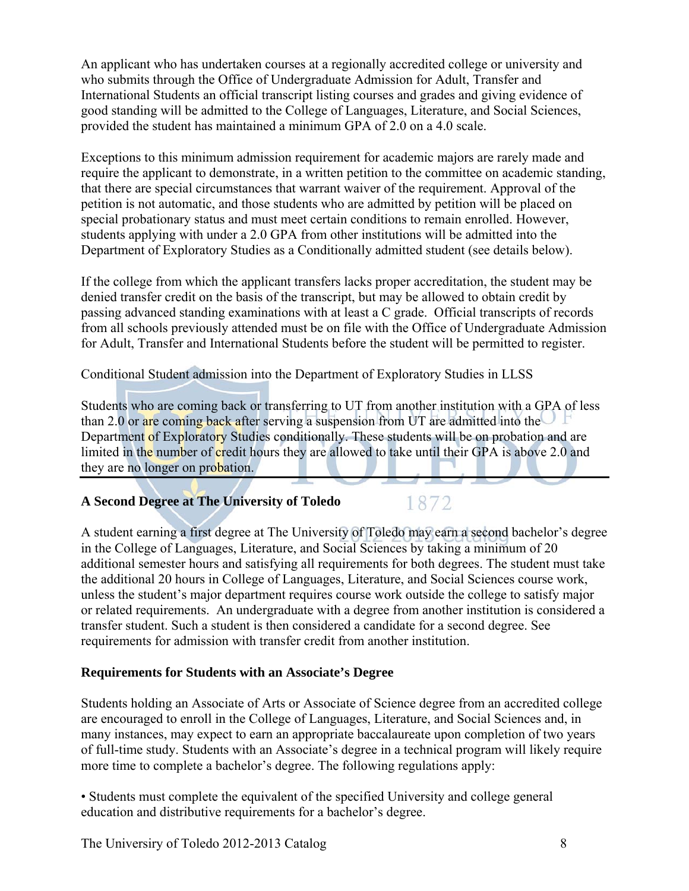An applicant who has undertaken courses at a regionally accredited college or university and who submits through the Office of Undergraduate Admission for Adult, Transfer and International Students an official transcript listing courses and grades and giving evidence of good standing will be admitted to the College of Languages, Literature, and Social Sciences, provided the student has maintained a minimum GPA of 2.0 on a 4.0 scale.

Exceptions to this minimum admission requirement for academic majors are rarely made and require the applicant to demonstrate, in a written petition to the committee on academic standing, that there are special circumstances that warrant waiver of the requirement. Approval of the petition is not automatic, and those students who are admitted by petition will be placed on special probationary status and must meet certain conditions to remain enrolled. However, students applying with under a 2.0 GPA from other institutions will be admitted into the Department of Exploratory Studies as a Conditionally admitted student (see details below).

If the college from which the applicant transfers lacks proper accreditation, the student may be denied transfer credit on the basis of the transcript, but may be allowed to obtain credit by passing advanced standing examinations with at least a C grade. Official transcripts of records from all schools previously attended must be on file with the Office of Undergraduate Admission for Adult, Transfer and International Students before the student will be permitted to register.

Conditional Student admission into the Department of Exploratory Studies in LLSS

Students who are coming back or transferring to UT from another institution with a GPA of less than 2.0 or are coming back after serving a suspension from UT are admitted into the Department of Exploratory Studies conditionally. These students will be on probation and are limited in the number of credit hours they are allowed to take until their GPA is above 2.0 and they are no longer on probation.

---

**A Second Degree at The University of Toledo**

A student earning a first degree at The University of Toledo may earn a second bachelor's degree in the College of Languages, Literature, and Social Sciences by taking a minimum of 20 additional semester hours and satisfying all requirements for both degrees. The student must take the additional 20 hours in College of Languages, Literature, and Social Sciences course work, unless the student's major department requires course work outside the college to satisfy major or related requirements. An undergraduate with a degree from another institution is considered a transfer student. Such a student is then considered a candidate for a second degree. See requirements for admission with transfer credit from another institution.

**Requirements for Students with an Associate's Degree**

Students holding an Associate of Arts or Associate of Science degree from an accredited college are encouraged to enroll in the College of Languages, Literature, and Social Sciences and, in many instances, may expect to earn an appropriate baccalaureate upon completion of two years of full-time study. Students with an Associate's degree in a technical program will likely require more time to complete a bachelor's degree. The following regulations apply:

• Students must complete the equivalent of the specified University and college general education and distributive requirements for a bachelor's degree.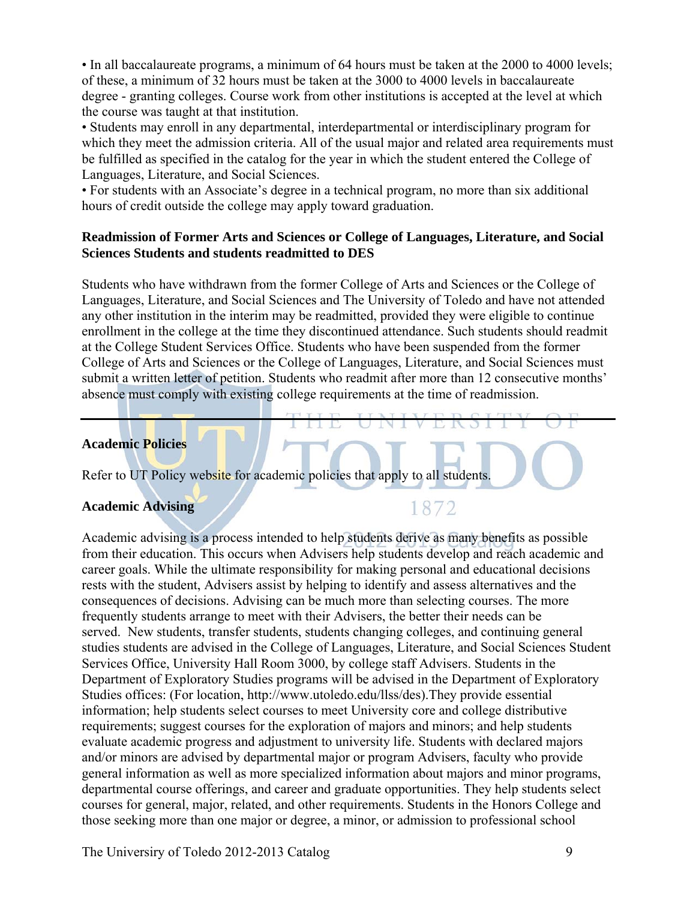• In all baccalaureate programs, a minimum of 64 hours must be taken at the 2000 to 4000 levels; of these, a minimum of 32 hours must be taken at the 3000 to 4000 levels in baccalaureate degree - granting colleges. Course work from other institutions is accepted at the level at which the course was taught at that institution.

• Students may enroll in any departmental, interdepartmental or interdisciplinary program for which they meet the admission criteria. All of the usual major and related area requirements must be fulfilled as specified in the catalog for the year in which the student entered the College of Languages, Literature, and Social Sciences.

• For students with an Associate's degree in a technical program, no more than six additional hours of credit outside the college may apply toward graduation.

**Readmission of Former Arts and Sciences or College of Languages, Literature, and Social Sciences Students and students readmitted to DES**

Students who have withdrawn from the former College of Arts and Sciences or the College of Languages, Literature, and Social Sciences and The University of Toledo and have not attended any other institution in the interim may be readmitted, provided they were eligible to continue enrollment in the college at the time they discontinued attendance. Such students should readmit at the College Student Services Office. Students who have been suspended from the former College of Arts and Sciences or the College of Languages, Literature, and Social Sciences must submit a written letter of petition. Students who readmit after more than 12 consecutive months' absence must comply with existing college requirements at the time of readmission.

---

**Academic Policies**

Refer to UT Policy website for academic policies that apply to all students.

**Academic Advising**

Academic advising is a process intended to help students derive as many benefits as possible from their education. This occurs when Advisers help students develop and reach academic and career goals. While the ultimate responsibility for making personal and educational decisions rests with the student, Advisers assist by helping to identify and assess alternatives and the consequences of decisions. Advising can be much more than selecting courses. The more frequently students arrange to meet with their Advisers, the better their needs can be served. New students, transfer students, students changing colleges, and continuing general studies students are advised in the College of Languages, Literature, and Social Sciences Student Services Office, University Hall Room 3000, by college staff Advisers. Students in the Department of Exploratory Studies programs will be advised in the Department of Exploratory Studies offices: (For location, http://www.utoledo.edu/llss/des).They provide essential information; help students select courses to meet University core and college distributive requirements; suggest courses for the exploration of majors and minors; and help students evaluate academic progress and adjustment to university life. Students with declared majors and/or minors are advised by departmental major or program Advisers, faculty who provide general information as well as more specialized information about majors and minor programs, departmental course offerings, and career and graduate opportunities. They help students select courses for general, major, related, and other requirements. Students in the Honors College and those seeking more than one major or degree, a minor, or admission to professional school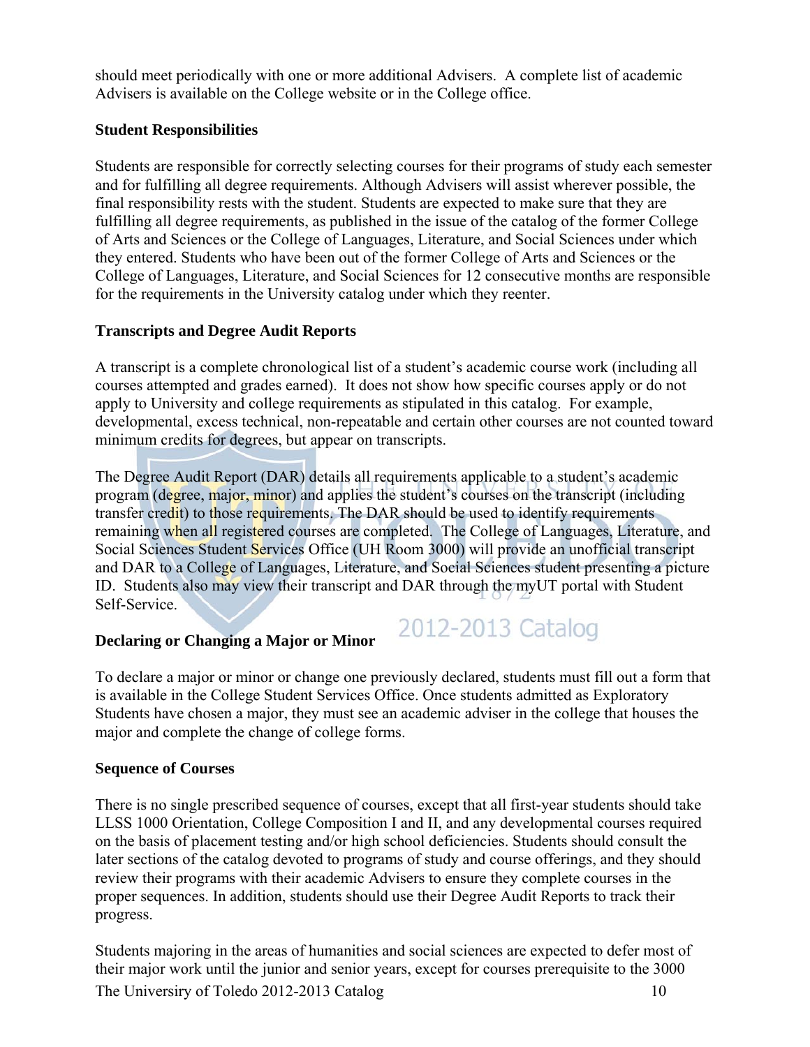should meet periodically with one or more additional Advisers. A complete list of academic Advisers is available on the College website or in the College office.

**Student Responsibilities**

Students are responsible for correctly selecting courses for their programs of study each semester and for fulfilling all degree requirements. Although Advisers will assist wherever possible, the final responsibility rests with the student. Students are expected to make sure that they are fulfilling all degree requirements, as published in the issue of the catalog of the former College of Arts and Sciences or the College of Languages, Literature, and Social Sciences under which they entered. Students who have been out of the former College of Arts and Sciences or the College of Languages, Literature, and Social Sciences for 12 consecutive months are responsible for the requirements in the University catalog under which they reenter.

**Transcripts and Degree Audit Reports**

A transcript is a complete chronological list of a student's academic course work (including all courses attempted and grades earned). It does not show how specific courses apply or do not apply to University and college requirements as stipulated in this catalog. For example, developmental, excess technical, non-repeatable and certain other courses are not counted toward minimum credits for degrees, but appear on transcripts.

The Degree Audit Report (DAR) details all requirements applicable to a student's academic program (degree, major, minor) and applies the student's courses on the transcript (including transfer credit) to those requirements. The DAR should be used to identify requirements remaining when all registered courses are completed. The College of Languages, Literature, and Social Sciences Student Services Office (UH Room 3000) will provide an unofficial transcript and DAR to a College of Languages, Literature, and Social Sciences student presenting a picture ID. Students also may view their transcript and DAR through the myUT portal with Student Self-Service.

**Declaring or Changing a Major or Minor**

To declare a major or minor or change one previously declared, students must fill out a form that is available in the College Student Services Office. Once students admitted as Exploratory Students have chosen a major, they must see an academic adviser in the college that houses the major and complete the change of college forms.

**Sequence of Courses**

There is no single prescribed sequence of courses, except that all first-year students should take LLSS 1000 Orientation, College Composition I and II, and any developmental courses required on the basis of placement testing and/or high school deficiencies. Students should consult the later sections of the catalog devoted to programs of study and course offerings, and they should review their programs with their academic Advisers to ensure they complete courses in the proper sequences. In addition, students should use their Degree Audit Reports to track their progress.

Students majoring in the areas of humanities and social sciences are expected to defer most of their major work until the junior and senior years, except for courses prerequisite to the 3000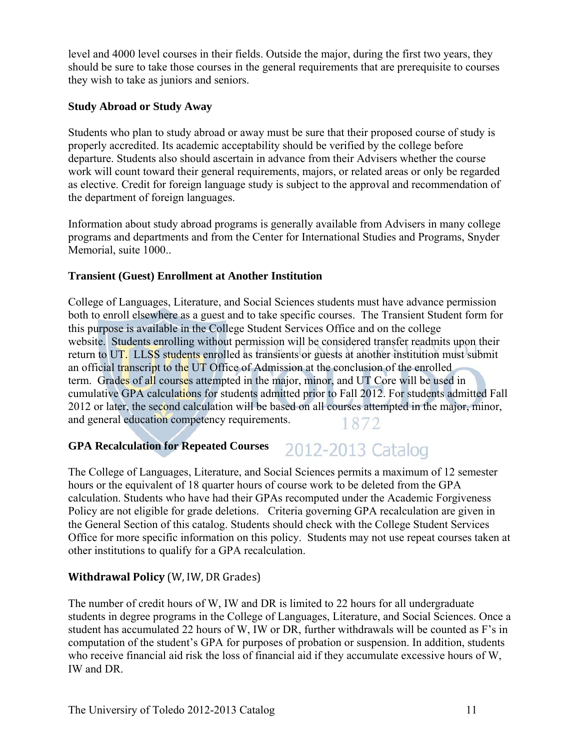level and 4000 level courses in their fields. Outside the major, during the first two years, they should be sure to take those courses in the general requirements that are prerequisite to courses they wish to take as juniors and seniors.

### Study Abroad or Study Away

Students who plan to study abroad or away must be sure that their proposed course of study is properly accredited. Its academic acceptability should be verified by the college before departure. Students also should ascertain in advance from their Advisers whether the course work will count toward their general requirements, majors, or related areas or only be regarded as elective. Credit for foreign language study is subject to the approval and recommendation of the department of foreign languages.

Information about study abroad programs is generally available from Advisers in many college programs and departments and from the Center for International Studies and Programs, Snyder Memorial, suite 1000..

### Transient (Guest) Enrollment at Another Institution

College of Languages, Literature, and Social Sciences students must have advance permission both to enroll elsewhere as a guest and to take specific courses. The Transient Student form for this purpose is available in the College Student Services Office and on the college website. Students enrolling without permission will be considered transfer readmits upon their return to UT. LLSS students enrolled as transients or guests at another institution must submit an official transcript to the UT Office of Admission at the conclusion of the enrolled term. Grades of all courses attempted in the major, minor, and UT Core will be used in cumulative GPA calculations for students admitted prior to Fall 2012. For students admitted Fall 2012 or later, the second calculation will be based on all courses attempted in the major, minor, and general education competency requirements.

### GPA Recalculation for Repeated Courses

The College of Languages, Literature, and Social Sciences permits a maximum of 12 semester hours or the equivalent of 18 quarter hours of course work to be deleted from the GPA calculation. Students who have had their GPAs recomputed under the Academic Forgiveness Policy are not eligible for grade deletions. Criteria governing GPA recalculation are given in the General Section of this catalog. Students should check with the College Student Services Office for more specific information on this policy. Students may not use repeat courses taken at other institutions to qualify for a GPA recalculation.

### Withdrawal Policy (W, IW, DR Grades)

The number of credit hours of W, IW and DR is limited to 22 hours for all undergraduate students in degree programs in the College of Languages, Literature, and Social Sciences. Once a student has accumulated 22 hours of W, IW or DR, further withdrawals will be counted as F's in computation of the student's GPA for purposes of probation or suspension. In addition, students who receive financial aid risk the loss of financial aid if they accumulate excessive hours of W, IW and DR.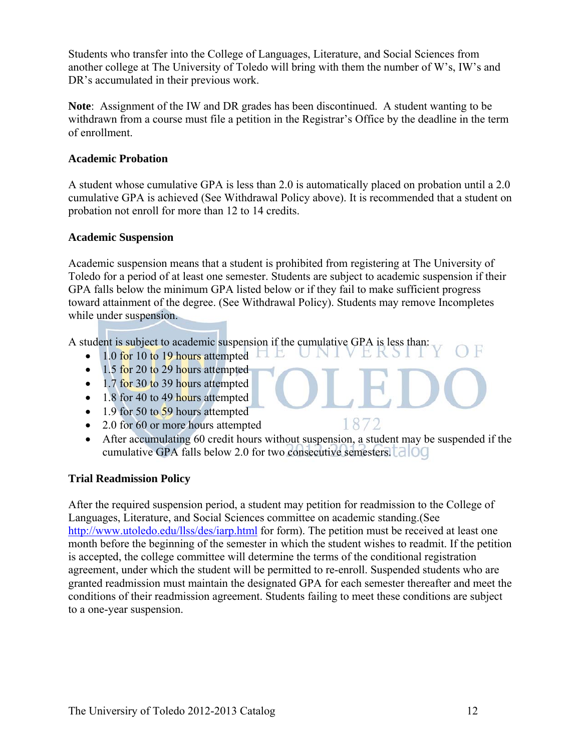Students who transfer into the College of Languages, Literature, and Social Sciences from another college at The University of Toledo will bring with them the number of W's, IW's and DR's accumulated in their previous work.

**Note**: Assignment of the IW and DR grades has been discontinued. A student wanting to be withdrawn from a course must file a petition in the Registrar's Office by the deadline in the term of enrollment.

### Academic Probation

A student whose cumulative GPA is less than 2.0 is automatically placed on probation until a 2.0 cumulative GPA is achieved (See Withdrawal Policy above). It is recommended that a student on probation not enroll for more than 12 to 14 credits.

### Academic Suspension

Academic suspension means that a student is prohibited from registering at The University of Toledo for a period of at least one semester. Students are subject to academic suspension if their GPA falls below the minimum GPA listed below or if they fail to make sufficient progress toward attainment of the degree. (See Withdrawal Policy). Students may remove Incompletes while under suspension.

A student is subject to academic suspension if the cumulative GPA is less than:

- 1.0 for 10 to 19 hours attempted
- 1.5 for 20 to 29 hours attempted
- 1.7 for 30 to 39 hours attempted
- 1.8 for 40 to 49 hours attempted
- 1.9 for 50 to 59 hours attempted
- 2.0 for 60 or more hours attempted
- After accumulating 60 credit hours without suspension, a student may be suspended if the cumulative GPA falls below 2.0 for two consecutive semesters.

### Trial Readmission Policy

After the required suspension period, a student may petition for readmission to the College of Languages, Literature, and Social Sciences committee on academic standing.(See http://www.utoledo.edu/llss/des/iarp.html for form). The petition must be received at least one month before the beginning of the semester in which the student wishes to readmit. If the petition is accepted, the college committee will determine the terms of the conditional registration agreement, under which the student will be permitted to re-enroll. Suspended students who are granted readmission must maintain the designated GPA for each semester thereafter and meet the conditions of their readmission agreement. Students failing to meet these conditions are subject to a one-year suspension.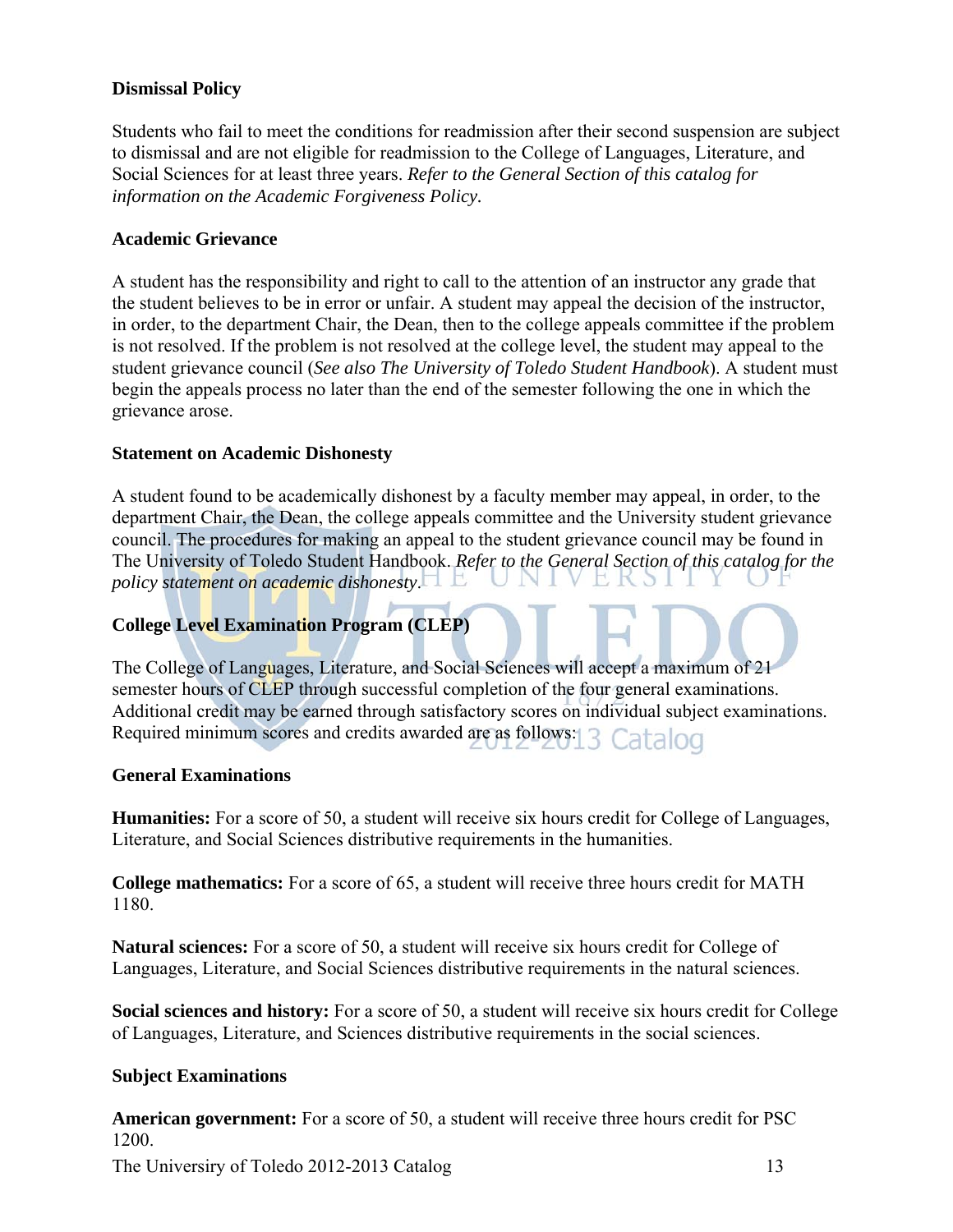**Dismissal Policy**

Students who fail to meet the conditions for readmission after their second suspension are subject to dismissal and are not eligible for readmission to the College of Languages, Literature, and Social Sciences for at least three years. *Refer to the General Section of this catalog for information on the Academic Forgiveness Policy.*

**Academic Grievance**

A student has the responsibility and right to call to the attention of an instructor any grade that the student believes to be in error or unfair. A student may appeal the decision of the instructor, in order, to the department Chair, the Dean, then to the college appeals committee if the problem is not resolved. If the problem is not resolved at the college level, the student may appeal to the student grievance council (*See also The University of Toledo Student Handbook*). A student must begin the appeals process no later than the end of the semester following the one in which the grievance arose.

**Statement on Academic Dishonesty**

A student found to be academically dishonest by a faculty member may appeal, in order, to the department Chair, the Dean, the college appeals committee and the University student grievance council. The procedures for making an appeal to the student grievance council may be found in The University of Toledo Student Handbook. *Refer to the General Section of this catalog for the policy statement on academic dishonesty*.

**College Level Examination Program (CLEP)**

The College of Languages, Literature, and Social Sciences will accept a maximum of 21 semester hours of CLEP through successful completion of the four general examinations. Additional credit may be earned through satisfactory scores on individual subject examinations. Required minimum scores and credits awarded are as follows:

**General Examinations**

**Humanities:** For a score of 50, a student will receive six hours credit for College of Languages, Literature, and Social Sciences distributive requirements in the humanities.

**College mathematics:** For a score of 65, a student will receive three hours credit for MATH 1180.

**Natural sciences:** For a score of 50, a student will receive six hours credit for College of Languages, Literature, and Social Sciences distributive requirements in the natural sciences.

**Social sciences and history:** For a score of 50, a student will receive six hours credit for College of Languages, Literature, and Sciences distributive requirements in the social sciences.

**Subject Examinations**

**American government:** For a score of 50, a student will receive three hours credit for PSC 1200.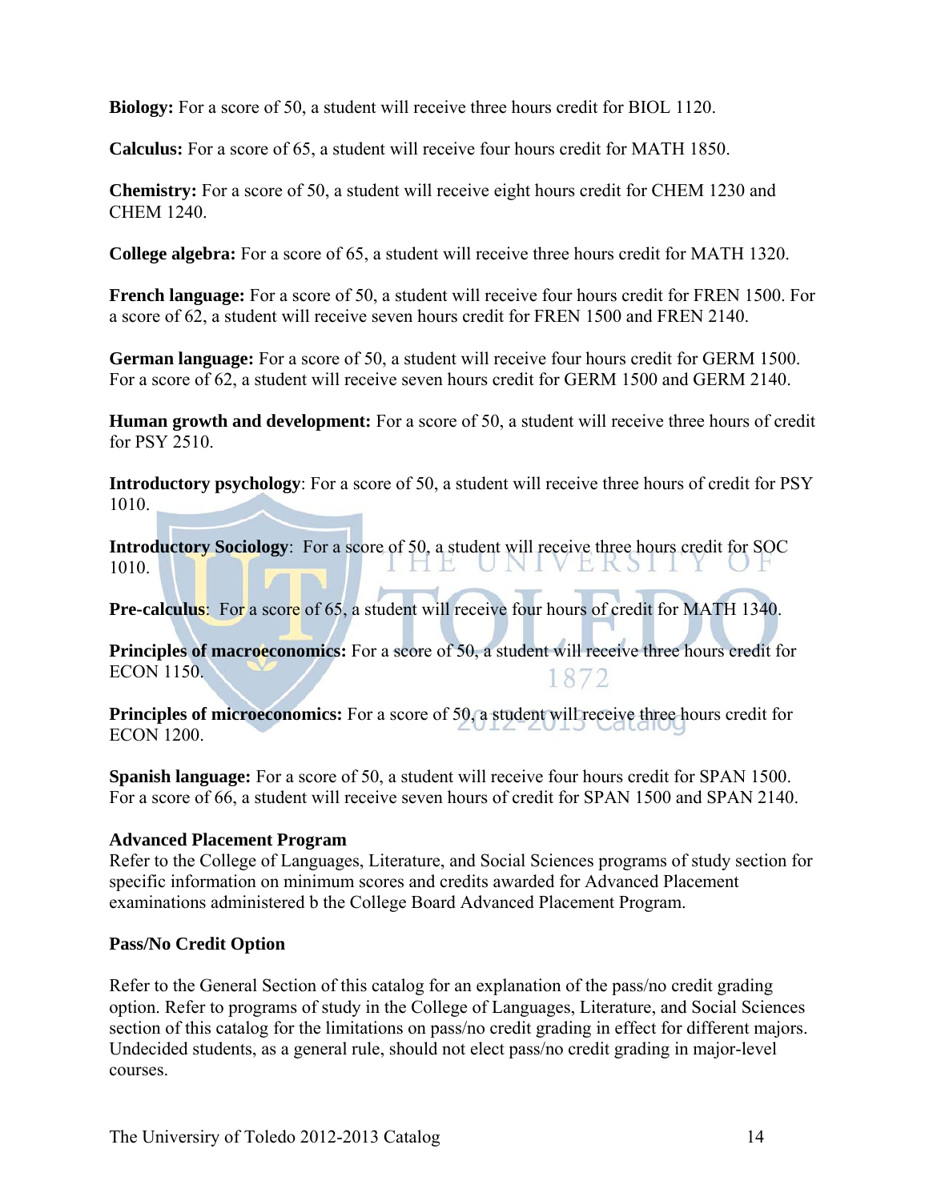**Biology:** For a score of 50, a student will receive three hours credit for BIOL 1120.

**Calculus:** For a score of 65, a student will receive four hours credit for MATH 1850.

**Chemistry:** For a score of 50, a student will receive eight hours credit for CHEM 1230 and CHEM 1240.

**College algebra:** For a score of 65, a student will receive three hours credit for MATH 1320.

**French language:** For a score of 50, a student will receive four hours credit for FREN 1500. For a score of 62, a student will receive seven hours credit for FREN 1500 and FREN 2140.

**German language:** For a score of 50, a student will receive four hours credit for GERM 1500. For a score of 62, a student will receive seven hours credit for GERM 1500 and GERM 2140.

**Human growth and development:** For a score of 50, a student will receive three hours of credit for PSY 2510.

**Introductory psychology**: For a score of 50, a student will receive three hours of credit for PSY 1010.

**Introductory Sociology**: For a score of 50, a student will receive three hours credit for SOC 1010.

**Pre-calculus**: For a score of 65, a student will receive four hours of credit for MATH 1340.

**Principles of macroeconomics:** For a score of 50, a student will receive three hours credit for ECON 1150.

**Principles of microeconomics:** For a score of 50, a student will receive three hours credit for ECON 1200.

**Spanish language:** For a score of 50, a student will receive four hours credit for SPAN 1500. For a score of 66, a student will receive seven hours of credit for SPAN 1500 and SPAN 2140.

### Advanced Placement Program

Refer to the College of Languages, Literature, and Social Sciences programs of study section for specific information on minimum scores and credits awarded for Advanced Placement examinations administered b the College Board Advanced Placement Program.

### Pass/No Credit Option

Refer to the General Section of this catalog for an explanation of the pass/no credit grading option. Refer to programs of study in the College of Languages, Literature, and Social Sciences section of this catalog for the limitations on pass/no credit grading in effect for different majors. Undecided students, as a general rule, should not elect pass/no credit grading in major-level courses.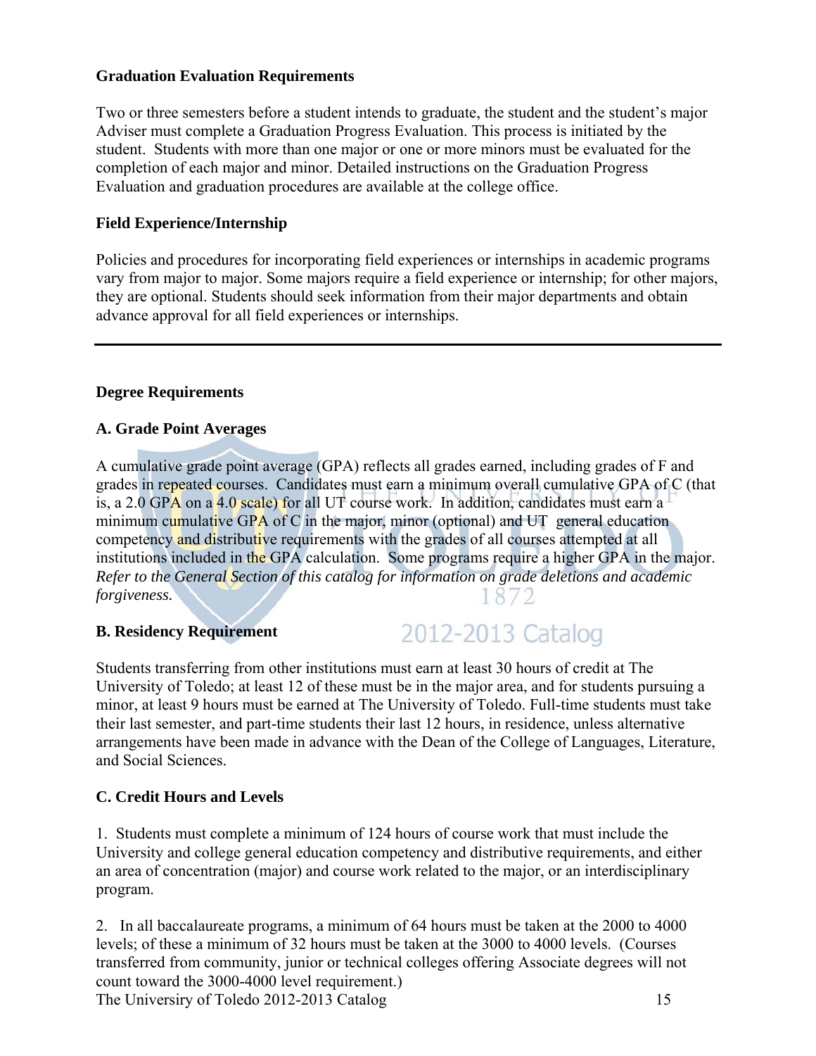**Graduation Evaluation Requirements**

Two or three semesters before a student intends to graduate, the student and the student's major Adviser must complete a Graduation Progress Evaluation. This process is initiated by the student. Students with more than one major or one or more minors must be evaluated for the completion of each major and minor. Detailed instructions on the Graduation Progress Evaluation and graduation procedures are available at the college office.

**Field Experience/Internship**

Policies and procedures for incorporating field experiences or internships in academic programs vary from major to major. Some majors require a field experience or internship; for other majors, they are optional. Students should seek information from their major departments and obtain advance approval for all field experiences or internships.

---

**Degree Requirements**

**A. Grade Point Averages**

A cumulative grade point average (GPA) reflects all grades earned, including grades of F and grades in repeated courses. Candidates must earn a minimum overall cumulative GPA of C (that is, a 2.0 GPA on a 4.0 scale) for all UT course work. In addition, candidates must earn a minimum cumulative GPA of C in the major, minor (optional) and UT general education competency and distributive requirements with the grades of all courses attempted at all institutions included in the GPA calculation. Some programs require a higher GPA in the major. *Refer to the General Section of this catalog for information on grade deletions and academic forgiveness.*

**B. Residency Requirement**

Students transferring from other institutions must earn at least 30 hours of credit at The University of Toledo; at least 12 of these must be in the major area, and for students pursuing a minor, at least 9 hours must be earned at The University of Toledo. Full-time students must take their last semester, and part-time students their last 12 hours, in residence, unless alternative arrangements have been made in advance with the Dean of the College of Languages, Literature, and Social Sciences.

**C. Credit Hours and Levels**

1. Students must complete a minimum of 124 hours of course work that must include the University and college general education competency and distributive requirements, and either an area of concentration (major) and course work related to the major, or an interdisciplinary program.

2. In all baccalaureate programs, a minimum of 64 hours must be taken at the 2000 to 4000 levels; of these a minimum of 32 hours must be taken at the 3000 to 4000 levels. (Courses transferred from community, junior or technical colleges offering Associate degrees will not count toward the 3000-4000 level requirement.)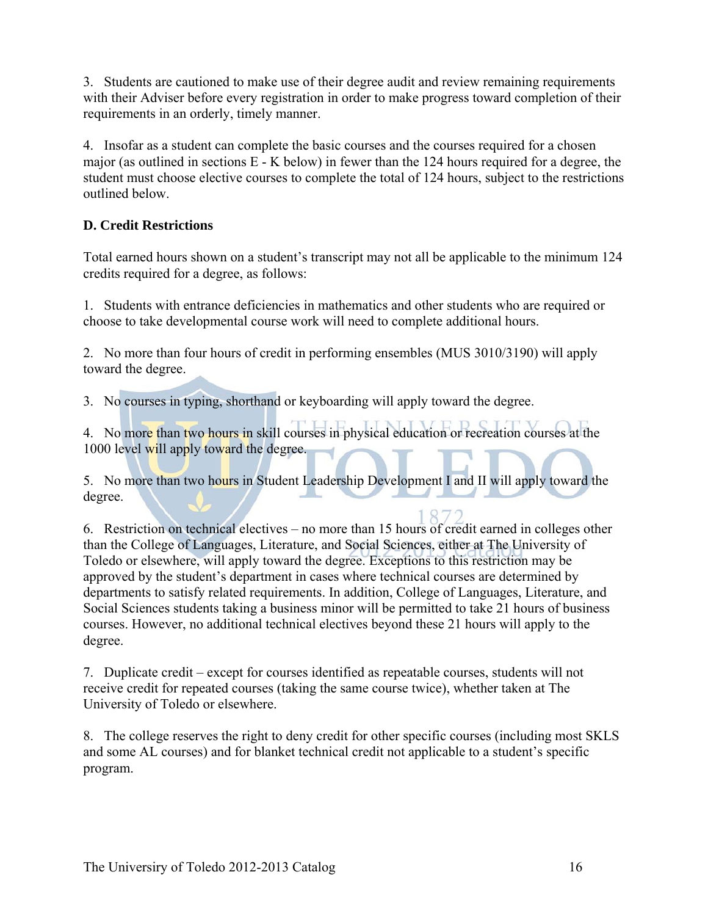3. Students are cautioned to make use of their degree audit and review remaining requirements with their Adviser before every registration in order to make progress toward completion of their requirements in an orderly, timely manner.

4. Insofar as a student can complete the basic courses and the courses required for a chosen major (as outlined in sections E - K below) in fewer than the 124 hours required for a degree, the student must choose elective courses to complete the total of 124 hours, subject to the restrictions outlined below.

**D. Credit Restrictions**

Total earned hours shown on a student's transcript may not all be applicable to the minimum 124 credits required for a degree, as follows:

1. Students with entrance deficiencies in mathematics and other students who are required or choose to take developmental course work will need to complete additional hours.

2. No more than four hours of credit in performing ensembles (MUS 3010/3190) will apply toward the degree.

3. No courses in typing, shorthand or keyboarding will apply toward the degree.

4. No more than two hours in skill courses in physical education or recreation courses at the 1000 level will apply toward the degree.

5. No more than two hours in Student Leadership Development I and II will apply toward the degree.

6. Restriction on technical electives – no more than 15 hours of credit earned in colleges other than the College of Languages, Literature, and Social Sciences, either at The University of Toledo or elsewhere, will apply toward the degree. Exceptions to this restriction may be approved by the student's department in cases where technical courses are determined by departments to satisfy related requirements. In addition, College of Languages, Literature, and Social Sciences students taking a business minor will be permitted to take 21 hours of business courses. However, no additional technical electives beyond these 21 hours will apply to the degree.

7. Duplicate credit – except for courses identified as repeatable courses, students will not receive credit for repeated courses (taking the same course twice), whether taken at The University of Toledo or elsewhere.

8. The college reserves the right to deny credit for other specific courses (including most SKLS and some AL courses) and for blanket technical credit not applicable to a student's specific program.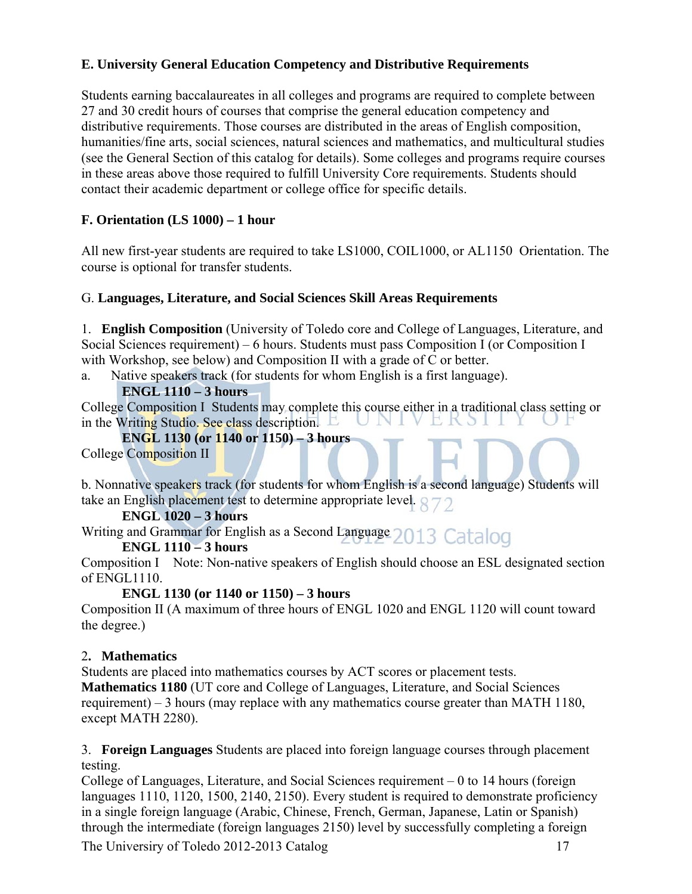**E. University General Education Competency and Distributive Requirements**

Students earning baccalaureates in all colleges and programs are required to complete between 27 and 30 credit hours of courses that comprise the general education competency and distributive requirements. Those courses are distributed in the areas of English composition, humanities/fine arts, social sciences, natural sciences and mathematics, and multicultural studies (see the General Section of this catalog for details). Some colleges and programs require courses in these areas above those required to fulfill University Core requirements. Students should contact their academic department or college office for specific details.

**F. Orientation (LS 1000) – 1 hour**

All new first-year students are required to take LS1000, COIL1000, or AL1150 Orientation. The course is optional for transfer students.

G. **Languages, Literature, and Social Sciences Skill Areas Requirements**

1. **English Composition** (University of Toledo core and College of Languages, Literature, and Social Sciences requirement) – 6 hours. Students must pass Composition I (or Composition I with Workshop, see below) and Composition II with a grade of C or better.

a. Native speakers track (for students for whom English is a first language).

**ENGL 1110 – 3 hours**

College Composition I Students may complete this course either in a traditional class setting or in the Writing Studio. See class description.

**ENGL 1130 (or 1140 or 1150) – 3 hours**

College Composition II

b. Nonnative speakers track (for students for whom English is a second language) Students will take an English placement test to determine appropriate level.

**ENGL 1020 – 3 hours**

Writing and Grammar for English as a Second Language

**ENGL 1110 – 3 hours**

Composition I Note: Non-native speakers of English should choose an ESL designated section of ENGL1110.

**ENGL 1130 (or 1140 or 1150) – 3 hours**

Composition II (A maximum of three hours of ENGL 1020 and ENGL 1120 will count toward the degree.)

2**. Mathematics**

Students are placed into mathematics courses by ACT scores or placement tests.

**Mathematics 1180** (UT core and College of Languages, Literature, and Social Sciences requirement) – 3 hours (may replace with any mathematics course greater than MATH 1180, except MATH 2280).

3. **Foreign Languages** Students are placed into foreign language courses through placement testing.

College of Languages, Literature, and Social Sciences requirement – 0 to 14 hours (foreign languages 1110, 1120, 1500, 2140, 2150). Every student is required to demonstrate proficiency in a single foreign language (Arabic, Chinese, French, German, Japanese, Latin or Spanish) through the intermediate (foreign languages 2150) level by successfully completing a foreign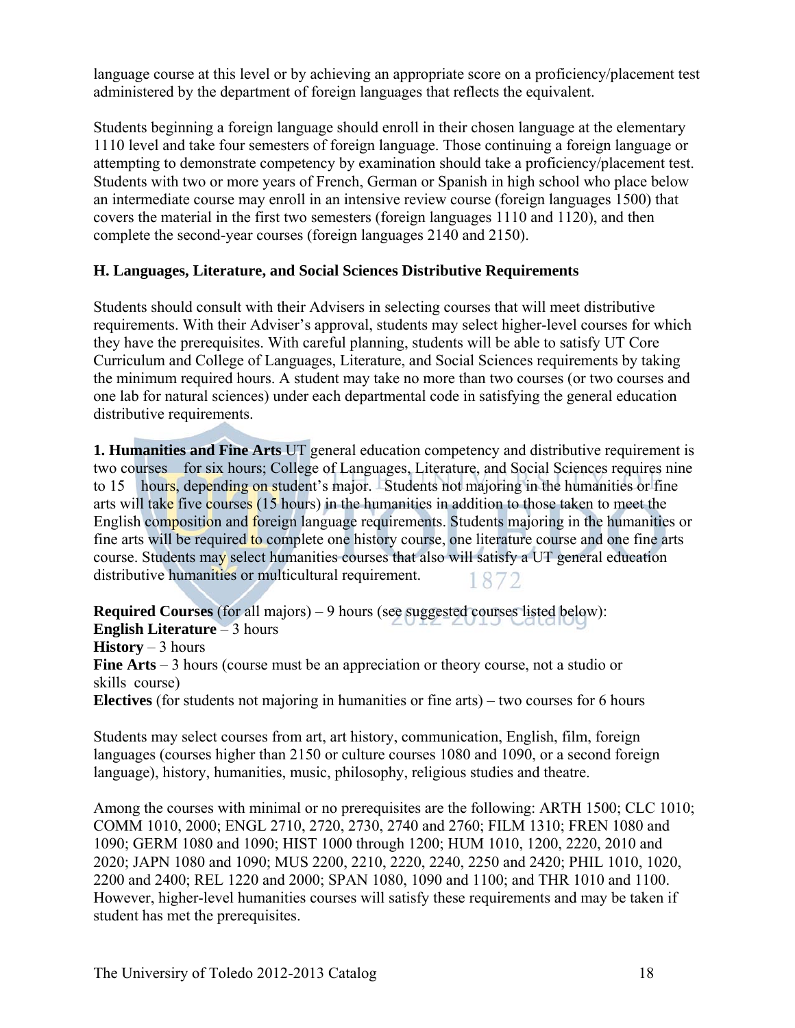language course at this level or by achieving an appropriate score on a proficiency/placement test administered by the department of foreign languages that reflects the equivalent.

Students beginning a foreign language should enroll in their chosen language at the elementary 1110 level and take four semesters of foreign language. Those continuing a foreign language or attempting to demonstrate competency by examination should take a proficiency/placement test. Students with two or more years of French, German or Spanish in high school who place below an intermediate course may enroll in an intensive review course (foreign languages 1500) that covers the material in the first two semesters (foreign languages 1110 and 1120), and then complete the second-year courses (foreign languages 2140 and 2150).

### H. Languages, Literature, and Social Sciences Distributive Requirements

Students should consult with their Advisers in selecting courses that will meet distributive requirements. With their Adviser's approval, students may select higher-level courses for which they have the prerequisites. With careful planning, students will be able to satisfy UT Core Curriculum and College of Languages, Literature, and Social Sciences requirements by taking the minimum required hours. A student may take no more than two courses (or two courses and one lab for natural sciences) under each departmental code in satisfying the general education distributive requirements.

**1. Humanities and Fine Arts** UT general education competency and distributive requirement is two courses for six hours; College of Languages, Literature, and Social Sciences requires nine to 15 hours, depending on student's major. Students not majoring in the humanities or fine arts will take five courses (15 hours) in the humanities in addition to those taken to meet the English composition and foreign language requirements. Students majoring in the humanities or fine arts will be required to complete one history course, one literature course and one fine arts course. Students may select humanities courses that also will satisfy a UT general education distributive humanities or multicultural requirement.

**Required Courses** (for all majors) – 9 hours (see suggested courses listed below):
**English Literature** – 3 hours
**History** – 3 hours
**Fine Arts** – 3 hours (course must be an appreciation or theory course, not a studio or skills course)
**Electives** (for students not majoring in humanities or fine arts) – two courses for 6 hours

Students may select courses from art, art history, communication, English, film, foreign languages (courses higher than 2150 or culture courses 1080 and 1090, or a second foreign language), history, humanities, music, philosophy, religious studies and theatre.

Among the courses with minimal or no prerequisites are the following: ARTH 1500; CLC 1010; COMM 1010, 2000; ENGL 2710, 2720, 2730, 2740 and 2760; FILM 1310; FREN 1080 and 1090; GERM 1080 and 1090; HIST 1000 through 1200; HUM 1010, 1200, 2220, 2010 and 2020; JAPN 1080 and 1090; MUS 2200, 2210, 2220, 2240, 2250 and 2420; PHIL 1010, 1020, 2200 and 2400; REL 1220 and 2000; SPAN 1080, 1090 and 1100; and THR 1010 and 1100. However, higher-level humanities courses will satisfy these requirements and may be taken if student has met the prerequisites.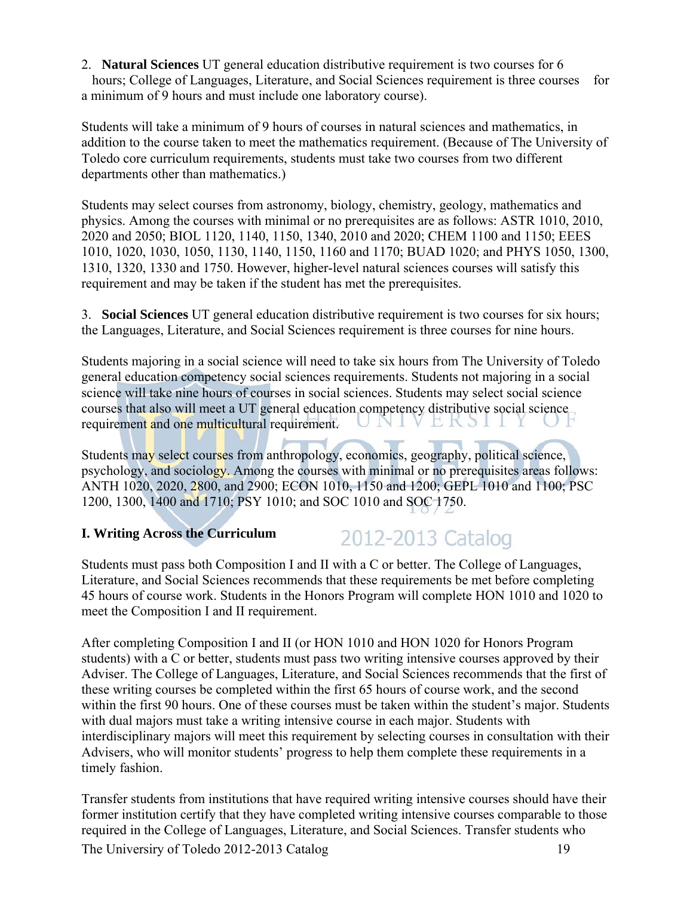2. **Natural Sciences** UT general education distributive requirement is two courses for 6 hours; College of Languages, Literature, and Social Sciences requirement is three courses for a minimum of 9 hours and must include one laboratory course).

Students will take a minimum of 9 hours of courses in natural sciences and mathematics, in addition to the course taken to meet the mathematics requirement. (Because of The University of Toledo core curriculum requirements, students must take two courses from two different departments other than mathematics.)

Students may select courses from astronomy, biology, chemistry, geology, mathematics and physics. Among the courses with minimal or no prerequisites are as follows: ASTR 1010, 2010, 2020 and 2050; BIOL 1120, 1140, 1150, 1340, 2010 and 2020; CHEM 1100 and 1150; EEES 1010, 1020, 1030, 1050, 1130, 1140, 1150, 1160 and 1170; BUAD 1020; and PHYS 1050, 1300, 1310, 1320, 1330 and 1750. However, higher-level natural sciences courses will satisfy this requirement and may be taken if the student has met the prerequisites.

3. **Social Sciences** UT general education distributive requirement is two courses for six hours; the Languages, Literature, and Social Sciences requirement is three courses for nine hours.

Students majoring in a social science will need to take six hours from The University of Toledo general education competency social sciences requirements. Students not majoring in a social science will take nine hours of courses in social sciences. Students may select social science courses that also will meet a UT general education competency distributive social science requirement and one multicultural requirement.

Students may select courses from anthropology, economics, geography, political science, psychology, and sociology. Among the courses with minimal or no prerequisites areas follows: ANTH 1020, 2020, 2800, and 2900; ECON 1010, 1150 and 1200; GEPL 1010 and 1100; PSC 1200, 1300, 1400 and 1710; PSY 1010; and SOC 1010 and SOC 1750.

### I. Writing Across the Curriculum

Students must pass both Composition I and II with a C or better. The College of Languages, Literature, and Social Sciences recommends that these requirements be met before completing 45 hours of course work. Students in the Honors Program will complete HON 1010 and 1020 to meet the Composition I and II requirement.

After completing Composition I and II (or HON 1010 and HON 1020 for Honors Program students) with a C or better, students must pass two writing intensive courses approved by their Adviser. The College of Languages, Literature, and Social Sciences recommends that the first of these writing courses be completed within the first 65 hours of course work, and the second within the first 90 hours. One of these courses must be taken within the student's major. Students with dual majors must take a writing intensive course in each major. Students with interdisciplinary majors will meet this requirement by selecting courses in consultation with their Advisers, who will monitor students' progress to help them complete these requirements in a timely fashion.

Transfer students from institutions that have required writing intensive courses should have their former institution certify that they have completed writing intensive courses comparable to those required in the College of Languages, Literature, and Social Sciences. Transfer students who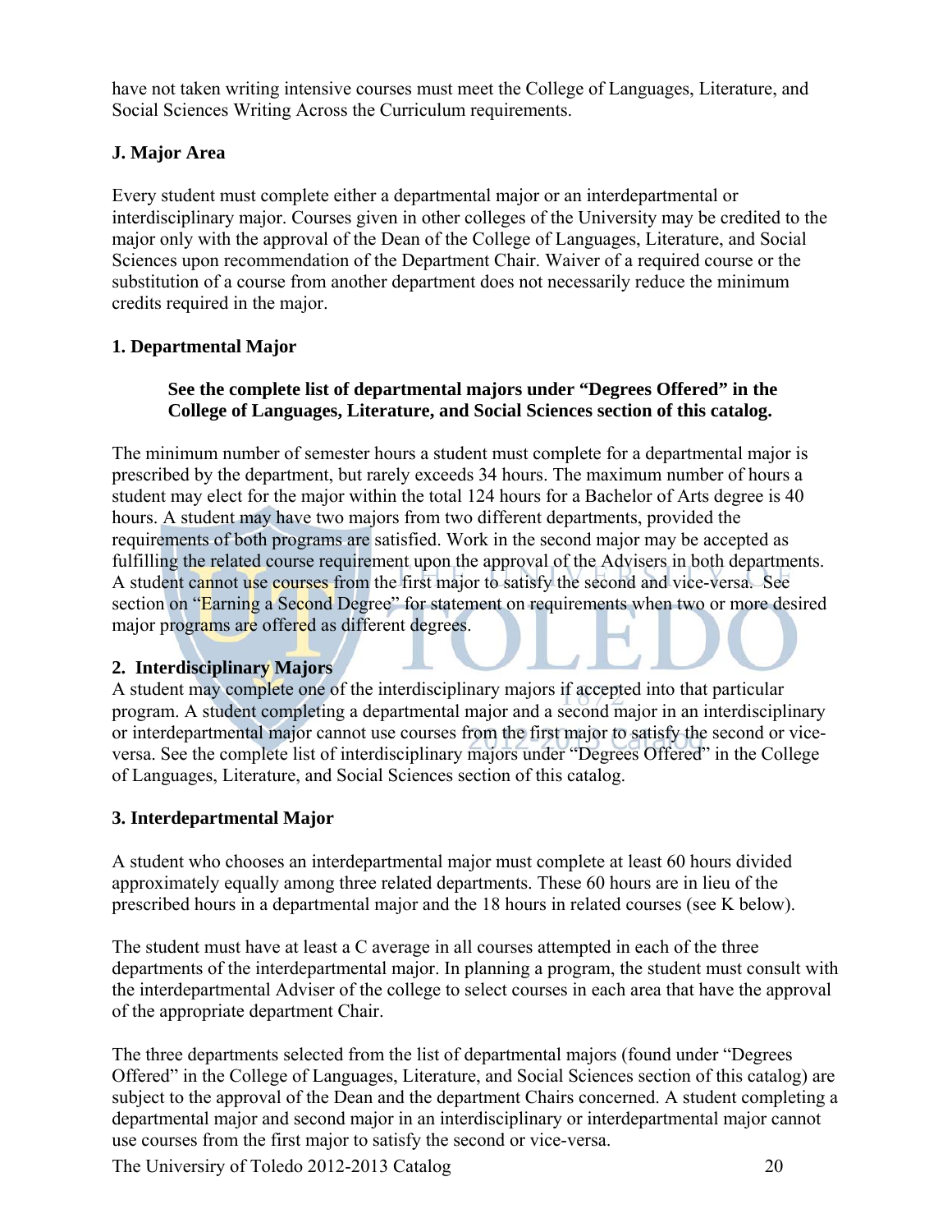have not taken writing intensive courses must meet the College of Languages, Literature, and Social Sciences Writing Across the Curriculum requirements.

### J. Major Area

Every student must complete either a departmental major or an interdepartmental or interdisciplinary major. Courses given in other colleges of the University may be credited to the major only with the approval of the Dean of the College of Languages, Literature, and Social Sciences upon recommendation of the Department Chair. Waiver of a required course or the substitution of a course from another department does not necessarily reduce the minimum credits required in the major.

#### 1. Departmental Major

> **See the complete list of departmental majors under "Degrees Offered" in the College of Languages, Literature, and Social Sciences section of this catalog.**

The minimum number of semester hours a student must complete for a departmental major is prescribed by the department, but rarely exceeds 34 hours. The maximum number of hours a student may elect for the major within the total 124 hours for a Bachelor of Arts degree is 40 hours. A student may have two majors from two different departments, provided the requirements of both programs are satisfied. Work in the second major may be accepted as fulfilling the related course requirement upon the approval of the Advisers in both departments. A student cannot use courses from the first major to satisfy the second and vice-versa. See section on "Earning a Second Degree" for statement on requirements when two or more desired major programs are offered as different degrees.

#### 2. Interdisciplinary Majors

A student may complete one of the interdisciplinary majors if accepted into that particular program. A student completing a departmental major and a second major in an interdisciplinary or interdepartmental major cannot use courses from the first major to satisfy the second or vice-versa. See the complete list of interdisciplinary majors under "Degrees Offered" in the College of Languages, Literature, and Social Sciences section of this catalog.

#### 3. Interdepartmental Major

A student who chooses an interdepartmental major must complete at least 60 hours divided approximately equally among three related departments. These 60 hours are in lieu of the prescribed hours in a departmental major and the 18 hours in related courses (see K below).

The student must have at least a C average in all courses attempted in each of the three departments of the interdepartmental major. In planning a program, the student must consult with the interdepartmental Adviser of the college to select courses in each area that have the approval of the appropriate department Chair.

The three departments selected from the list of departmental majors (found under "Degrees Offered" in the College of Languages, Literature, and Social Sciences section of this catalog) are subject to the approval of the Dean and the department Chairs concerned. A student completing a departmental major and second major in an interdisciplinary or interdepartmental major cannot use courses from the first major to satisfy the second or vice-versa.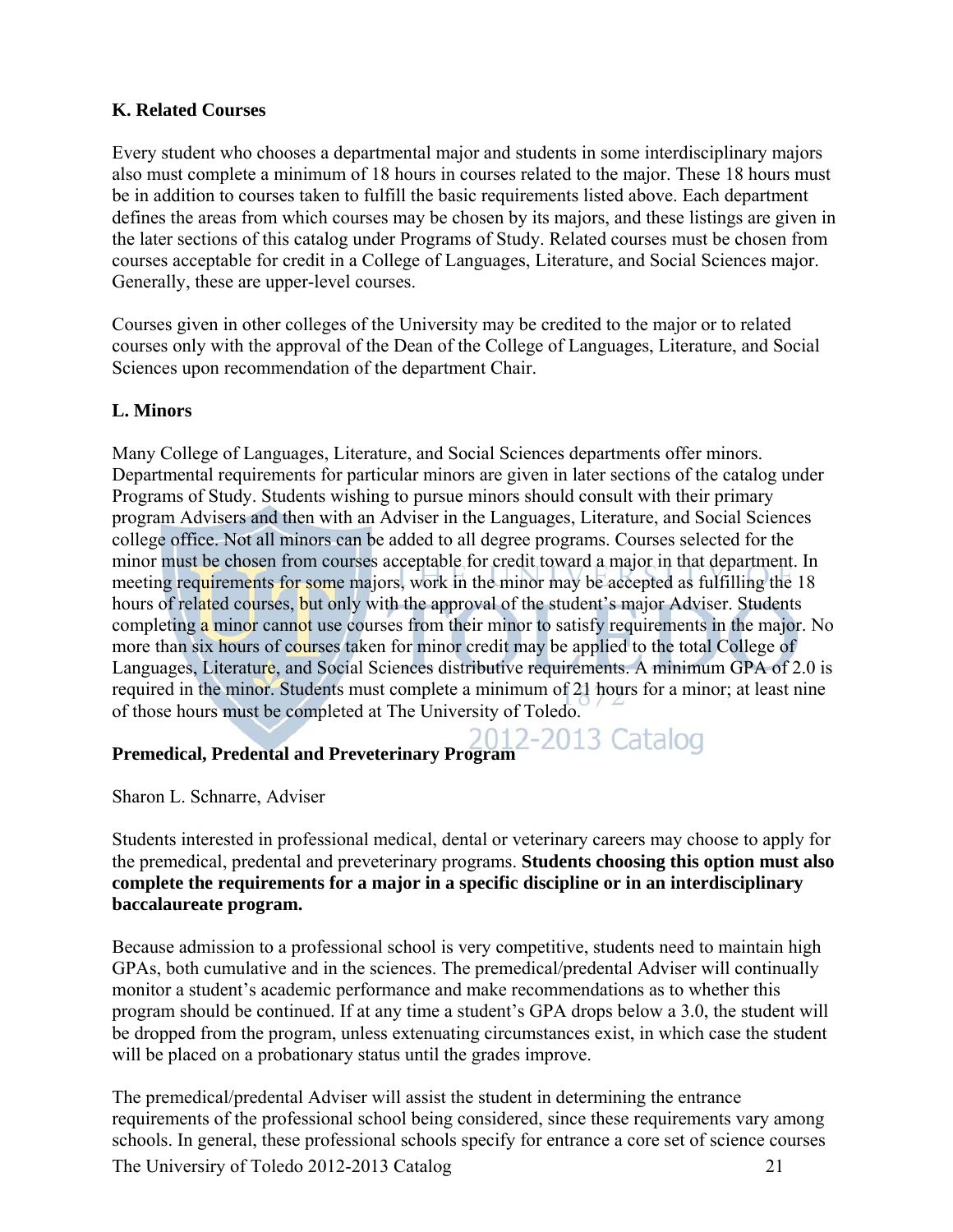**K. Related Courses**

Every student who chooses a departmental major and students in some interdisciplinary majors also must complete a minimum of 18 hours in courses related to the major. These 18 hours must be in addition to courses taken to fulfill the basic requirements listed above. Each department defines the areas from which courses may be chosen by its majors, and these listings are given in the later sections of this catalog under Programs of Study. Related courses must be chosen from courses acceptable for credit in a College of Languages, Literature, and Social Sciences major. Generally, these are upper-level courses.

Courses given in other colleges of the University may be credited to the major or to related courses only with the approval of the Dean of the College of Languages, Literature, and Social Sciences upon recommendation of the department Chair.

**L. Minors**

Many College of Languages, Literature, and Social Sciences departments offer minors. Departmental requirements for particular minors are given in later sections of the catalog under Programs of Study. Students wishing to pursue minors should consult with their primary program Advisers and then with an Adviser in the Languages, Literature, and Social Sciences college office. Not all minors can be added to all degree programs. Courses selected for the minor must be chosen from courses acceptable for credit toward a major in that department. In meeting requirements for some majors, work in the minor may be accepted as fulfilling the 18 hours of related courses, but only with the approval of the student's major Adviser. Students completing a minor cannot use courses from their minor to satisfy requirements in the major. No more than six hours of courses taken for minor credit may be applied to the total College of Languages, Literature, and Social Sciences distributive requirements. A minimum GPA of 2.0 is required in the minor. Students must complete a minimum of 21 hours for a minor; at least nine of those hours must be completed at The University of Toledo.

**Premedical, Predental and Preveterinary Program**

Sharon L. Schnarre, Adviser

Students interested in professional medical, dental or veterinary careers may choose to apply for the premedical, predental and preveterinary programs. **Students choosing this option must also complete the requirements for a major in a specific discipline or in an interdisciplinary baccalaureate program.**

Because admission to a professional school is very competitive, students need to maintain high GPAs, both cumulative and in the sciences. The premedical/predental Adviser will continually monitor a student's academic performance and make recommendations as to whether this program should be continued. If at any time a student's GPA drops below a 3.0, the student will be dropped from the program, unless extenuating circumstances exist, in which case the student will be placed on a probationary status until the grades improve.

The premedical/predental Adviser will assist the student in determining the entrance requirements of the professional school being considered, since these requirements vary among schools. In general, these professional schools specify for entrance a core set of science courses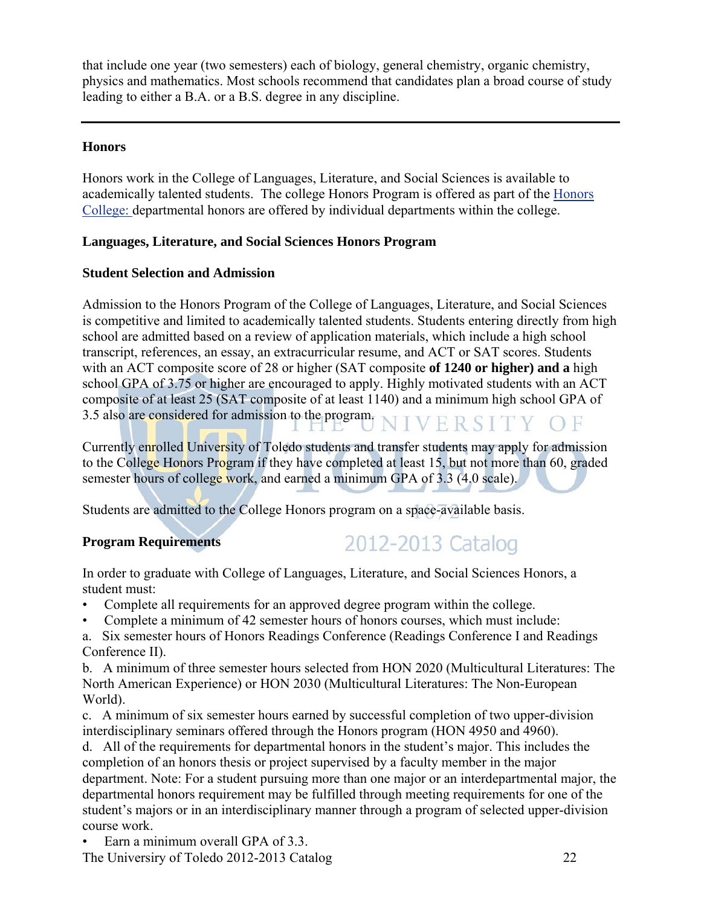that include one year (two semesters) each of biology, general chemistry, organic chemistry, physics and mathematics. Most schools recommend that candidates plan a broad course of study leading to either a B.A. or a B.S. degree in any discipline.

---

## Honors

Honors work in the College of Languages, Literature, and Social Sciences is available to academically talented students. The college Honors Program is offered as part of the Honors College: departmental honors are offered by individual departments within the college.

### Languages, Literature, and Social Sciences Honors Program

### Student Selection and Admission

Admission to the Honors Program of the College of Languages, Literature, and Social Sciences is competitive and limited to academically talented students. Students entering directly from high school are admitted based on a review of application materials, which include a high school transcript, references, an essay, an extracurricular resume, and ACT or SAT scores. Students with an ACT composite score of 28 or higher (SAT composite **of 1240 or higher) and a** high school GPA of 3.75 or higher are encouraged to apply. Highly motivated students with an ACT composite of at least 25 (SAT composite of at least 1140) and a minimum high school GPA of 3.5 also are considered for admission to the program.

Currently enrolled University of Toledo students and transfer students may apply for admission to the College Honors Program if they have completed at least 15, but not more than 60, graded semester hours of college work, and earned a minimum GPA of 3.3 (4.0 scale).

Students are admitted to the College Honors program on a space-available basis.

### Program Requirements

In order to graduate with College of Languages, Literature, and Social Sciences Honors, a student must:

- Complete all requirements for an approved degree program within the college.
- Complete a minimum of 42 semester hours of honors courses, which must include:

a. Six semester hours of Honors Readings Conference (Readings Conference I and Readings Conference II).

b. A minimum of three semester hours selected from HON 2020 (Multicultural Literatures: The North American Experience) or HON 2030 (Multicultural Literatures: The Non-European World).

c. A minimum of six semester hours earned by successful completion of two upper-division interdisciplinary seminars offered through the Honors program (HON 4950 and 4960).

d. All of the requirements for departmental honors in the student's major. This includes the completion of an honors thesis or project supervised by a faculty member in the major department. Note: For a student pursuing more than one major or an interdepartmental major, the departmental honors requirement may be fulfilled through meeting requirements for one of the student's majors or in an interdisciplinary manner through a program of selected upper-division course work.

- Earn a minimum overall GPA of 3.3.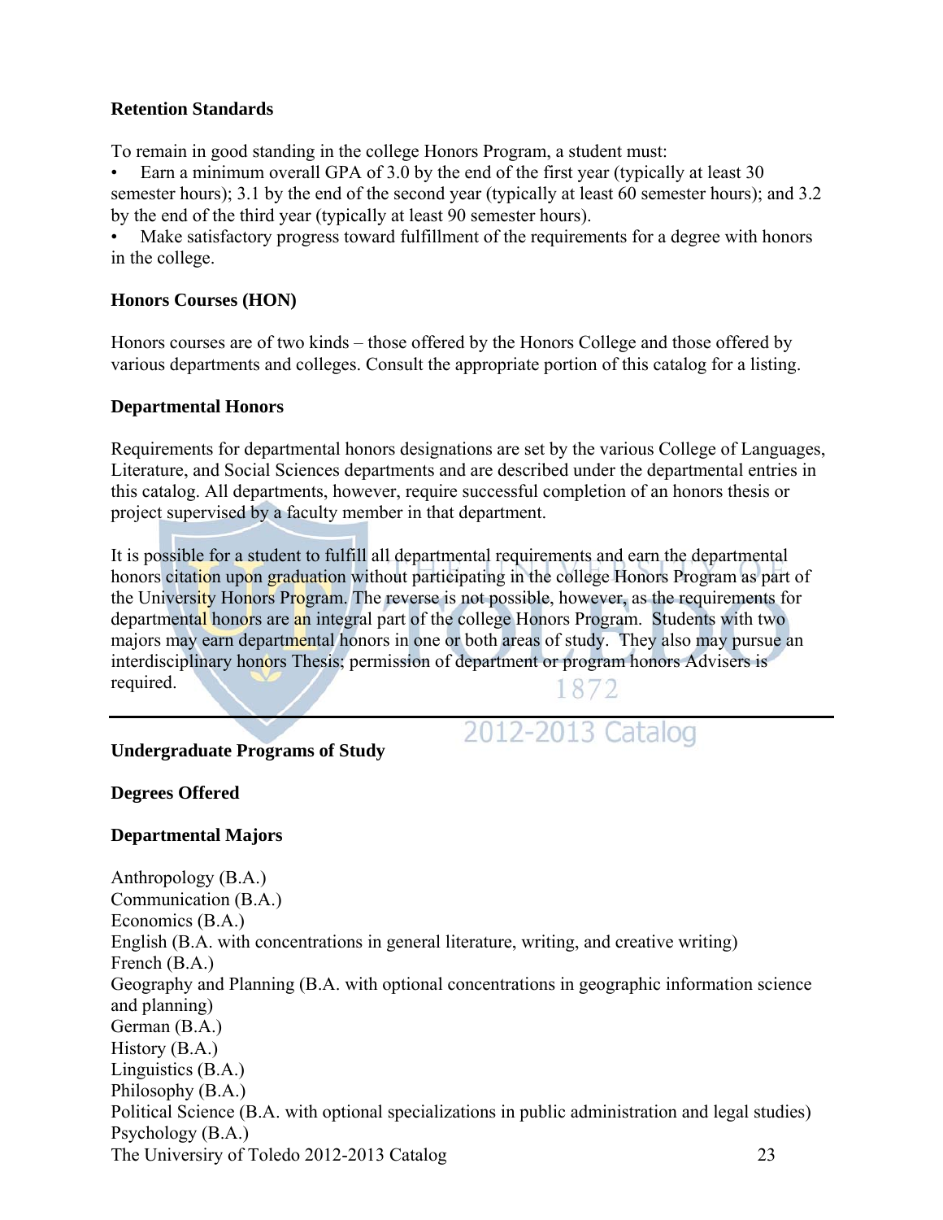### Retention Standards

To remain in good standing in the college Honors Program, a student must:

- Earn a minimum overall GPA of 3.0 by the end of the first year (typically at least 30 semester hours); 3.1 by the end of the second year (typically at least 60 semester hours); and 3.2 by the end of the third year (typically at least 90 semester hours).
- Make satisfactory progress toward fulfillment of the requirements for a degree with honors in the college.

### Honors Courses (HON)

Honors courses are of two kinds – those offered by the Honors College and those offered by various departments and colleges. Consult the appropriate portion of this catalog for a listing.

### Departmental Honors

Requirements for departmental honors designations are set by the various College of Languages, Literature, and Social Sciences departments and are described under the departmental entries in this catalog. All departments, however, require successful completion of an honors thesis or project supervised by a faculty member in that department.

It is possible for a student to fulfill all departmental requirements and earn the departmental honors citation upon graduation without participating in the college Honors Program as part of the University Honors Program. The reverse is not possible, however, as the requirements for departmental honors are an integral part of the college Honors Program. Students with two majors may earn departmental honors in one or both areas of study. They also may pursue an interdisciplinary honors Thesis; permission of department or program honors Advisers is required.

---

## Undergraduate Programs of Study

### Degrees Offered

### Departmental Majors

Anthropology (B.A.)
Communication (B.A.)
Economics (B.A.)
English (B.A. with concentrations in general literature, writing, and creative writing)
French (B.A.)
Geography and Planning (B.A. with optional concentrations in geographic information science and planning)
German (B.A.)
History (B.A.)
Linguistics (B.A.)
Philosophy (B.A.)
Political Science (B.A. with optional specializations in public administration and legal studies)
Psychology (B.A.)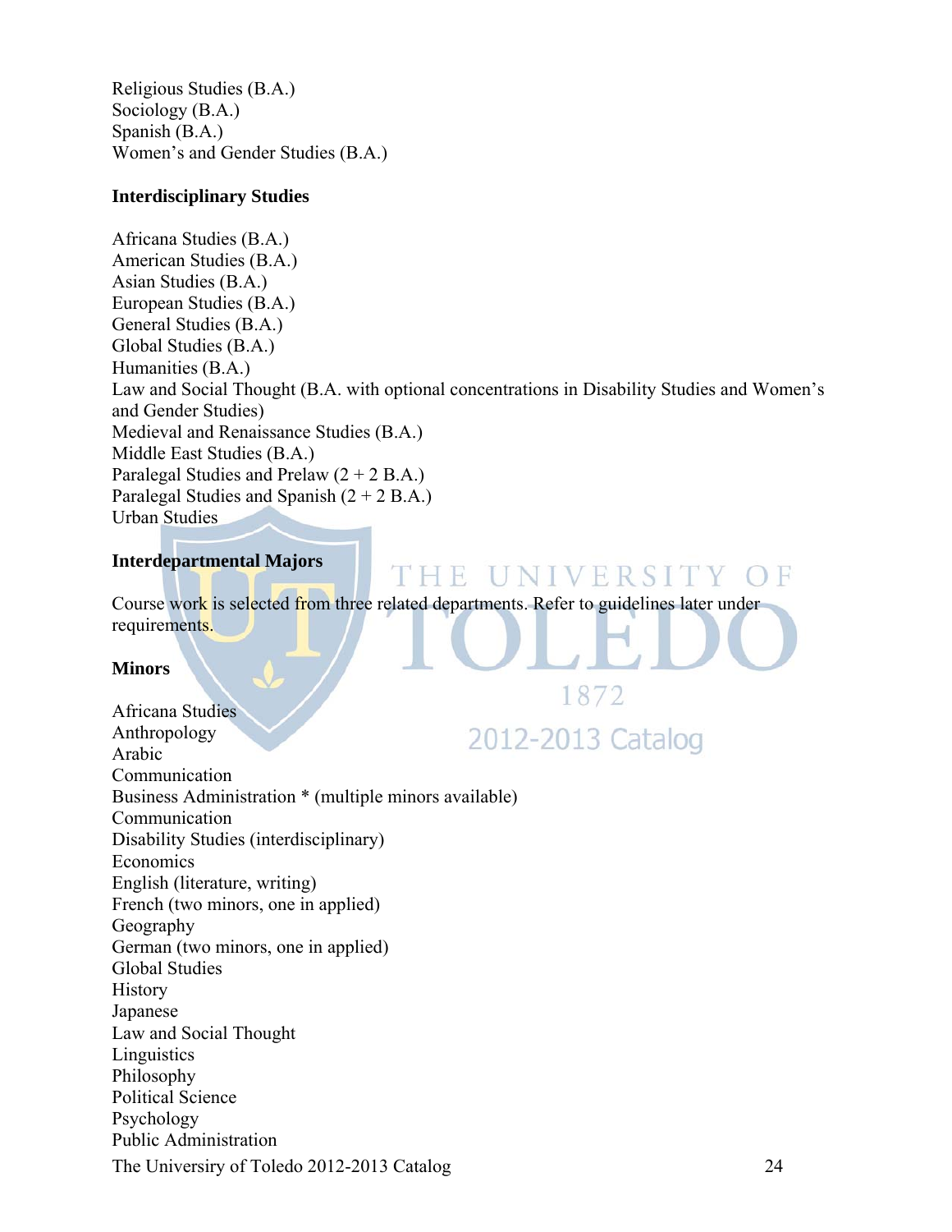Religious Studies (B.A.)
Sociology (B.A.)
Spanish (B.A.)
Women's and Gender Studies (B.A.)

**Interdisciplinary Studies**

Africana Studies (B.A.)
American Studies (B.A.)
Asian Studies (B.A.)
European Studies (B.A.)
General Studies (B.A.)
Global Studies (B.A.)
Humanities (B.A.)
Law and Social Thought (B.A. with optional concentrations in Disability Studies and Women's and Gender Studies)
Medieval and Renaissance Studies (B.A.)
Middle East Studies (B.A.)
Paralegal Studies and Prelaw (2 + 2 B.A.)
Paralegal Studies and Spanish (2 + 2 B.A.)
Urban Studies

**Interdepartmental Majors**

Course work is selected from three related departments. Refer to guidelines later under requirements.

**Minors**

Africana Studies
Anthropology
Arabic
Communication
Business Administration * (multiple minors available)
Communication
Disability Studies (interdisciplinary)
Economics
English (literature, writing)
French (two minors, one in applied)
Geography
German (two minors, one in applied)
Global Studies
History
Japanese
Law and Social Thought
Linguistics
Philosophy
Political Science
Psychology
Public Administration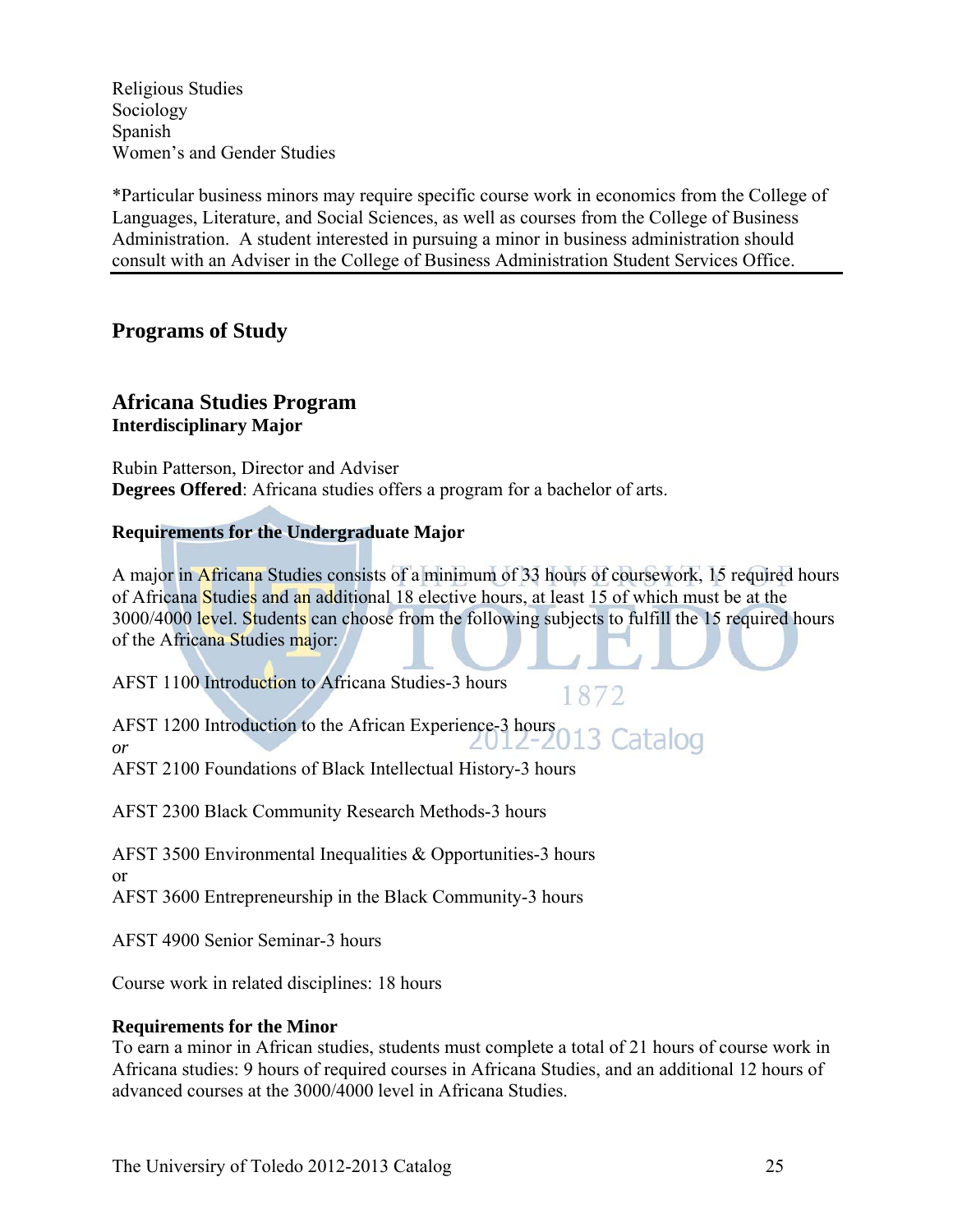Religious Studies
Sociology
Spanish
Women's and Gender Studies

*Particular business minors may require specific course work in economics from the College of Languages, Literature, and Social Sciences, as well as courses from the College of Business Administration. A student interested in pursuing a minor in business administration should consult with an Adviser in the College of Business Administration Student Services Office.

---

## Programs of Study

## Africana Studies Program
**Interdisciplinary Major**

Rubin Patterson, Director and Adviser
**Degrees Offered**: Africana studies offers a program for a bachelor of arts.

**Requirements for the Undergraduate Major**

A major in Africana Studies consists of a minimum of 33 hours of coursework, 15 required hours of Africana Studies and an additional 18 elective hours, at least 15 of which must be at the 3000/4000 level. Students can choose from the following subjects to fulfill the 15 required hours of the Africana Studies major:

AFST 1100 Introduction to Africana Studies-3 hours

AFST 1200 Introduction to the African Experience-3 hours
*or*
AFST 2100 Foundations of Black Intellectual History-3 hours

AFST 2300 Black Community Research Methods-3 hours

AFST 3500 Environmental Inequalities & Opportunities-3 hours
or
AFST 3600 Entrepreneurship in the Black Community-3 hours

AFST 4900 Senior Seminar-3 hours

Course work in related disciplines: 18 hours

**Requirements for the Minor**
To earn a minor in African studies, students must complete a total of 21 hours of course work in Africana studies: 9 hours of required courses in Africana Studies, and an additional 12 hours of advanced courses at the 3000/4000 level in Africana Studies.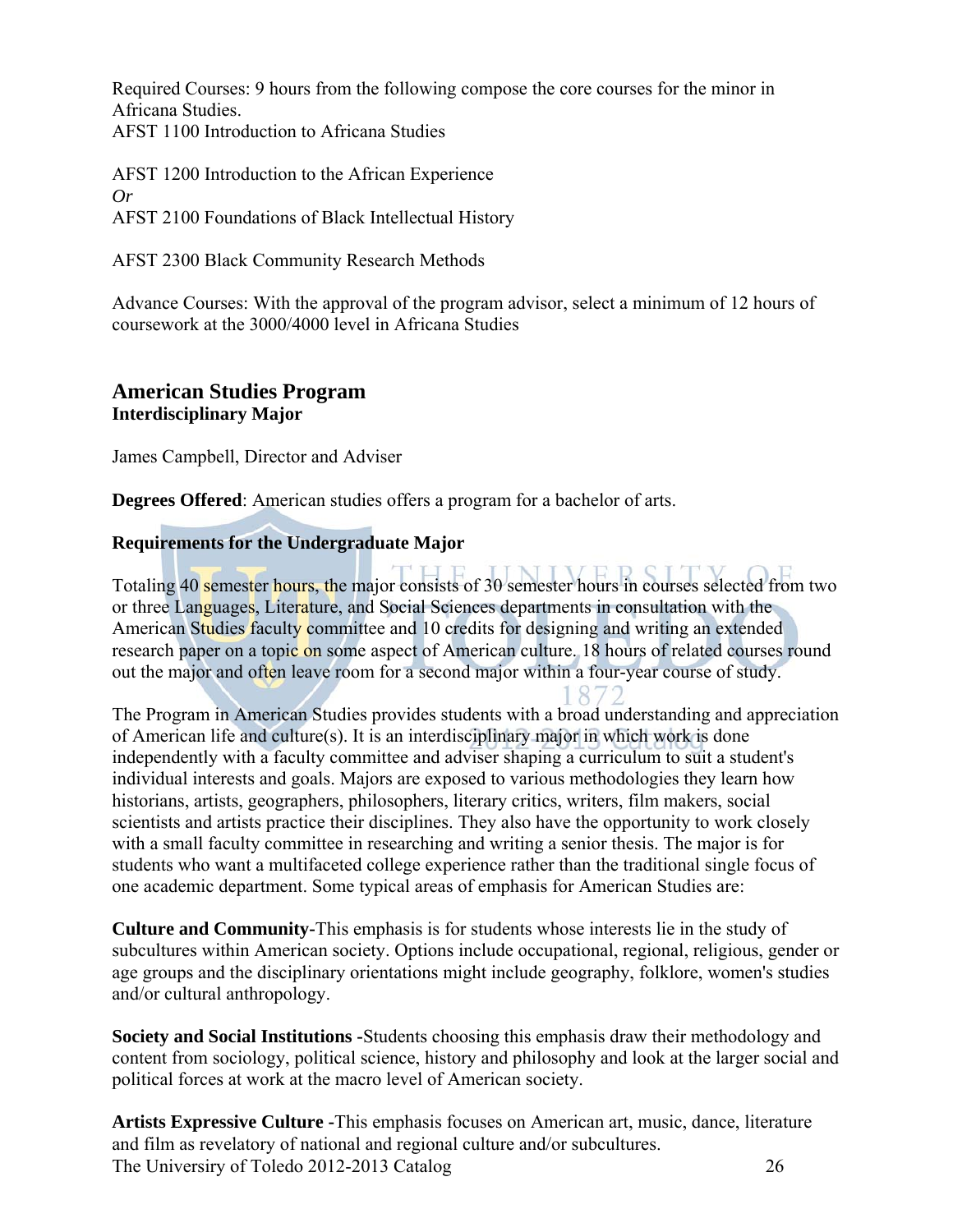Required Courses: 9 hours from the following compose the core courses for the minor in Africana Studies.
AFST 1100 Introduction to Africana Studies

AFST 1200 Introduction to the African Experience
*Or*
AFST 2100 Foundations of Black Intellectual History

AFST 2300 Black Community Research Methods

Advance Courses: With the approval of the program advisor, select a minimum of 12 hours of coursework at the 3000/4000 level in Africana Studies

## American Studies Program

### Interdisciplinary Major

James Campbell, Director and Adviser

**Degrees Offered**: American studies offers a program for a bachelor of arts.

**Requirements for the Undergraduate Major**

Totaling 40 semester hours, the major consists of 30 semester hours in courses selected from two or three Languages, Literature, and Social Sciences departments in consultation with the American Studies faculty committee and 10 credits for designing and writing an extended research paper on a topic on some aspect of American culture. 18 hours of related courses round out the major and often leave room for a second major within a four-year course of study.

The Program in American Studies provides students with a broad understanding and appreciation of American life and culture(s). It is an interdisciplinary major in which work is done independently with a faculty committee and adviser shaping a curriculum to suit a student's individual interests and goals. Majors are exposed to various methodologies they learn how historians, artists, geographers, philosophers, literary critics, writers, film makers, social scientists and artists practice their disciplines. They also have the opportunity to work closely with a small faculty committee in researching and writing a senior thesis. The major is for students who want a multifaceted college experience rather than the traditional single focus of one academic department. Some typical areas of emphasis for American Studies are:

**Culture and Community-**This emphasis is for students whose interests lie in the study of subcultures within American society. Options include occupational, regional, religious, gender or age groups and the disciplinary orientations might include geography, folklore, women's studies and/or cultural anthropology.

**Society and Social Institutions -**Students choosing this emphasis draw their methodology and content from sociology, political science, history and philosophy and look at the larger social and political forces at work at the macro level of American society.

**Artists Expressive Culture -**This emphasis focuses on American art, music, dance, literature and film as revelatory of national and regional culture and/or subcultures.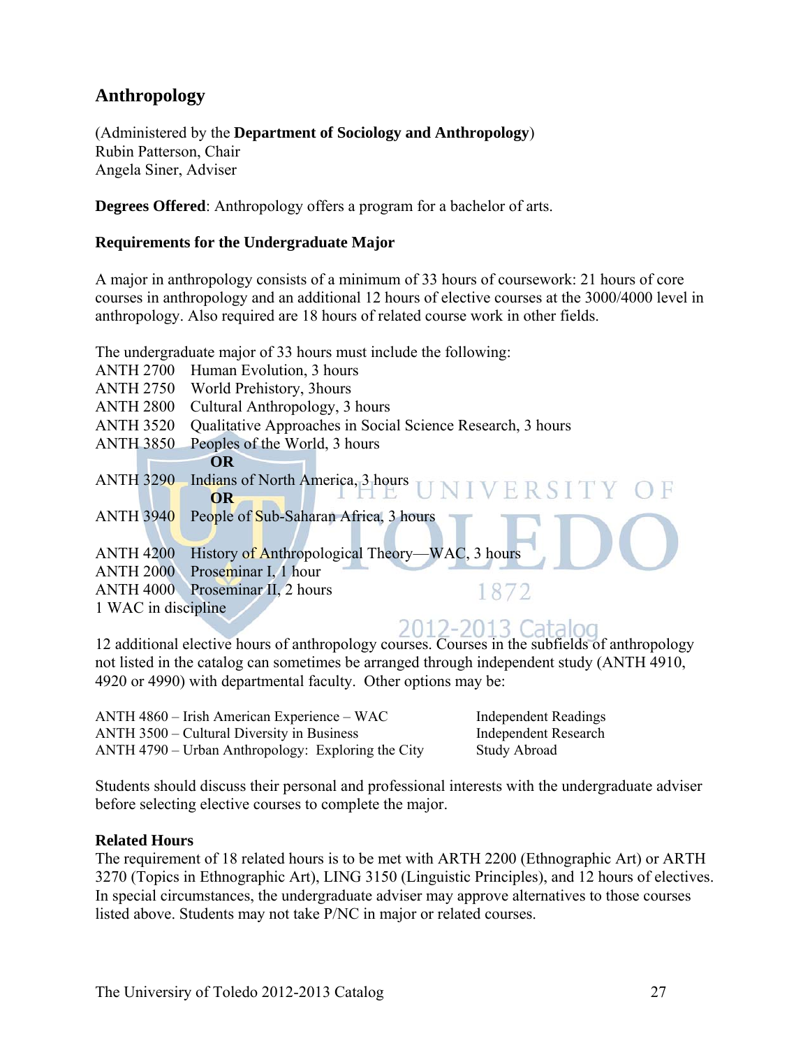## Anthropology

(Administered by the **Department of Sociology and Anthropology**)
Rubin Patterson, Chair
Angela Siner, Adviser

**Degrees Offered**: Anthropology offers a program for a bachelor of arts.

### Requirements for the Undergraduate Major

A major in anthropology consists of a minimum of 33 hours of coursework: 21 hours of core courses in anthropology and an additional 12 hours of elective courses at the 3000/4000 level in anthropology. Also required are 18 hours of related course work in other fields.

The undergraduate major of 33 hours must include the following:

ANTH 2700 Human Evolution, 3 hours
ANTH 2750 World Prehistory, 3hours
ANTH 2800 Cultural Anthropology, 3 hours
ANTH 3520 Qualitative Approaches in Social Science Research, 3 hours
ANTH 3850 Peoples of the World, 3 hours
**OR**
ANTH 3290 Indians of North America, 3 hours
**OR**
ANTH 3940 People of Sub-Saharan Africa, 3 hours

ANTH 4200 History of Anthropological Theory—WAC, 3 hours
ANTH 2000 Proseminar I, 1 hour
ANTH 4000 Proseminar II, 2 hours
1 WAC in discipline

12 additional elective hours of anthropology courses. Courses in the subfields of anthropology not listed in the catalog can sometimes be arranged through independent study (ANTH 4910, 4920 or 4990) with departmental faculty. Other options may be:

| | |
|---|---|
| ANTH 4860 – Irish American Experience – WAC | Independent Readings |
| ANTH 3500 – Cultural Diversity in Business | Independent Research |
| ANTH 4790 – Urban Anthropology: Exploring the City | Study Abroad |

Students should discuss their personal and professional interests with the undergraduate adviser before selecting elective courses to complete the major.

**Related Hours**
The requirement of 18 related hours is to be met with ARTH 2200 (Ethnographic Art) or ARTH 3270 (Topics in Ethnographic Art), LING 3150 (Linguistic Principles), and 12 hours of electives. In special circumstances, the undergraduate adviser may approve alternatives to those courses listed above. Students may not take P/NC in major or related courses.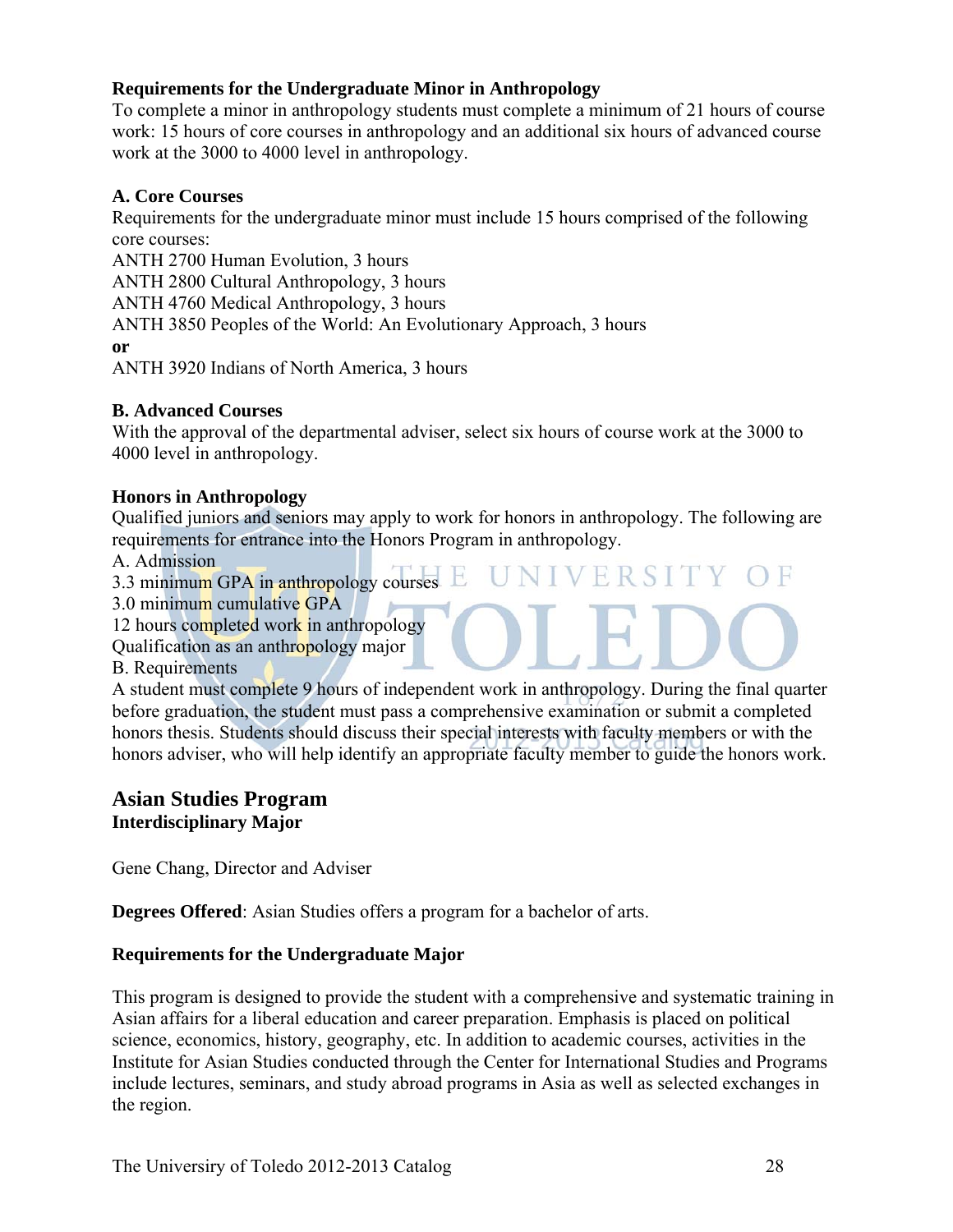**Requirements for the Undergraduate Minor in Anthropology**

To complete a minor in anthropology students must complete a minimum of 21 hours of course work: 15 hours of core courses in anthropology and an additional six hours of advanced course work at the 3000 to 4000 level in anthropology.

**A. Core Courses**

Requirements for the undergraduate minor must include 15 hours comprised of the following core courses:

ANTH 2700 Human Evolution, 3 hours
ANTH 2800 Cultural Anthropology, 3 hours
ANTH 4760 Medical Anthropology, 3 hours
ANTH 3850 Peoples of the World: An Evolutionary Approach, 3 hours

**or**

ANTH 3920 Indians of North America, 3 hours

**B. Advanced Courses**

With the approval of the departmental adviser, select six hours of course work at the 3000 to 4000 level in anthropology.

**Honors in Anthropology**

Qualified juniors and seniors may apply to work for honors in anthropology. The following are requirements for entrance into the Honors Program in anthropology.

A. Admission
3.3 minimum GPA in anthropology courses
3.0 minimum cumulative GPA
12 hours completed work in anthropology
Qualification as an anthropology major

B. Requirements
A student must complete 9 hours of independent work in anthropology. During the final quarter before graduation, the student must pass a comprehensive examination or submit a completed honors thesis. Students should discuss their special interests with faculty members or with the honors adviser, who will help identify an appropriate faculty member to guide the honors work.

## Asian Studies Program

**Interdisciplinary Major**

Gene Chang, Director and Adviser

**Degrees Offered**: Asian Studies offers a program for a bachelor of arts.

**Requirements for the Undergraduate Major**

This program is designed to provide the student with a comprehensive and systematic training in Asian affairs for a liberal education and career preparation. Emphasis is placed on political science, economics, history, geography, etc. In addition to academic courses, activities in the Institute for Asian Studies conducted through the Center for International Studies and Programs include lectures, seminars, and study abroad programs in Asia as well as selected exchanges in the region.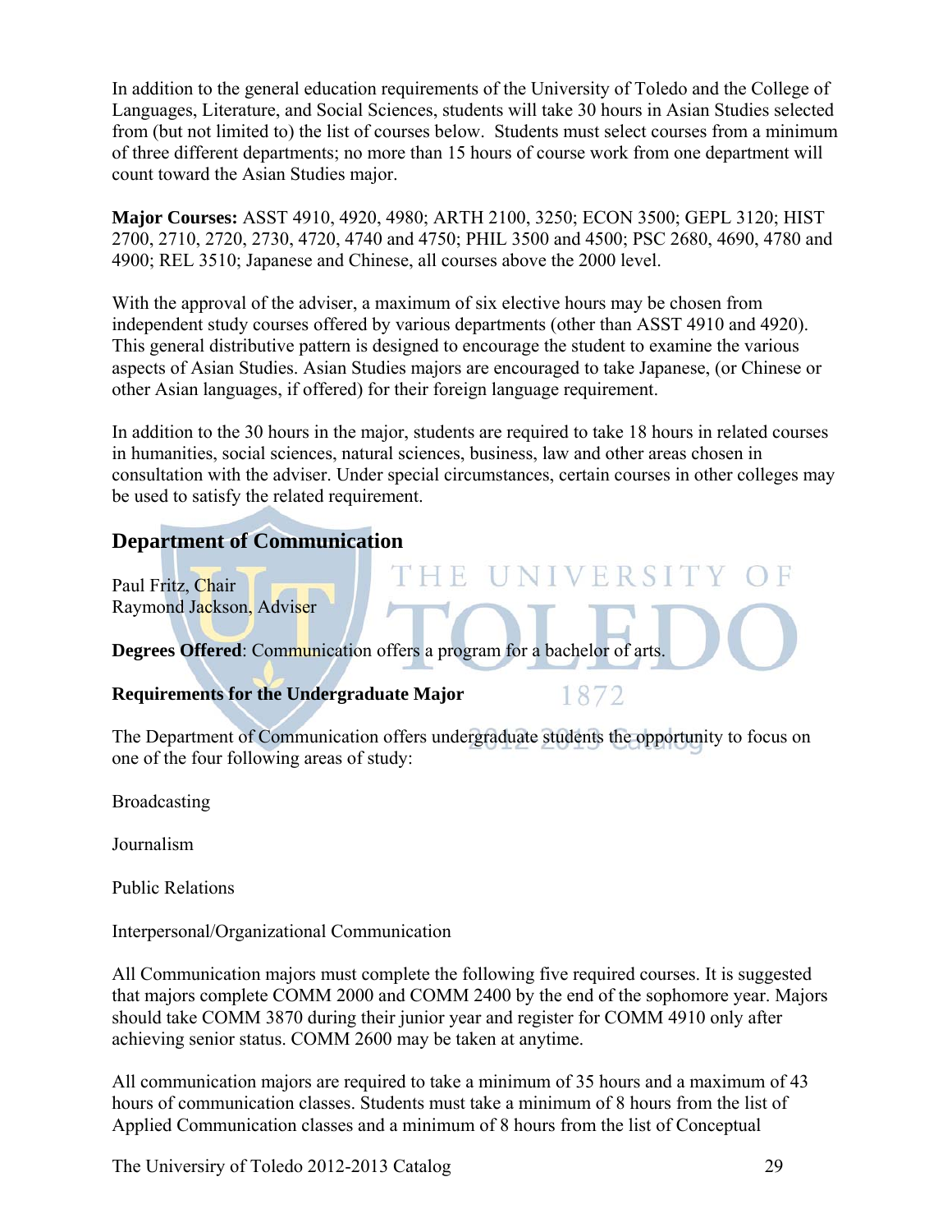In addition to the general education requirements of the University of Toledo and the College of Languages, Literature, and Social Sciences, students will take 30 hours in Asian Studies selected from (but not limited to) the list of courses below. Students must select courses from a minimum of three different departments; no more than 15 hours of course work from one department will count toward the Asian Studies major.

**Major Courses:** ASST 4910, 4920, 4980; ARTH 2100, 3250; ECON 3500; GEPL 3120; HIST 2700, 2710, 2720, 2730, 4720, 4740 and 4750; PHIL 3500 and 4500; PSC 2680, 4690, 4780 and 4900; REL 3510; Japanese and Chinese, all courses above the 2000 level.

With the approval of the adviser, a maximum of six elective hours may be chosen from independent study courses offered by various departments (other than ASST 4910 and 4920). This general distributive pattern is designed to encourage the student to examine the various aspects of Asian Studies. Asian Studies majors are encouraged to take Japanese, (or Chinese or other Asian languages, if offered) for their foreign language requirement.

In addition to the 30 hours in the major, students are required to take 18 hours in related courses in humanities, social sciences, natural sciences, business, law and other areas chosen in consultation with the adviser. Under special circumstances, certain courses in other colleges may be used to satisfy the related requirement.

## Department of Communication

Paul Fritz, Chair
Raymond Jackson, Adviser

**Degrees Offered**: Communication offers a program for a bachelor of arts.

**Requirements for the Undergraduate Major**

The Department of Communication offers undergraduate students the opportunity to focus on one of the four following areas of study:

Broadcasting

Journalism

Public Relations

Interpersonal/Organizational Communication

All Communication majors must complete the following five required courses. It is suggested that majors complete COMM 2000 and COMM 2400 by the end of the sophomore year. Majors should take COMM 3870 during their junior year and register for COMM 4910 only after achieving senior status. COMM 2600 may be taken at anytime.

All communication majors are required to take a minimum of 35 hours and a maximum of 43 hours of communication classes. Students must take a minimum of 8 hours from the list of Applied Communication classes and a minimum of 8 hours from the list of Conceptual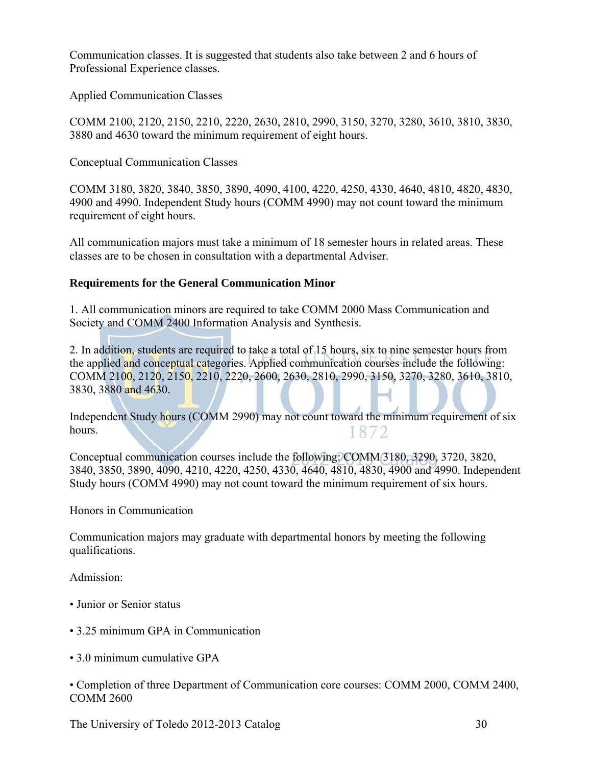Communication classes. It is suggested that students also take between 2 and 6 hours of Professional Experience classes.

Applied Communication Classes

COMM 2100, 2120, 2150, 2210, 2220, 2630, 2810, 2990, 3150, 3270, 3280, 3610, 3810, 3830, 3880 and 4630 toward the minimum requirement of eight hours.

Conceptual Communication Classes

COMM 3180, 3820, 3840, 3850, 3890, 4090, 4100, 4220, 4250, 4330, 4640, 4810, 4820, 4830, 4900 and 4990. Independent Study hours (COMM 4990) may not count toward the minimum requirement of eight hours.

All communication majors must take a minimum of 18 semester hours in related areas. These classes are to be chosen in consultation with a departmental Adviser.

**Requirements for the General Communication Minor**

1. All communication minors are required to take COMM 2000 Mass Communication and Society and COMM 2400 Information Analysis and Synthesis.

2. In addition, students are required to take a total of 15 hours, six to nine semester hours from the applied and conceptual categories. Applied communication courses include the following: COMM 2100, 2120, 2150, 2210, 2220, 2600, 2630, 2810, 2990, 3150, 3270, 3280, 3610, 3810, 3830, 3880 and 4630.

Independent Study hours (COMM 2990) may not count toward the minimum requirement of six hours.

Conceptual communication courses include the following: COMM 3180, 3290, 3720, 3820, 3840, 3850, 3890, 4090, 4210, 4220, 4250, 4330, 4640, 4810, 4830, 4900 and 4990. Independent Study hours (COMM 4990) may not count toward the minimum requirement of six hours.

Honors in Communication

Communication majors may graduate with departmental honors by meeting the following qualifications.

Admission:

- Junior or Senior status
- 3.25 minimum GPA in Communication
- 3.0 minimum cumulative GPA
- Completion of three Department of Communication core courses: COMM 2000, COMM 2400, COMM 2600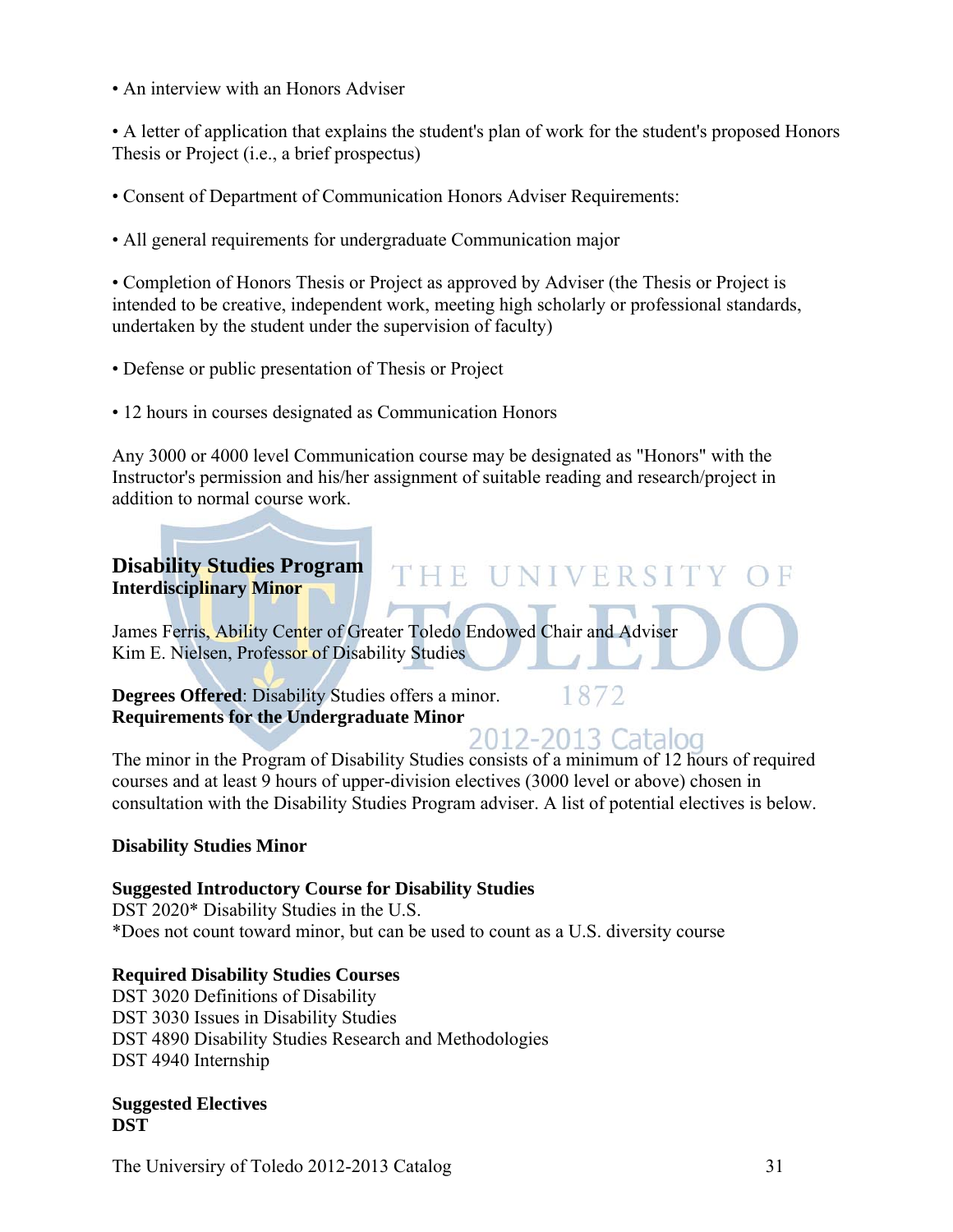- An interview with an Honors Adviser

- A letter of application that explains the student's plan of work for the student's proposed Honors Thesis or Project (i.e., a brief prospectus)

- Consent of Department of Communication Honors Adviser Requirements:

- All general requirements for undergraduate Communication major

- Completion of Honors Thesis or Project as approved by Adviser (the Thesis or Project is intended to be creative, independent work, meeting high scholarly or professional standards, undertaken by the student under the supervision of faculty)

- Defense or public presentation of Thesis or Project

- 12 hours in courses designated as Communication Honors

Any 3000 or 4000 level Communication course may be designated as "Honors" with the Instructor's permission and his/her assignment of suitable reading and research/project in addition to normal course work.

## Disability Studies Program

**Interdisciplinary Minor**

James Ferris, Ability Center of Greater Toledo Endowed Chair and Adviser
Kim E. Nielsen, Professor of Disability Studies

**Degrees Offered**: Disability Studies offers a minor.
**Requirements for the Undergraduate Minor**

The minor in the Program of Disability Studies consists of a minimum of 12 hours of required courses and at least 9 hours of upper-division electives (3000 level or above) chosen in consultation with the Disability Studies Program adviser. A list of potential electives is below.

**Disability Studies Minor**

**Suggested Introductory Course for Disability Studies**
DST 2020* Disability Studies in the U.S.
*Does not count toward minor, but can be used to count as a U.S. diversity course

**Required Disability Studies Courses**
DST 3020 Definitions of Disability
DST 3030 Issues in Disability Studies
DST 4890 Disability Studies Research and Methodologies
DST 4940 Internship

**Suggested Electives**
**DST**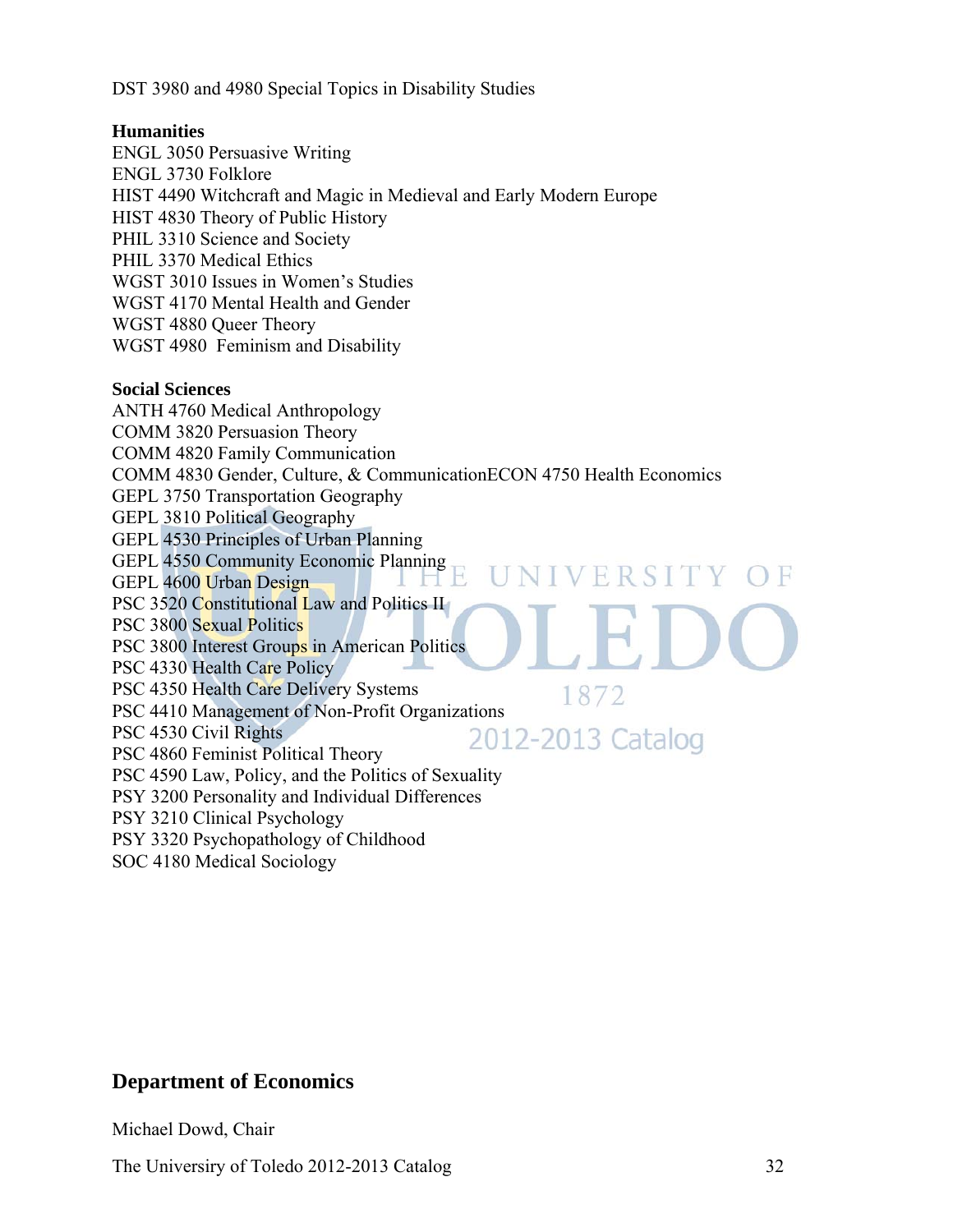DST 3980 and 4980 Special Topics in Disability Studies

**Humanities**

ENGL 3050 Persuasive Writing
ENGL 3730 Folklore
HIST 4490 Witchcraft and Magic in Medieval and Early Modern Europe
HIST 4830 Theory of Public History
PHIL 3310 Science and Society
PHIL 3370 Medical Ethics
WGST 3010 Issues in Women's Studies
WGST 4170 Mental Health and Gender
WGST 4880 Queer Theory
WGST 4980 Feminism and Disability

**Social Sciences**

ANTH 4760 Medical Anthropology
COMM 3820 Persuasion Theory
COMM 4820 Family Communication
COMM 4830 Gender, Culture, & CommunicationECON 4750 Health Economics
GEPL 3750 Transportation Geography
GEPL 3810 Political Geography
GEPL 4530 Principles of Urban Planning
GEPL 4550 Community Economic Planning
GEPL 4600 Urban Design
PSC 3520 Constitutional Law and Politics II
PSC 3800 Sexual Politics
PSC 3800 Interest Groups in American Politics
PSC 4330 Health Care Policy
PSC 4350 Health Care Delivery Systems
PSC 4410 Management of Non-Profit Organizations
PSC 4530 Civil Rights
PSC 4860 Feminist Political Theory
PSC 4590 Law, Policy, and the Politics of Sexuality
PSY 3200 Personality and Individual Differences
PSY 3210 Clinical Psychology
PSY 3320 Psychopathology of Childhood
SOC 4180 Medical Sociology

## Department of Economics

Michael Dowd, Chair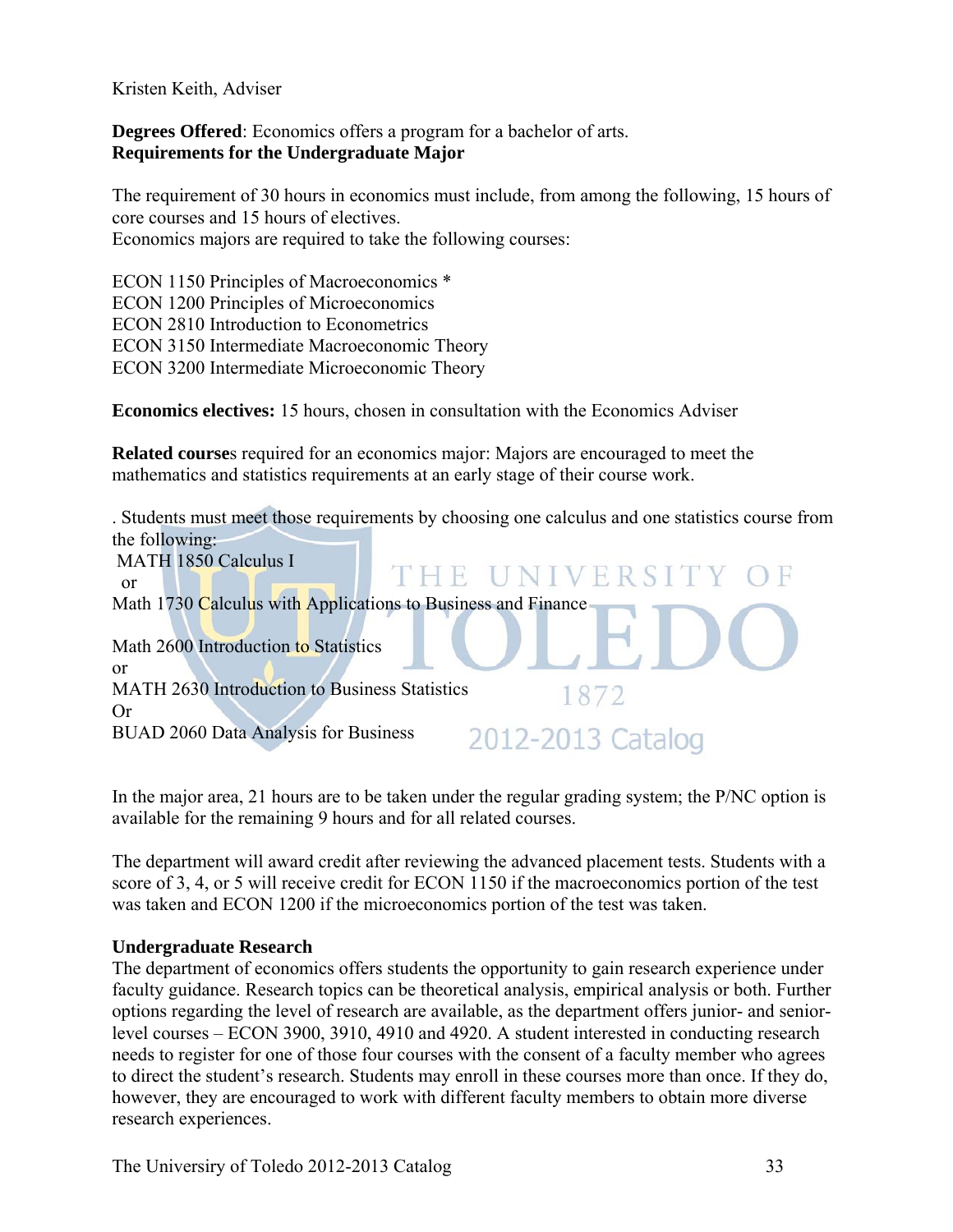Kristen Keith, Adviser

**Degrees Offered**: Economics offers a program for a bachelor of arts.
**Requirements for the Undergraduate Major**

The requirement of 30 hours in economics must include, from among the following, 15 hours of core courses and 15 hours of electives.
Economics majors are required to take the following courses:

ECON 1150 Principles of Macroeconomics *
ECON 1200 Principles of Microeconomics
ECON 2810 Introduction to Econometrics
ECON 3150 Intermediate Macroeconomic Theory
ECON 3200 Intermediate Microeconomic Theory

**Economics electives:** 15 hours, chosen in consultation with the Economics Adviser

**Related course**s required for an economics major: Majors are encouraged to meet the mathematics and statistics requirements at an early stage of their course work.

. Students must meet those requirements by choosing one calculus and one statistics course from the following:
MATH 1850 Calculus I
or
Math 1730 Calculus with Applications to Business and Finance

Math 2600 Introduction to Statistics
or
MATH 2630 Introduction to Business Statistics
Or
BUAD 2060 Data Analysis for Business

In the major area, 21 hours are to be taken under the regular grading system; the P/NC option is available for the remaining 9 hours and for all related courses.

The department will award credit after reviewing the advanced placement tests. Students with a score of 3, 4, or 5 will receive credit for ECON 1150 if the macroeconomics portion of the test was taken and ECON 1200 if the microeconomics portion of the test was taken.

**Undergraduate Research**
The department of economics offers students the opportunity to gain research experience under faculty guidance. Research topics can be theoretical analysis, empirical analysis or both. Further options regarding the level of research are available, as the department offers junior- and senior-level courses – ECON 3900, 3910, 4910 and 4920. A student interested in conducting research needs to register for one of those four courses with the consent of a faculty member who agrees to direct the student's research. Students may enroll in these courses more than once. If they do, however, they are encouraged to work with different faculty members to obtain more diverse research experiences.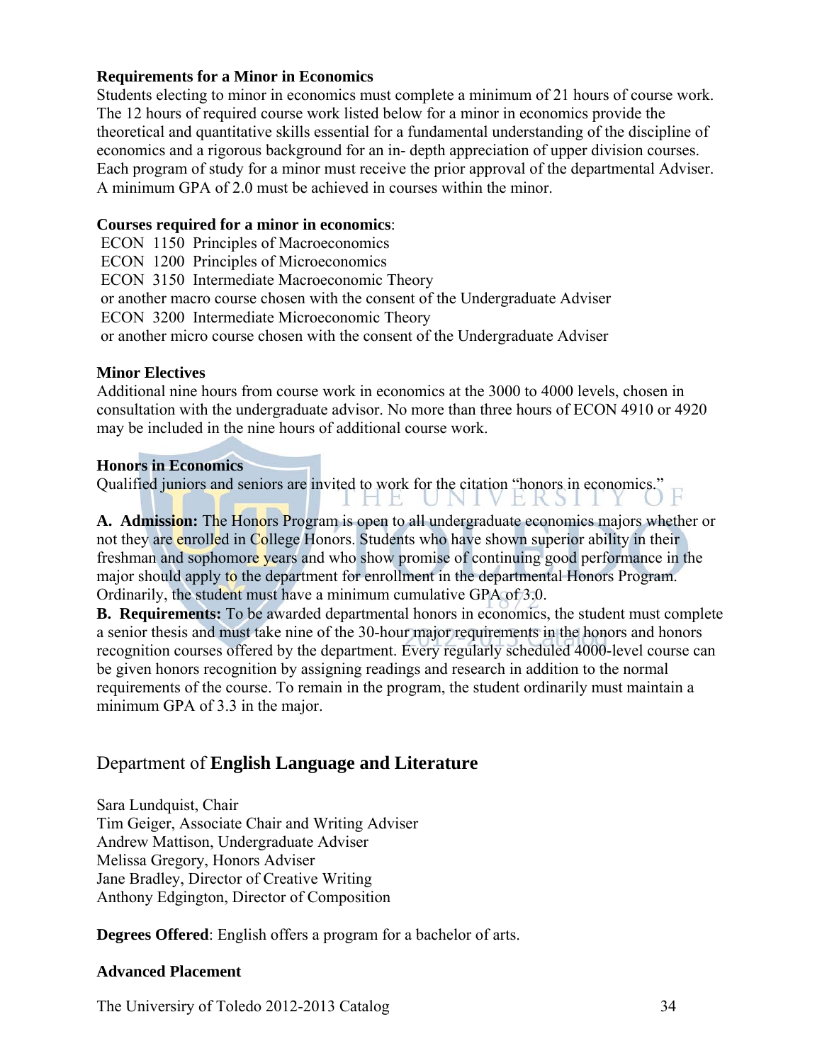**Requirements for a Minor in Economics**

Students electing to minor in economics must complete a minimum of 21 hours of course work. The 12 hours of required course work listed below for a minor in economics provide the theoretical and quantitative skills essential for a fundamental understanding of the discipline of economics and a rigorous background for an in- depth appreciation of upper division courses. Each program of study for a minor must receive the prior approval of the departmental Adviser. A minimum GPA of 2.0 must be achieved in courses within the minor.

**Courses required for a minor in economics**:

ECON 1150 Principles of Macroeconomics
ECON 1200 Principles of Microeconomics
ECON 3150 Intermediate Macroeconomic Theory
or another macro course chosen with the consent of the Undergraduate Adviser
ECON 3200 Intermediate Microeconomic Theory
or another micro course chosen with the consent of the Undergraduate Adviser

**Minor Electives**

Additional nine hours from course work in economics at the 3000 to 4000 levels, chosen in consultation with the undergraduate advisor. No more than three hours of ECON 4910 or 4920 may be included in the nine hours of additional course work.

**Honors in Economics**

Qualified juniors and seniors are invited to work for the citation "honors in economics."

**A. Admission:** The Honors Program is open to all undergraduate economics majors whether or not they are enrolled in College Honors. Students who have shown superior ability in their freshman and sophomore years and who show promise of continuing good performance in the major should apply to the department for enrollment in the departmental Honors Program. Ordinarily, the student must have a minimum cumulative GPA of 3.0.

**B. Requirements:** To be awarded departmental honors in economics, the student must complete a senior thesis and must take nine of the 30-hour major requirements in the honors and honors recognition courses offered by the department. Every regularly scheduled 4000-level course can be given honors recognition by assigning readings and research in addition to the normal requirements of the course. To remain in the program, the student ordinarily must maintain a minimum GPA of 3.3 in the major.

## Department of **English Language and Literature**

Sara Lundquist, Chair
Tim Geiger, Associate Chair and Writing Adviser
Andrew Mattison, Undergraduate Adviser
Melissa Gregory, Honors Adviser
Jane Bradley, Director of Creative Writing
Anthony Edgington, Director of Composition

**Degrees Offered**: English offers a program for a bachelor of arts.

**Advanced Placement**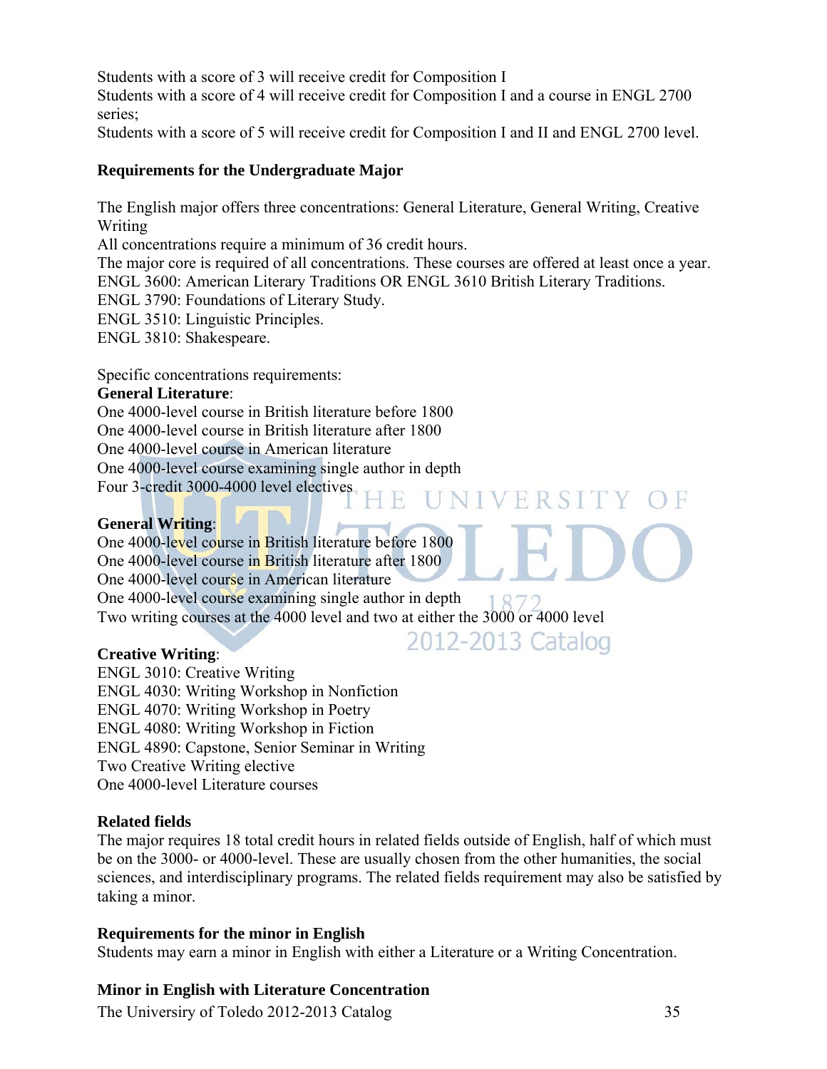Students with a score of 3 will receive credit for Composition I
Students with a score of 4 will receive credit for Composition I and a course in ENGL 2700 series;
Students with a score of 5 will receive credit for Composition I and II and ENGL 2700 level.

**Requirements for the Undergraduate Major**

The English major offers three concentrations: General Literature, General Writing, Creative Writing
All concentrations require a minimum of 36 credit hours.
The major core is required of all concentrations. These courses are offered at least once a year.
ENGL 3600: American Literary Traditions OR ENGL 3610 British Literary Traditions.
ENGL 3790: Foundations of Literary Study.
ENGL 3510: Linguistic Principles.
ENGL 3810: Shakespeare.

Specific concentrations requirements:
**General Literature**:
One 4000-level course in British literature before 1800
One 4000-level course in British literature after 1800
One 4000-level course in American literature
One 4000-level course examining single author in depth
Four 3-credit 3000-4000 level electives

**General Writing**:
One 4000-level course in British literature before 1800
One 4000-level course in British literature after 1800
One 4000-level course in American literature
One 4000-level course examining single author in depth
Two writing courses at the 4000 level and two at either the 3000 or 4000 level

**Creative Writing**:
ENGL 3010: Creative Writing
ENGL 4030: Writing Workshop in Nonfiction
ENGL 4070: Writing Workshop in Poetry
ENGL 4080: Writing Workshop in Fiction
ENGL 4890: Capstone, Senior Seminar in Writing
Two Creative Writing elective
One 4000-level Literature courses

**Related fields**
The major requires 18 total credit hours in related fields outside of English, half of which must be on the 3000- or 4000-level. These are usually chosen from the other humanities, the social sciences, and interdisciplinary programs. The related fields requirement may also be satisfied by taking a minor.

**Requirements for the minor in English**
Students may earn a minor in English with either a Literature or a Writing Concentration.

**Minor in English with Literature Concentration**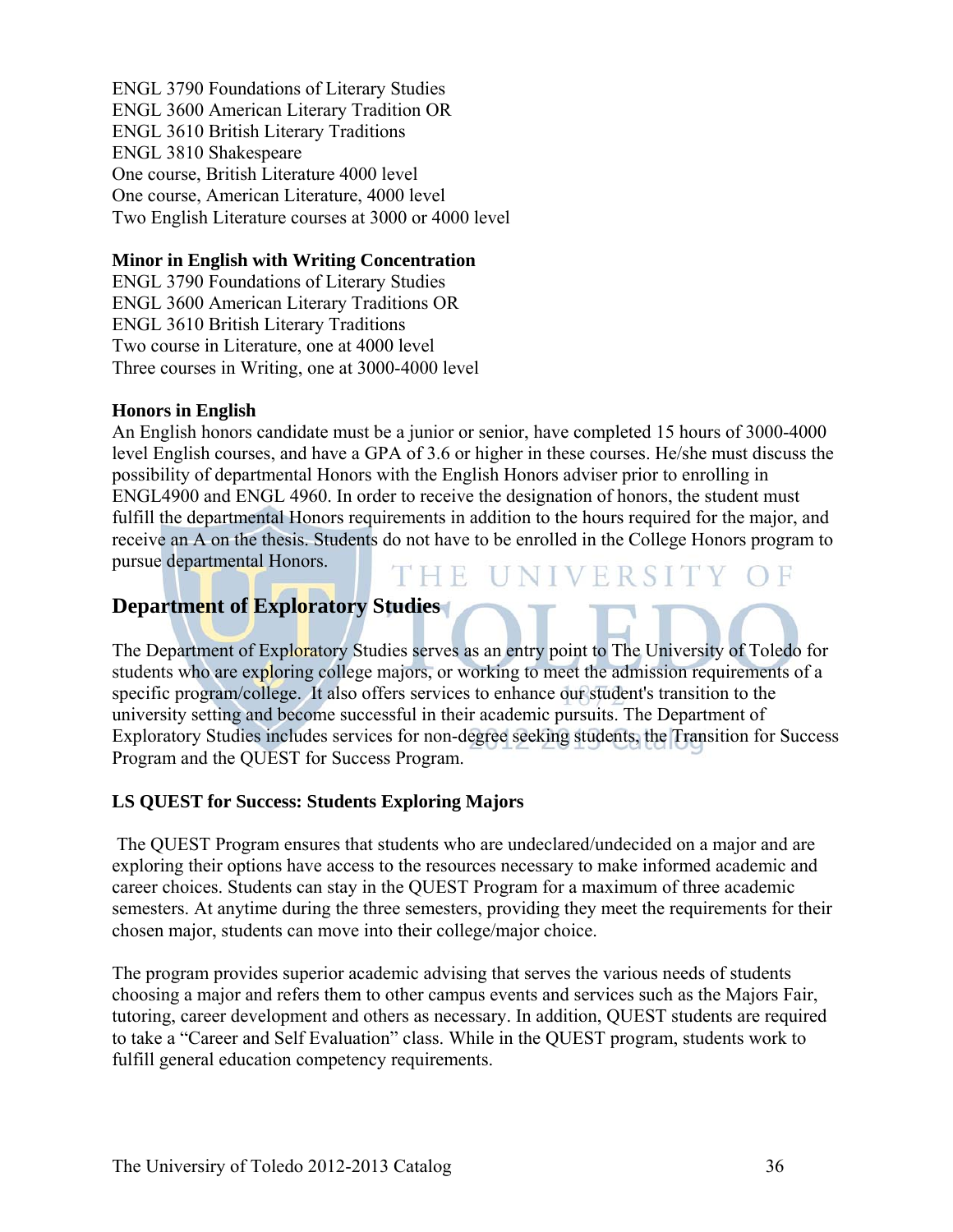ENGL 3790 Foundations of Literary Studies
ENGL 3600 American Literary Tradition OR
ENGL 3610 British Literary Traditions
ENGL 3810 Shakespeare
One course, British Literature 4000 level
One course, American Literature, 4000 level
Two English Literature courses at 3000 or 4000 level

**Minor in English with Writing Concentration**
ENGL 3790 Foundations of Literary Studies
ENGL 3600 American Literary Traditions OR
ENGL 3610 British Literary Traditions
Two course in Literature, one at 4000 level
Three courses in Writing, one at 3000-4000 level

**Honors in English**
An English honors candidate must be a junior or senior, have completed 15 hours of 3000-4000 level English courses, and have a GPA of 3.6 or higher in these courses. He/she must discuss the possibility of departmental Honors with the English Honors adviser prior to enrolling in ENGL4900 and ENGL 4960. In order to receive the designation of honors, the student must fulfill the departmental Honors requirements in addition to the hours required for the major, and receive an A on the thesis. Students do not have to be enrolled in the College Honors program to pursue departmental Honors.

## Department of Exploratory Studies

The Department of Exploratory Studies serves as an entry point to The University of Toledo for students who are exploring college majors, or working to meet the admission requirements of a specific program/college. It also offers services to enhance our student's transition to the university setting and become successful in their academic pursuits. The Department of Exploratory Studies includes services for non-degree seeking students, the Transition for Success Program and the QUEST for Success Program.

**LS QUEST for Success: Students Exploring Majors**

The QUEST Program ensures that students who are undeclared/undecided on a major and are exploring their options have access to the resources necessary to make informed academic and career choices. Students can stay in the QUEST Program for a maximum of three academic semesters. At anytime during the three semesters, providing they meet the requirements for their chosen major, students can move into their college/major choice.

The program provides superior academic advising that serves the various needs of students choosing a major and refers them to other campus events and services such as the Majors Fair, tutoring, career development and others as necessary. In addition, QUEST students are required to take a "Career and Self Evaluation" class. While in the QUEST program, students work to fulfill general education competency requirements.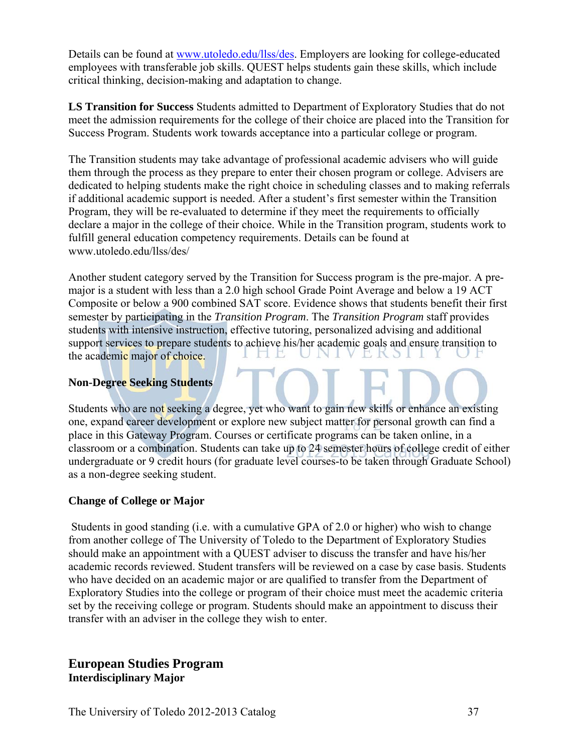Details can be found at www.utoledo.edu/llss/des. Employers are looking for college-educated employees with transferable job skills. QUEST helps students gain these skills, which include critical thinking, decision-making and adaptation to change.

**LS Transition for Success** Students admitted to Department of Exploratory Studies that do not meet the admission requirements for the college of their choice are placed into the Transition for Success Program. Students work towards acceptance into a particular college or program.

The Transition students may take advantage of professional academic advisers who will guide them through the process as they prepare to enter their chosen program or college. Advisers are dedicated to helping students make the right choice in scheduling classes and to making referrals if additional academic support is needed. After a student's first semester within the Transition Program, they will be re-evaluated to determine if they meet the requirements to officially declare a major in the college of their choice. While in the Transition program, students work to fulfill general education competency requirements. Details can be found at www.utoledo.edu/llss/des/

Another student category served by the Transition for Success program is the pre-major. A pre-major is a student with less than a 2.0 high school Grade Point Average and below a 19 ACT Composite or below a 900 combined SAT score. Evidence shows that students benefit their first semester by participating in the *Transition Program*. The *Transition Program* staff provides students with intensive instruction, effective tutoring, personalized advising and additional support services to prepare students to achieve his/her academic goals and ensure transition to the academic major of choice.

**Non-Degree Seeking Students**

Students who are not seeking a degree, yet who want to gain new skills or enhance an existing one, expand career development or explore new subject matter for personal growth can find a place in this Gateway Program. Courses or certificate programs can be taken online, in a classroom or a combination. Students can take up to 24 semester hours of college credit of either undergraduate or 9 credit hours (for graduate level courses-to be taken through Graduate School) as a non-degree seeking student.

**Change of College or Major**

Students in good standing (i.e. with a cumulative GPA of 2.0 or higher) who wish to change from another college of The University of Toledo to the Department of Exploratory Studies should make an appointment with a QUEST adviser to discuss the transfer and have his/her academic records reviewed. Student transfers will be reviewed on a case by case basis. Students who have decided on an academic major or are qualified to transfer from the Department of Exploratory Studies into the college or program of their choice must meet the academic criteria set by the receiving college or program. Students should make an appointment to discuss their transfer with an adviser in the college they wish to enter.

## European Studies Program

**Interdisciplinary Major**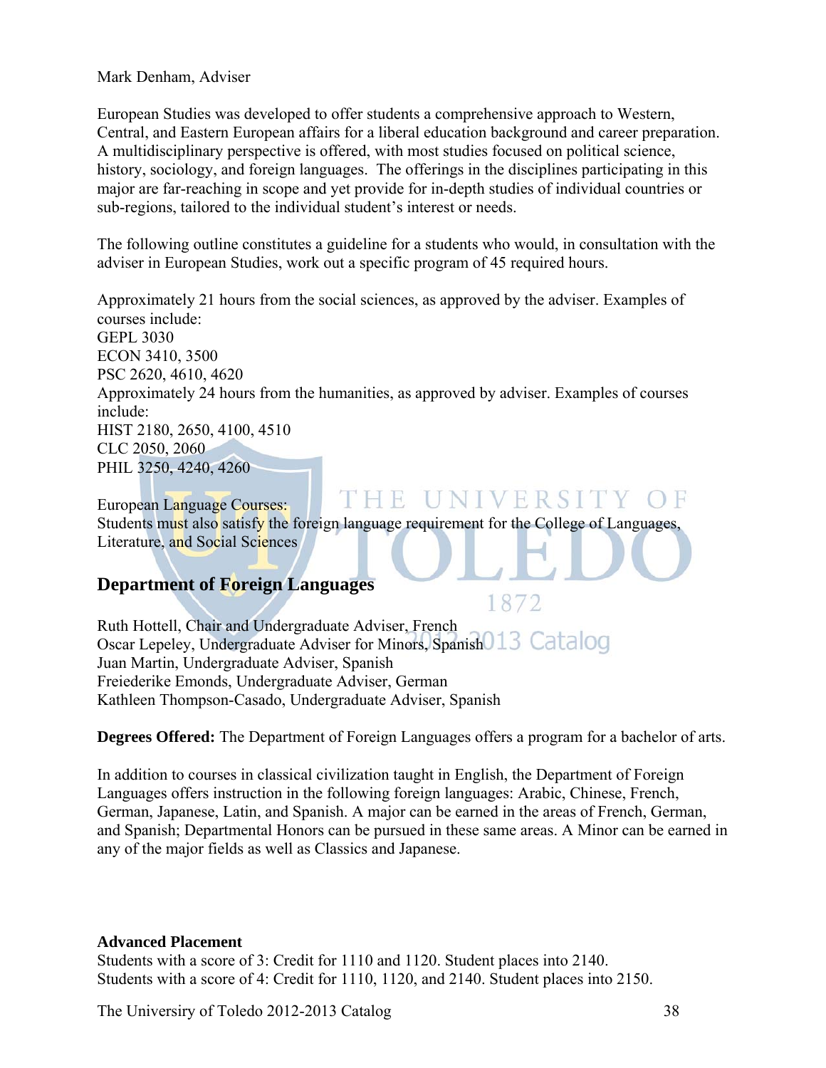Mark Denham, Adviser

European Studies was developed to offer students a comprehensive approach to Western, Central, and Eastern European affairs for a liberal education background and career preparation. A multidisciplinary perspective is offered, with most studies focused on political science, history, sociology, and foreign languages. The offerings in the disciplines participating in this major are far-reaching in scope and yet provide for in-depth studies of individual countries or sub-regions, tailored to the individual student's interest or needs.

The following outline constitutes a guideline for a students who would, in consultation with the adviser in European Studies, work out a specific program of 45 required hours.

Approximately 21 hours from the social sciences, as approved by the adviser. Examples of courses include:
GEPL 3030
ECON 3410, 3500
PSC 2620, 4610, 4620
Approximately 24 hours from the humanities, as approved by adviser. Examples of courses include:
HIST 2180, 2650, 4100, 4510
CLC 2050, 2060
PHIL 3250, 4240, 4260

European Language Courses:
Students must also satisfy the foreign language requirement for the College of Languages, Literature, and Social Sciences

## Department of Foreign Languages

Ruth Hottell, Chair and Undergraduate Adviser, French
Oscar Lepeley, Undergraduate Adviser for Minors, Spanish
Juan Martin, Undergraduate Adviser, Spanish
Freiederike Emonds, Undergraduate Adviser, German
Kathleen Thompson-Casado, Undergraduate Adviser, Spanish

**Degrees Offered:** The Department of Foreign Languages offers a program for a bachelor of arts.

In addition to courses in classical civilization taught in English, the Department of Foreign Languages offers instruction in the following foreign languages: Arabic, Chinese, French, German, Japanese, Latin, and Spanish. A major can be earned in the areas of French, German, and Spanish; Departmental Honors can be pursued in these same areas. A Minor can be earned in any of the major fields as well as Classics and Japanese.

**Advanced Placement**
Students with a score of 3: Credit for 1110 and 1120. Student places into 2140.
Students with a score of 4: Credit for 1110, 1120, and 2140. Student places into 2150.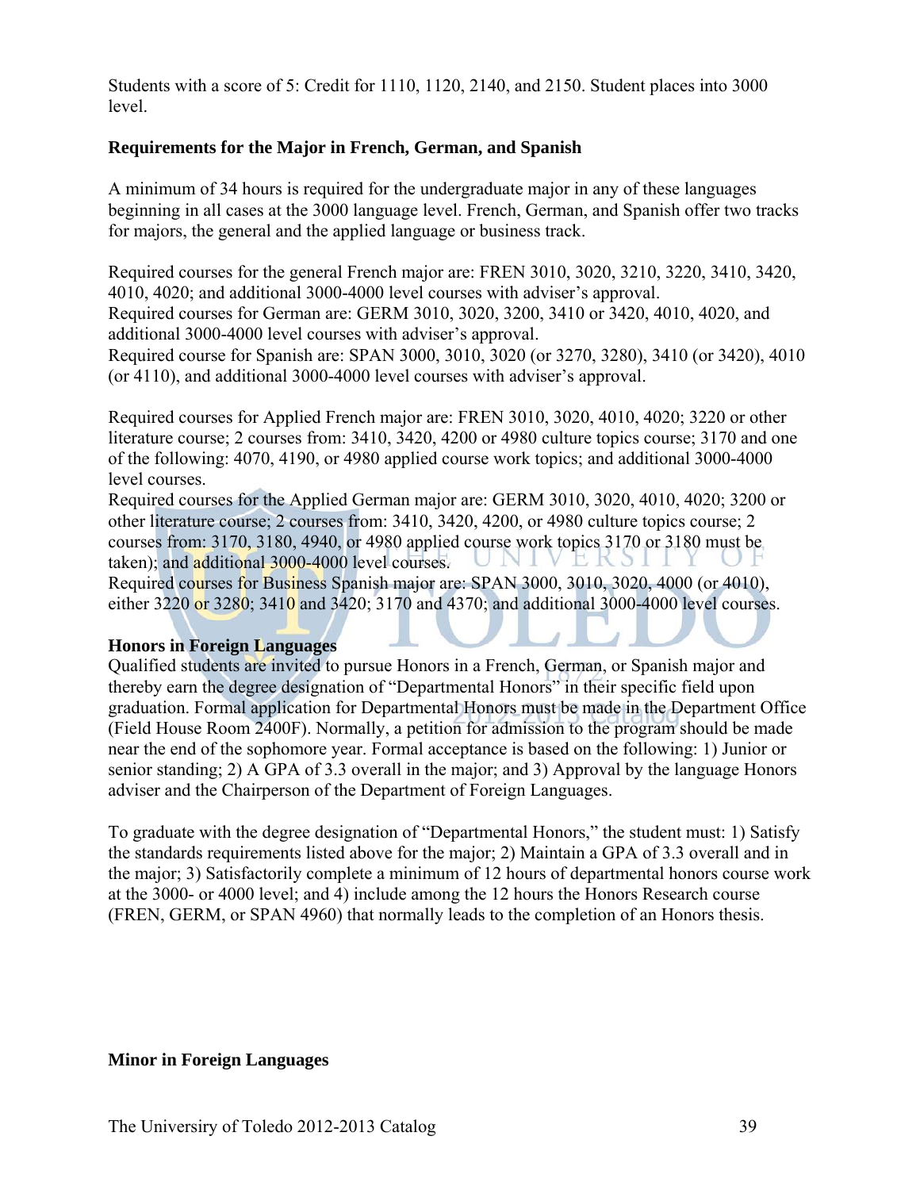Students with a score of 5: Credit for 1110, 1120, 2140, and 2150. Student places into 3000 level.

**Requirements for the Major in French, German, and Spanish**

A minimum of 34 hours is required for the undergraduate major in any of these languages beginning in all cases at the 3000 language level. French, German, and Spanish offer two tracks for majors, the general and the applied language or business track.

Required courses for the general French major are: FREN 3010, 3020, 3210, 3220, 3410, 3420, 4010, 4020; and additional 3000-4000 level courses with adviser's approval.
Required courses for German are: GERM 3010, 3020, 3200, 3410 or 3420, 4010, 4020, and additional 3000-4000 level courses with adviser's approval.
Required course for Spanish are: SPAN 3000, 3010, 3020 (or 3270, 3280), 3410 (or 3420), 4010 (or 4110), and additional 3000-4000 level courses with adviser's approval.

Required courses for Applied French major are: FREN 3010, 3020, 4010, 4020; 3220 or other literature course; 2 courses from: 3410, 3420, 4200 or 4980 culture topics course; 3170 and one of the following: 4070, 4190, or 4980 applied course work topics; and additional 3000-4000 level courses.
Required courses for the Applied German major are: GERM 3010, 3020, 4010, 4020; 3200 or other literature course; 2 courses from: 3410, 3420, 4200, or 4980 culture topics course; 2 courses from: 3170, 3180, 4940, or 4980 applied course work topics 3170 or 3180 must be taken); and additional 3000-4000 level courses.
Required courses for Business Spanish major are: SPAN 3000, 3010, 3020, 4000 (or 4010), either 3220 or 3280; 3410 and 3420; 3170 and 4370; and additional 3000-4000 level courses.

**Honors in Foreign Languages**

Qualified students are invited to pursue Honors in a French, German, or Spanish major and thereby earn the degree designation of "Departmental Honors" in their specific field upon graduation. Formal application for Departmental Honors must be made in the Department Office (Field House Room 2400F). Normally, a petition for admission to the program should be made near the end of the sophomore year. Formal acceptance is based on the following: 1) Junior or senior standing; 2) A GPA of 3.3 overall in the major; and 3) Approval by the language Honors adviser and the Chairperson of the Department of Foreign Languages.

To graduate with the degree designation of "Departmental Honors," the student must: 1) Satisfy the standards requirements listed above for the major; 2) Maintain a GPA of 3.3 overall and in the major; 3) Satisfactorily complete a minimum of 12 hours of departmental honors course work at the 3000- or 4000 level; and 4) include among the 12 hours the Honors Research course (FREN, GERM, or SPAN 4960) that normally leads to the completion of an Honors thesis.

**Minor in Foreign Languages**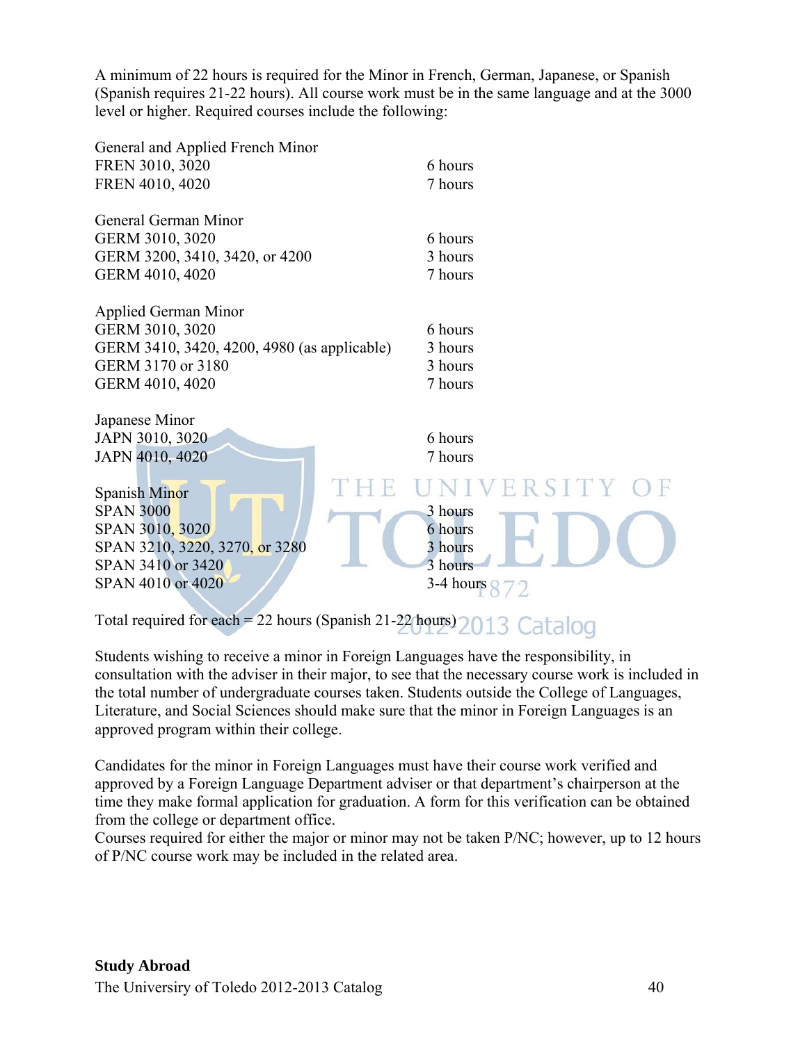A minimum of 22 hours is required for the Minor in French, German, Japanese, or Spanish (Spanish requires 21-22 hours). All course work must be in the same language and at the 3000 level or higher. Required courses include the following:

| General and Applied French Minor | |
|---|---|
| FREN 3010, 3020 | 6 hours |
| FREN 4010, 4020 | 7 hours |

| General German Minor | |
|---|---|
| GERM 3010, 3020 | 6 hours |
| GERM 3200, 3410, 3420, or 4200 | 3 hours |
| GERM 4010, 4020 | 7 hours |

| Applied German Minor | |
|---|---|
| GERM 3010, 3020 | 6 hours |
| GERM 3410, 3420, 4200, 4980 (as applicable) | 3 hours |
| GERM 3170 or 3180 | 3 hours |
| GERM 4010, 4020 | 7 hours |

| Japanese Minor | |
|---|---|
| JAPN 3010, 3020 | 6 hours |
| JAPN 4010, 4020 | 7 hours |

| Spanish Minor | |
|---|---|
| SPAN 3000 | 3 hours |
| SPAN 3010, 3020 | 6 hours |
| SPAN 3210, 3220, 3270, or 3280 | 3 hours |
| SPAN 3410 or 3420 | 3 hours |
| SPAN 4010 or 4020 | 3-4 hours |

Total required for each = 22 hours (Spanish 21-22 hours)

Students wishing to receive a minor in Foreign Languages have the responsibility, in consultation with the adviser in their major, to see that the necessary course work is included in the total number of undergraduate courses taken. Students outside the College of Languages, Literature, and Social Sciences should make sure that the minor in Foreign Languages is an approved program within their college.

Candidates for the minor in Foreign Languages must have their course work verified and approved by a Foreign Language Department adviser or that department's chairperson at the time they make formal application for graduation. A form for this verification can be obtained from the college or department office.
Courses required for either the major or minor may not be taken P/NC; however, up to 12 hours of P/NC course work may be included in the related area.

**Study Abroad**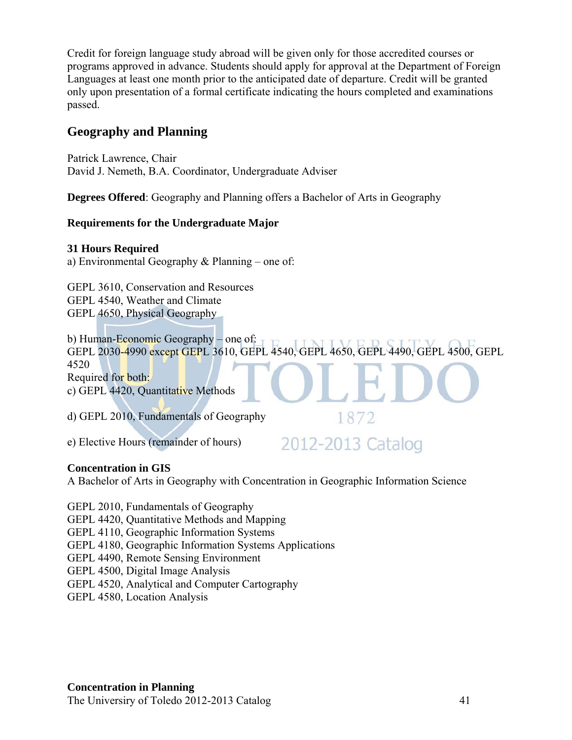Credit for foreign language study abroad will be given only for those accredited courses or programs approved in advance. Students should apply for approval at the Department of Foreign Languages at least one month prior to the anticipated date of departure. Credit will be granted only upon presentation of a formal certificate indicating the hours completed and examinations passed.

## Geography and Planning

Patrick Lawrence, Chair
David J. Nemeth, B.A. Coordinator, Undergraduate Adviser

**Degrees Offered**: Geography and Planning offers a Bachelor of Arts in Geography

**Requirements for the Undergraduate Major**

**31 Hours Required**
a) Environmental Geography & Planning – one of:

GEPL 3610, Conservation and Resources
GEPL 4540, Weather and Climate
GEPL 4650, Physical Geography

b) Human-Economic Geography – one of:
GEPL 2030-4990 except GEPL 3610, GEPL 4540, GEPL 4650, GEPL 4490, GEPL 4500, GEPL 4520
Required for both:
c) GEPL 4420, Quantitative Methods

d) GEPL 2010, Fundamentals of Geography

e) Elective Hours (remainder of hours)

**Concentration in GIS**
A Bachelor of Arts in Geography with Concentration in Geographic Information Science

GEPL 2010, Fundamentals of Geography
GEPL 4420, Quantitative Methods and Mapping
GEPL 4110, Geographic Information Systems
GEPL 4180, Geographic Information Systems Applications
GEPL 4490, Remote Sensing Environment
GEPL 4500, Digital Image Analysis
GEPL 4520, Analytical and Computer Cartography
GEPL 4580, Location Analysis

**Concentration in Planning**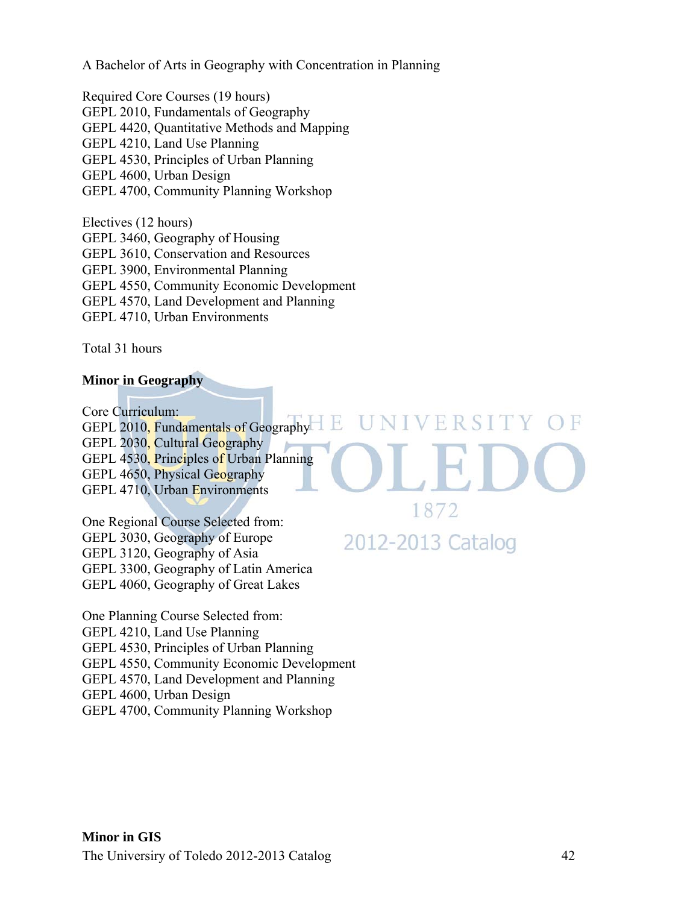A Bachelor of Arts in Geography with Concentration in Planning

Required Core Courses (19 hours)
GEPL 2010, Fundamentals of Geography
GEPL 4420, Quantitative Methods and Mapping
GEPL 4210, Land Use Planning
GEPL 4530, Principles of Urban Planning
GEPL 4600, Urban Design
GEPL 4700, Community Planning Workshop

Electives (12 hours)
GEPL 3460, Geography of Housing
GEPL 3610, Conservation and Resources
GEPL 3900, Environmental Planning
GEPL 4550, Community Economic Development
GEPL 4570, Land Development and Planning
GEPL 4710, Urban Environments

Total 31 hours

**Minor in Geography**

Core Curriculum:
GEPL 2010, Fundamentals of Geography
GEPL 2030, Cultural Geography
GEPL 4530, Principles of Urban Planning
GEPL 4650, Physical Geography
GEPL 4710, Urban Environments

One Regional Course Selected from:
GEPL 3030, Geography of Europe
GEPL 3120, Geography of Asia
GEPL 3300, Geography of Latin America
GEPL 4060, Geography of Great Lakes

One Planning Course Selected from:
GEPL 4210, Land Use Planning
GEPL 4530, Principles of Urban Planning
GEPL 4550, Community Economic Development
GEPL 4570, Land Development and Planning
GEPL 4600, Urban Design
GEPL 4700, Community Planning Workshop

**Minor in GIS**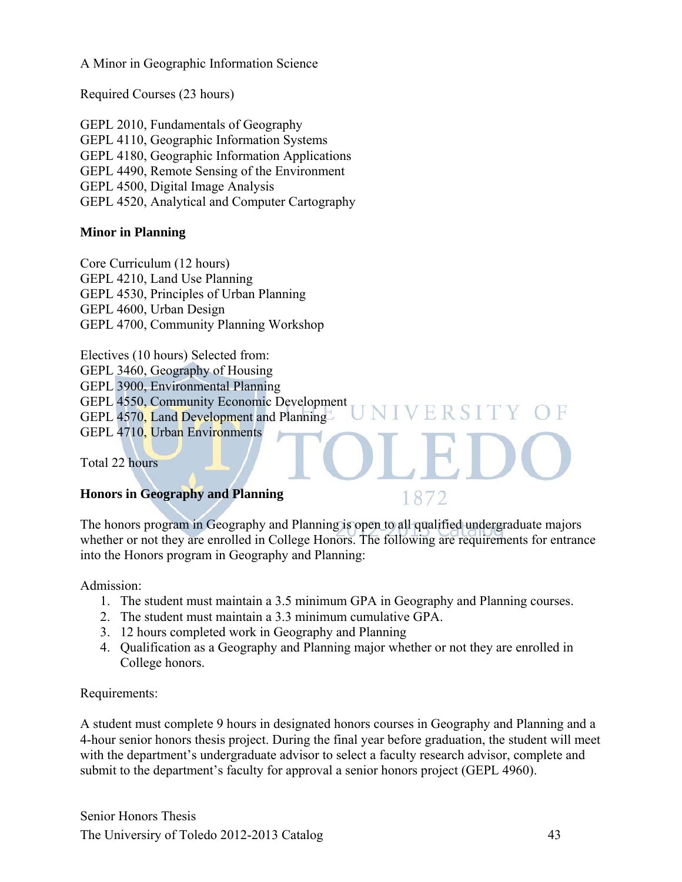A Minor in Geographic Information Science

Required Courses (23 hours)

GEPL 2010, Fundamentals of Geography
GEPL 4110, Geographic Information Systems
GEPL 4180, Geographic Information Applications
GEPL 4490, Remote Sensing of the Environment
GEPL 4500, Digital Image Analysis
GEPL 4520, Analytical and Computer Cartography

**Minor in Planning**

Core Curriculum (12 hours)
GEPL 4210, Land Use Planning
GEPL 4530, Principles of Urban Planning
GEPL 4600, Urban Design
GEPL 4700, Community Planning Workshop

Electives (10 hours) Selected from:
GEPL 3460, Geography of Housing
GEPL 3900, Environmental Planning
GEPL 4550, Community Economic Development
GEPL 4570, Land Development and Planning
GEPL 4710, Urban Environments

Total 22 hours

**Honors in Geography and Planning**

The honors program in Geography and Planning is open to all qualified undergraduate majors whether or not they are enrolled in College Honors. The following are requirements for entrance into the Honors program in Geography and Planning:

Admission:

1. The student must maintain a 3.5 minimum GPA in Geography and Planning courses.
2. The student must maintain a 3.3 minimum cumulative GPA.
3. 12 hours completed work in Geography and Planning
4. Qualification as a Geography and Planning major whether or not they are enrolled in College honors.

Requirements:

A student must complete 9 hours in designated honors courses in Geography and Planning and a 4-hour senior honors thesis project. During the final year before graduation, the student will meet with the department's undergraduate advisor to select a faculty research advisor, complete and submit to the department's faculty for approval a senior honors project (GEPL 4960).

Senior Honors Thesis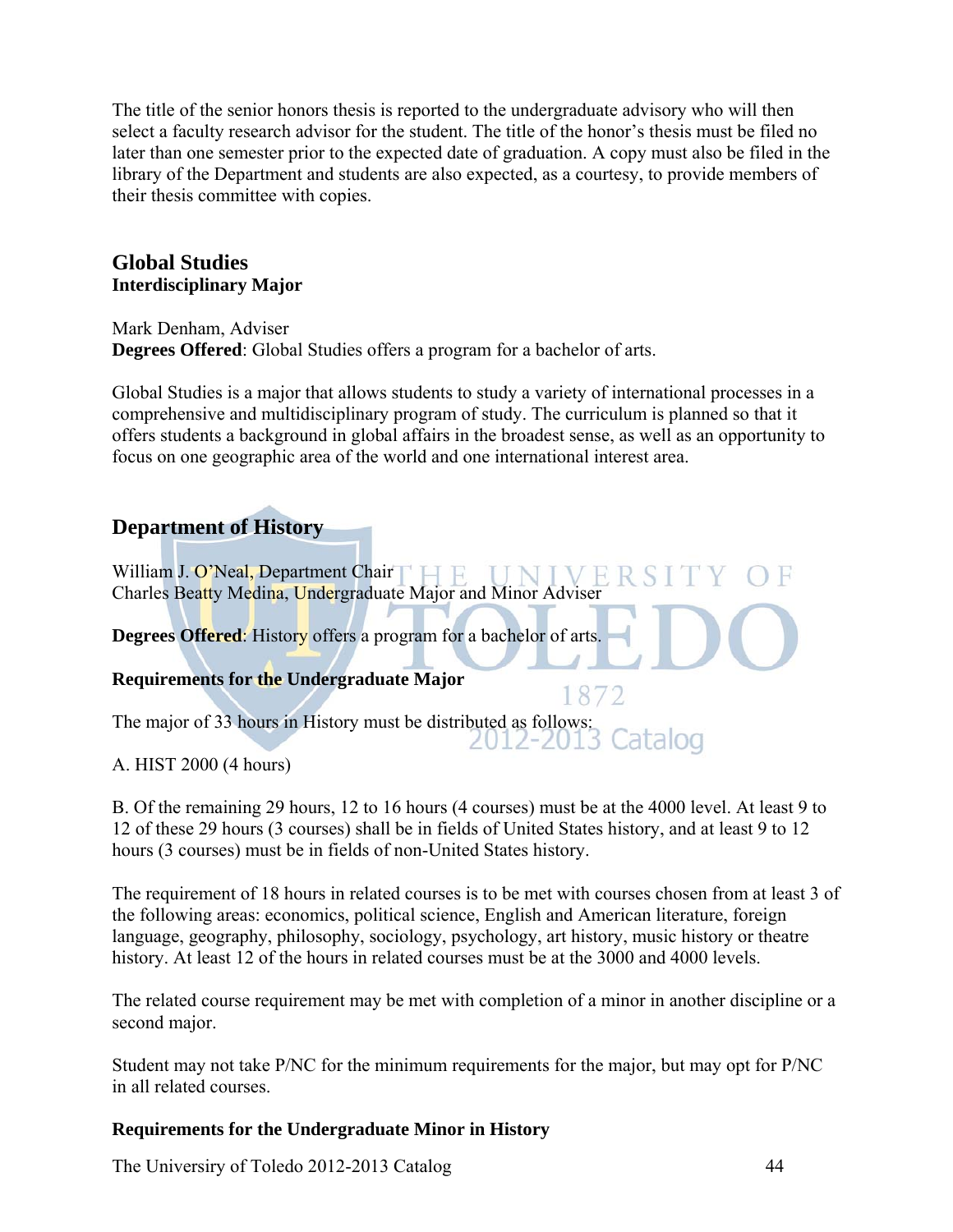The title of the senior honors thesis is reported to the undergraduate advisory who will then select a faculty research advisor for the student. The title of the honor's thesis must be filed no later than one semester prior to the expected date of graduation. A copy must also be filed in the library of the Department and students are also expected, as a courtesy, to provide members of their thesis committee with copies.

## Global Studies
**Interdisciplinary Major**

Mark Denham, Adviser
**Degrees Offered**: Global Studies offers a program for a bachelor of arts.

Global Studies is a major that allows students to study a variety of international processes in a comprehensive and multidisciplinary program of study. The curriculum is planned so that it offers students a background in global affairs in the broadest sense, as well as an opportunity to focus on one geographic area of the world and one international interest area.

## Department of History

William J. O'Neal, Department Chair
Charles Beatty Medina, Undergraduate Major and Minor Adviser

**Degrees Offered**: History offers a program for a bachelor of arts.

**Requirements for the Undergraduate Major**

The major of 33 hours in History must be distributed as follows:

A. HIST 2000 (4 hours)

B. Of the remaining 29 hours, 12 to 16 hours (4 courses) must be at the 4000 level. At least 9 to 12 of these 29 hours (3 courses) shall be in fields of United States history, and at least 9 to 12 hours (3 courses) must be in fields of non-United States history.

The requirement of 18 hours in related courses is to be met with courses chosen from at least 3 of the following areas: economics, political science, English and American literature, foreign language, geography, philosophy, sociology, psychology, art history, music history or theatre history. At least 12 of the hours in related courses must be at the 3000 and 4000 levels.

The related course requirement may be met with completion of a minor in another discipline or a second major.

Student may not take P/NC for the minimum requirements for the major, but may opt for P/NC in all related courses.

**Requirements for the Undergraduate Minor in History**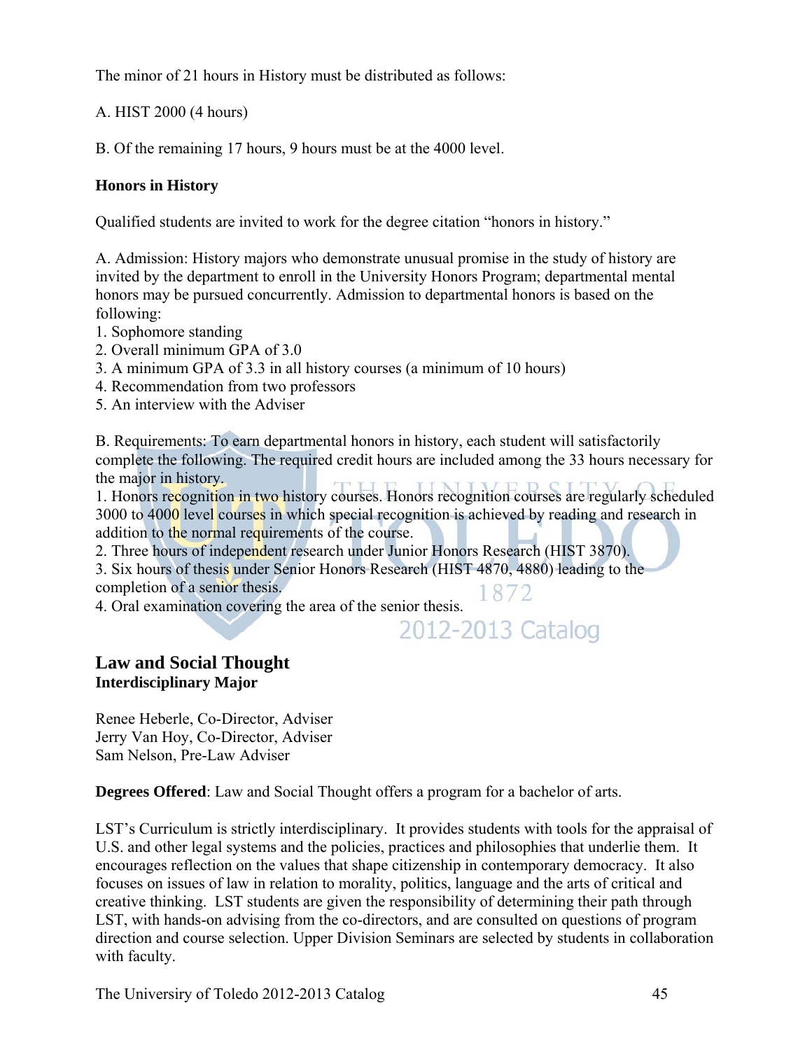The minor of 21 hours in History must be distributed as follows:

A. HIST 2000 (4 hours)

B. Of the remaining 17 hours, 9 hours must be at the 4000 level.

**Honors in History**

Qualified students are invited to work for the degree citation "honors in history."

A. Admission: History majors who demonstrate unusual promise in the study of history are invited by the department to enroll in the University Honors Program; departmental mental honors may be pursued concurrently. Admission to departmental honors is based on the following:

1. Sophomore standing
2. Overall minimum GPA of 3.0
3. A minimum GPA of 3.3 in all history courses (a minimum of 10 hours)
4. Recommendation from two professors
5. An interview with the Adviser

B. Requirements: To earn departmental honors in history, each student will satisfactorily complete the following. The required credit hours are included among the 33 hours necessary for the major in history.

1. Honors recognition in two history courses. Honors recognition courses are regularly scheduled 3000 to 4000 level courses in which special recognition is achieved by reading and research in addition to the normal requirements of the course.
2. Three hours of independent research under Junior Honors Research (HIST 3870).
3. Six hours of thesis under Senior Honors Research (HIST 4870, 4880) leading to the completion of a senior thesis.
4. Oral examination covering the area of the senior thesis.

## Law and Social Thought

**Interdisciplinary Major**

Renee Heberle, Co-Director, Adviser
Jerry Van Hoy, Co-Director, Adviser
Sam Nelson, Pre-Law Adviser

**Degrees Offered**: Law and Social Thought offers a program for a bachelor of arts.

LST's Curriculum is strictly interdisciplinary. It provides students with tools for the appraisal of U.S. and other legal systems and the policies, practices and philosophies that underlie them. It encourages reflection on the values that shape citizenship in contemporary democracy. It also focuses on issues of law in relation to morality, politics, language and the arts of critical and creative thinking. LST students are given the responsibility of determining their path through LST, with hands-on advising from the co-directors, and are consulted on questions of program direction and course selection. Upper Division Seminars are selected by students in collaboration with faculty.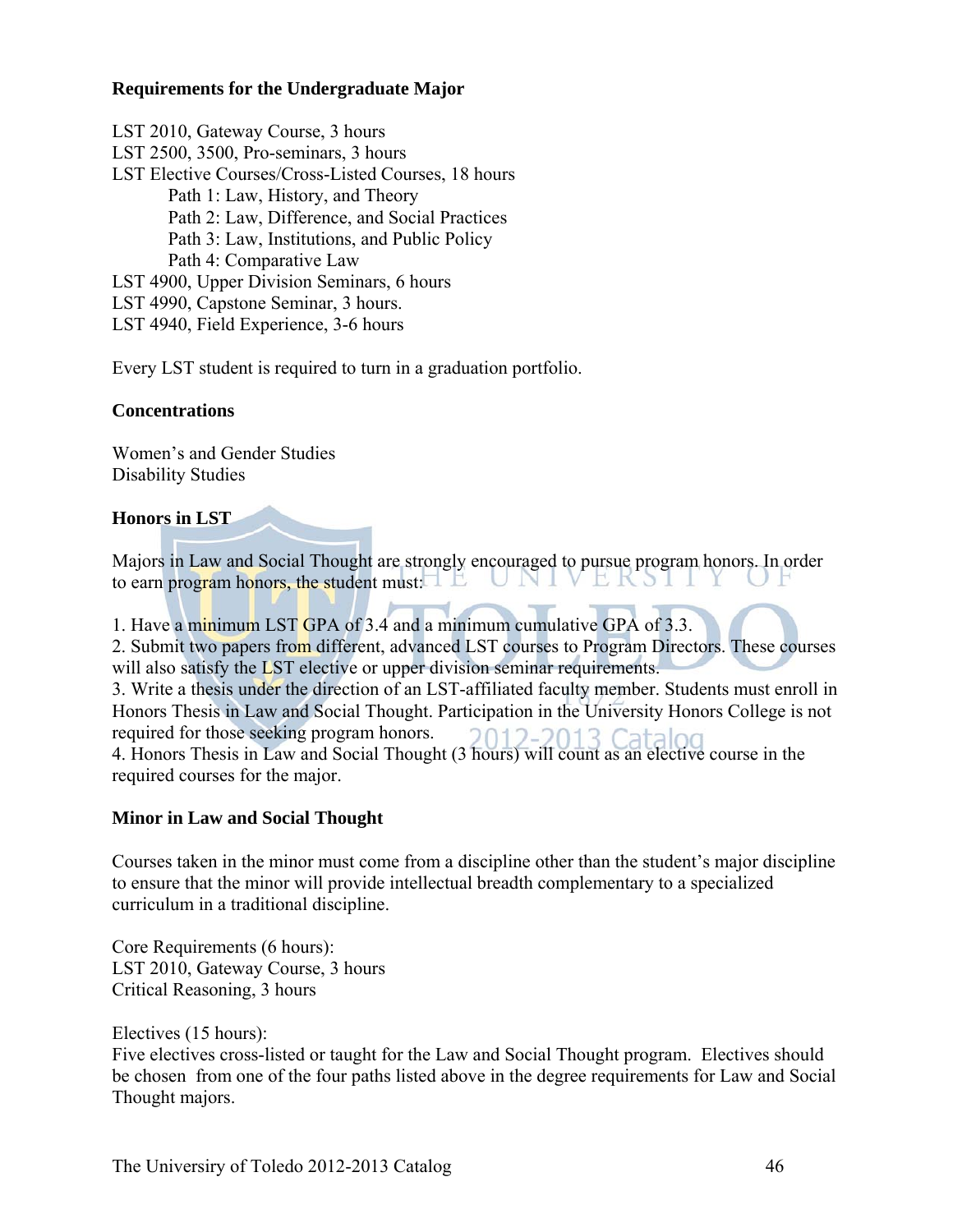### Requirements for the Undergraduate Major

LST 2010, Gateway Course, 3 hours
LST 2500, 3500, Pro-seminars, 3 hours
LST Elective Courses/Cross-Listed Courses, 18 hours

- Path 1: Law, History, and Theory
- Path 2: Law, Difference, and Social Practices
- Path 3: Law, Institutions, and Public Policy
- Path 4: Comparative Law

LST 4900, Upper Division Seminars, 6 hours
LST 4990, Capstone Seminar, 3 hours.
LST 4940, Field Experience, 3-6 hours

Every LST student is required to turn in a graduation portfolio.

### Concentrations

Women's and Gender Studies
Disability Studies

### Honors in LST

Majors in Law and Social Thought are strongly encouraged to pursue program honors. In order to earn program honors, the student must:

1. Have a minimum LST GPA of 3.4 and a minimum cumulative GPA of 3.3.
2. Submit two papers from different, advanced LST courses to Program Directors. These courses will also satisfy the LST elective or upper division seminar requirements.
3. Write a thesis under the direction of an LST-affiliated faculty member. Students must enroll in Honors Thesis in Law and Social Thought. Participation in the University Honors College is not required for those seeking program honors.
4. Honors Thesis in Law and Social Thought (3 hours) will count as an elective course in the required courses for the major.

### Minor in Law and Social Thought

Courses taken in the minor must come from a discipline other than the student's major discipline to ensure that the minor will provide intellectual breadth complementary to a specialized curriculum in a traditional discipline.

Core Requirements (6 hours):
LST 2010, Gateway Course, 3 hours
Critical Reasoning, 3 hours

Electives (15 hours):
Five electives cross-listed or taught for the Law and Social Thought program. Electives should be chosen from one of the four paths listed above in the degree requirements for Law and Social Thought majors.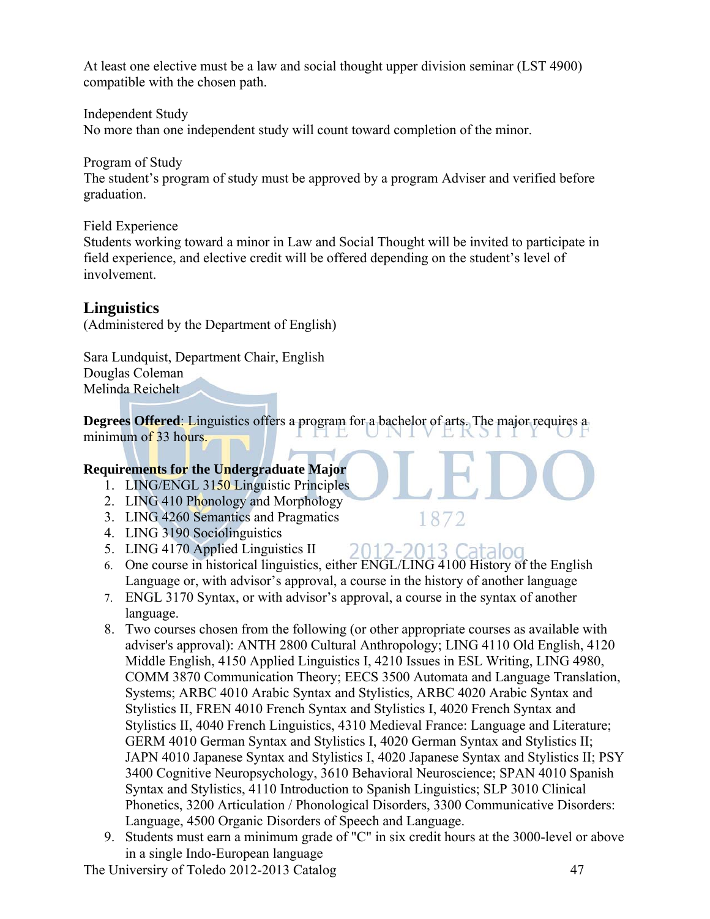At least one elective must be a law and social thought upper division seminar (LST 4900) compatible with the chosen path.

Independent Study
No more than one independent study will count toward completion of the minor.

Program of Study
The student's program of study must be approved by a program Adviser and verified before graduation.

Field Experience
Students working toward a minor in Law and Social Thought will be invited to participate in field experience, and elective credit will be offered depending on the student's level of involvement.

## Linguistics

(Administered by the Department of English)

Sara Lundquist, Department Chair, English
Douglas Coleman
Melinda Reichelt

**Degrees Offered**: Linguistics offers a program for a bachelor of arts. The major requires a minimum of 33 hours.

**Requirements for the Undergraduate Major**

1. LING/ENGL 3150 Linguistic Principles
2. LING 410 Phonology and Morphology
3. LING 4260 Semantics and Pragmatics
4. LING 3190 Sociolinguistics
5. LING 4170 Applied Linguistics II
6. One course in historical linguistics, either ENGL/LING 4100 History of the English Language or, with advisor's approval, a course in the history of another language
7. ENGL 3170 Syntax, or with advisor's approval, a course in the syntax of another language.
8. Two courses chosen from the following (or other appropriate courses as available with adviser's approval): ANTH 2800 Cultural Anthropology; LING 4110 Old English, 4120 Middle English, 4150 Applied Linguistics I, 4210 Issues in ESL Writing, LING 4980, COMM 3870 Communication Theory; EECS 3500 Automata and Language Translation, Systems; ARBC 4010 Arabic Syntax and Stylistics, ARBC 4020 Arabic Syntax and Stylistics II, FREN 4010 French Syntax and Stylistics I, 4020 French Syntax and Stylistics II, 4040 French Linguistics, 4310 Medieval France: Language and Literature; GERM 4010 German Syntax and Stylistics I, 4020 German Syntax and Stylistics II; JAPN 4010 Japanese Syntax and Stylistics I, 4020 Japanese Syntax and Stylistics II; PSY 3400 Cognitive Neuropsychology, 3610 Behavioral Neuroscience; SPAN 4010 Spanish Syntax and Stylistics, 4110 Introduction to Spanish Linguistics; SLP 3010 Clinical Phonetics, 3200 Articulation / Phonological Disorders, 3300 Communicative Disorders: Language, 4500 Organic Disorders of Speech and Language.
9. Students must earn a minimum grade of "C" in six credit hours at the 3000-level or above in a single Indo-European language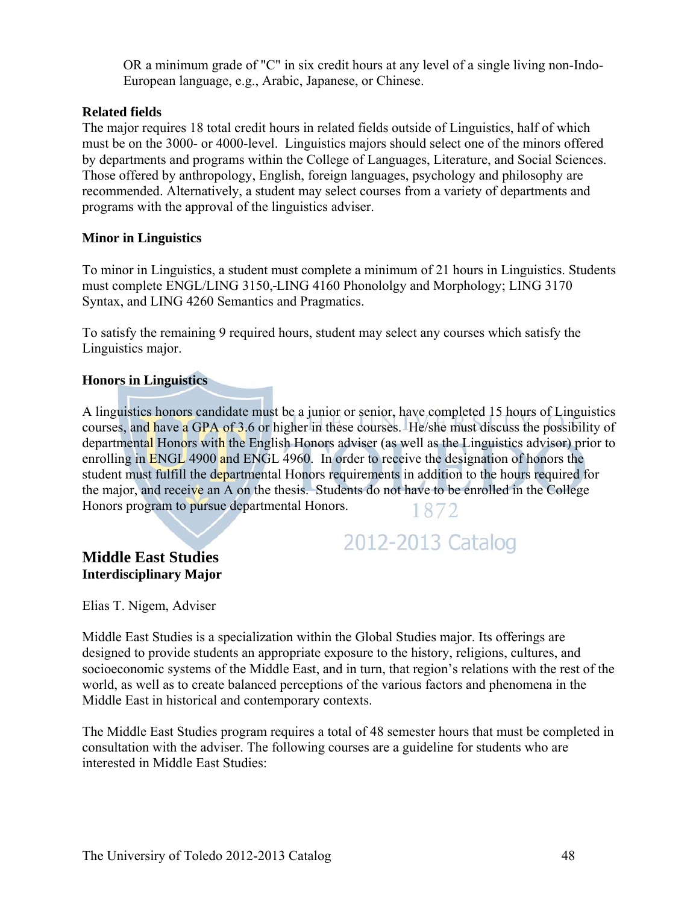OR a minimum grade of "C" in six credit hours at any level of a single living non-Indo-European language, e.g., Arabic, Japanese, or Chinese.

**Related fields**

The major requires 18 total credit hours in related fields outside of Linguistics, half of which must be on the 3000- or 4000-level. Linguistics majors should select one of the minors offered by departments and programs within the College of Languages, Literature, and Social Sciences. Those offered by anthropology, English, foreign languages, psychology and philosophy are recommended. Alternatively, a student may select courses from a variety of departments and programs with the approval of the linguistics adviser.

**Minor in Linguistics**

To minor in Linguistics, a student must complete a minimum of 21 hours in Linguistics. Students must complete ENGL/LING 3150,-LING 4160 Phonololgy and Morphology; LING 3170 Syntax, and LING 4260 Semantics and Pragmatics.

To satisfy the remaining 9 required hours, student may select any courses which satisfy the Linguistics major.

**Honors in Linguistics**

A linguistics honors candidate must be a junior or senior, have completed 15 hours of Linguistics courses, and have a GPA of 3.6 or higher in these courses. He/she must discuss the possibility of departmental Honors with the English Honors adviser (as well as the Linguistics advisor) prior to enrolling in ENGL 4900 and ENGL 4960. In order to receive the designation of honors the student must fulfill the departmental Honors requirements in addition to the hours required for the major, and receive an A on the thesis. Students do not have to be enrolled in the College Honors program to pursue departmental Honors.

## Middle East Studies

**Interdisciplinary Major**

Elias T. Nigem, Adviser

Middle East Studies is a specialization within the Global Studies major. Its offerings are designed to provide students an appropriate exposure to the history, religions, cultures, and socioeconomic systems of the Middle East, and in turn, that region's relations with the rest of the world, as well as to create balanced perceptions of the various factors and phenomena in the Middle East in historical and contemporary contexts.

The Middle East Studies program requires a total of 48 semester hours that must be completed in consultation with the adviser. The following courses are a guideline for students who are interested in Middle East Studies: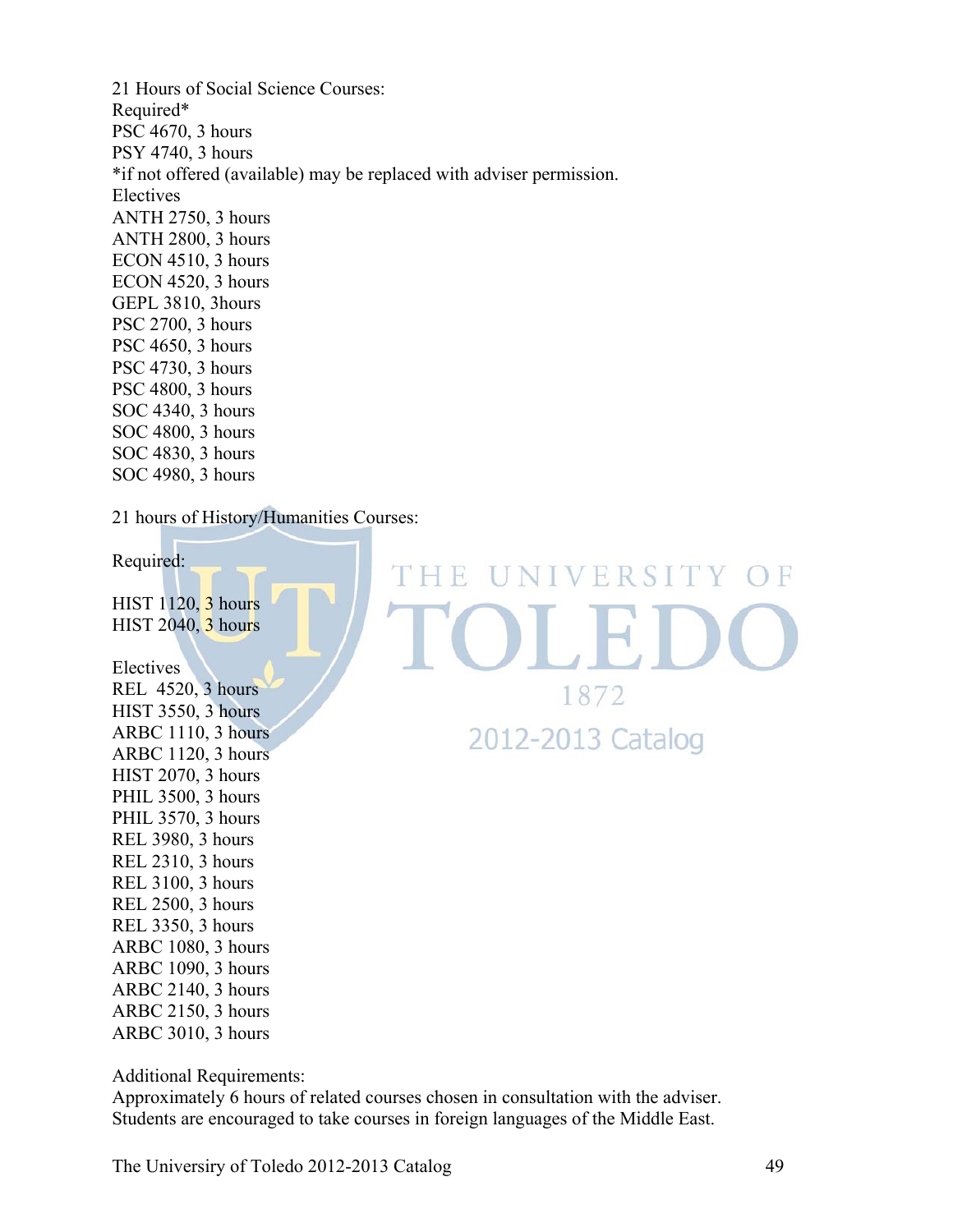21 Hours of Social Science Courses:

Required*

PSC 4670, 3 hours
PSY 4740, 3 hours

*if not offered (available) may be replaced with adviser permission.

Electives

ANTH 2750, 3 hours
ANTH 2800, 3 hours
ECON 4510, 3 hours
ECON 4520, 3 hours
GEPL 3810, 3hours
PSC 2700, 3 hours
PSC 4650, 3 hours
PSC 4730, 3 hours
PSC 4800, 3 hours
SOC 4340, 3 hours
SOC 4800, 3 hours
SOC 4830, 3 hours
SOC 4980, 3 hours

21 hours of History/Humanities Courses:

Required:

HIST 1120, 3 hours
HIST 2040, 3 hours

Electives

REL 4520, 3 hours
HIST 3550, 3 hours
ARBC 1110, 3 hours
ARBC 1120, 3 hours
HIST 2070, 3 hours
PHIL 3500, 3 hours
PHIL 3570, 3 hours
REL 3980, 3 hours
REL 2310, 3 hours
REL 3100, 3 hours
REL 2500, 3 hours
REL 3350, 3 hours
ARBC 1080, 3 hours
ARBC 1090, 3 hours
ARBC 2140, 3 hours
ARBC 2150, 3 hours
ARBC 3010, 3 hours

Additional Requirements:

Approximately 6 hours of related courses chosen in consultation with the adviser. Students are encouraged to take courses in foreign languages of the Middle East.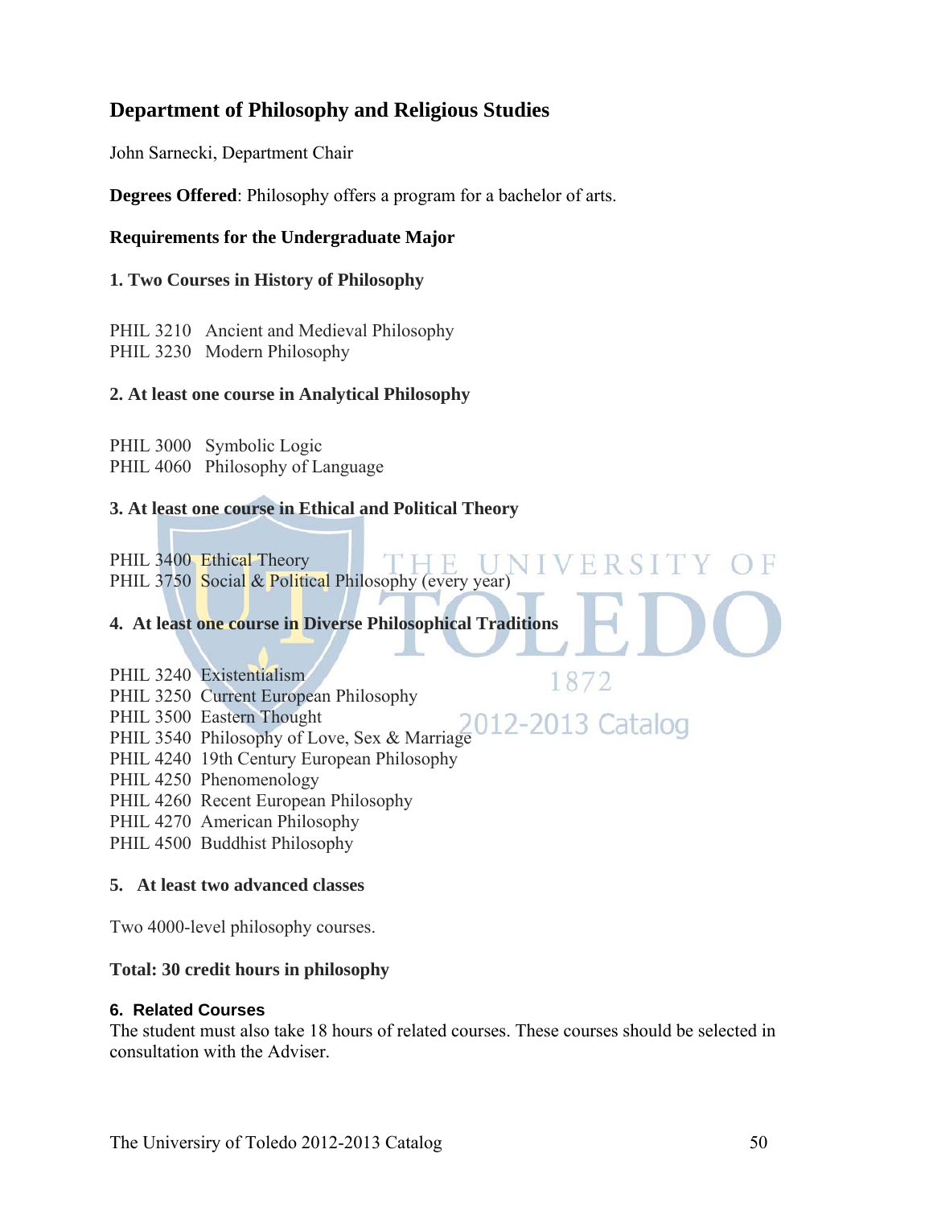## Department of Philosophy and Religious Studies

John Sarnecki, Department Chair

**Degrees Offered**: Philosophy offers a program for a bachelor of arts.

### Requirements for the Undergraduate Major

**1. Two Courses in History of Philosophy**

PHIL 3210 Ancient and Medieval Philosophy
PHIL 3230 Modern Philosophy

**2. At least one course in Analytical Philosophy**

PHIL 3000 Symbolic Logic
PHIL 4060 Philosophy of Language

**3. At least one course in Ethical and Political Theory**

PHIL 3400 Ethical Theory
PHIL 3750 Social & Political Philosophy (every year)

**4. At least one course in Diverse Philosophical Traditions**

PHIL 3240 Existentialism
PHIL 3250 Current European Philosophy
PHIL 3500 Eastern Thought
PHIL 3540 Philosophy of Love, Sex & Marriage
PHIL 4240 19th Century European Philosophy
PHIL 4250 Phenomenology
PHIL 4260 Recent European Philosophy
PHIL 4270 American Philosophy
PHIL 4500 Buddhist Philosophy

**5. At least two advanced classes**

Two 4000-level philosophy courses.

**Total: 30 credit hours in philosophy**

**6. Related Courses**
The student must also take 18 hours of related courses. These courses should be selected in consultation with the Adviser.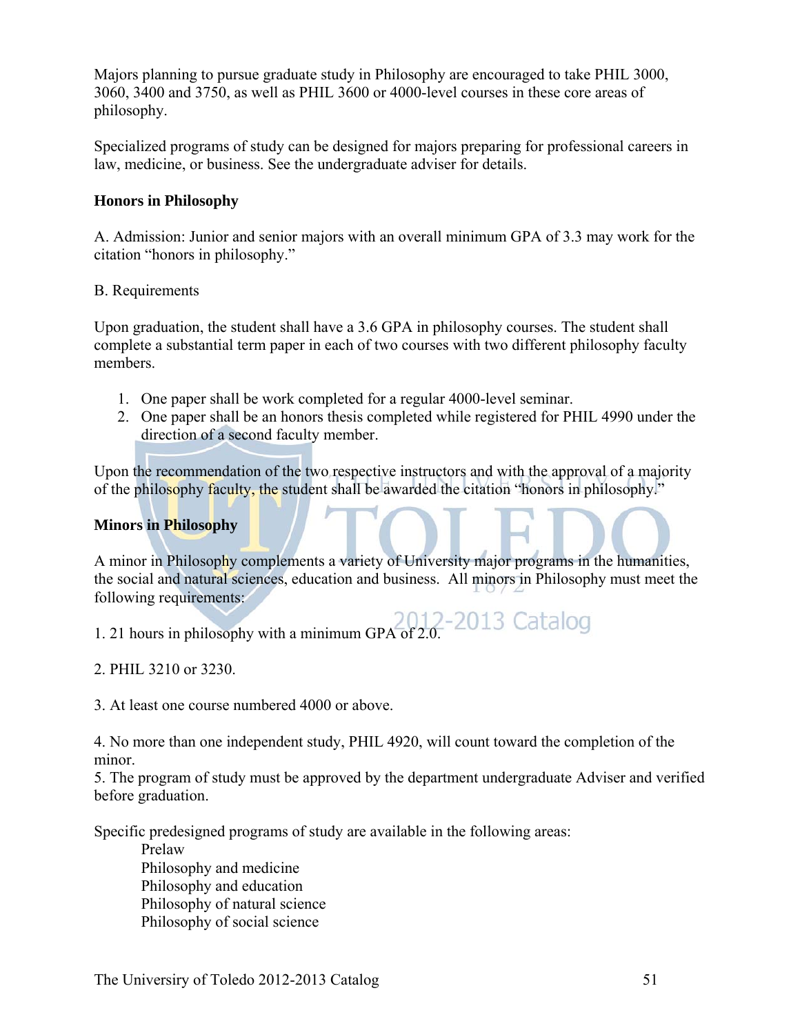Majors planning to pursue graduate study in Philosophy are encouraged to take PHIL 3000, 3060, 3400 and 3750, as well as PHIL 3600 or 4000-level courses in these core areas of philosophy.

Specialized programs of study can be designed for majors preparing for professional careers in law, medicine, or business. See the undergraduate adviser for details.

### Honors in Philosophy

A. Admission: Junior and senior majors with an overall minimum GPA of 3.3 may work for the citation "honors in philosophy."

B. Requirements

Upon graduation, the student shall have a 3.6 GPA in philosophy courses. The student shall complete a substantial term paper in each of two courses with two different philosophy faculty members.

1. One paper shall be work completed for a regular 4000-level seminar.
2. One paper shall be an honors thesis completed while registered for PHIL 4990 under the direction of a second faculty member.

Upon the recommendation of the two respective instructors and with the approval of a majority of the philosophy faculty, the student shall be awarded the citation "honors in philosophy."

### Minors in Philosophy

A minor in Philosophy complements a variety of University major programs in the humanities, the social and natural sciences, education and business. All minors in Philosophy must meet the following requirements:

1. 21 hours in philosophy with a minimum GPA of 2.0.

2. PHIL 3210 or 3230.

3. At least one course numbered 4000 or above.

4. No more than one independent study, PHIL 4920, will count toward the completion of the minor.
5. The program of study must be approved by the department undergraduate Adviser and verified before graduation.

Specific predesigned programs of study are available in the following areas:

- Prelaw
- Philosophy and medicine
- Philosophy and education
- Philosophy of natural science
- Philosophy of social science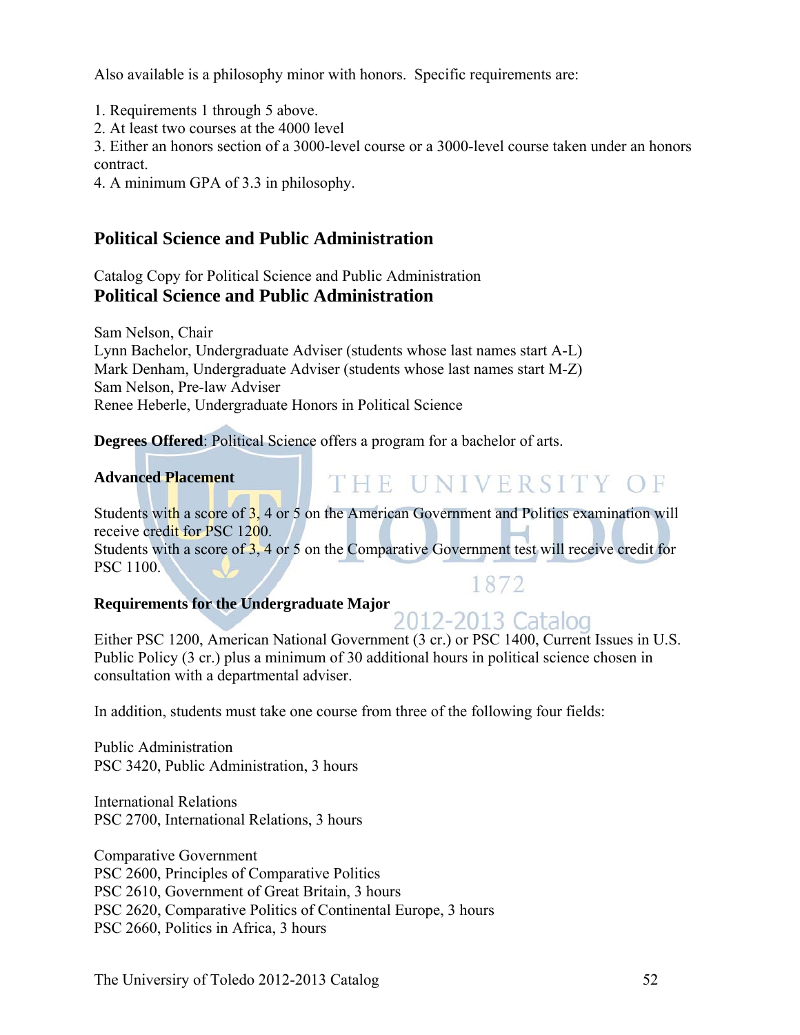Also available is a philosophy minor with honors. Specific requirements are:

1. Requirements 1 through 5 above.
2. At least two courses at the 4000 level
3. Either an honors section of a 3000-level course or a 3000-level course taken under an honors contract.
4. A minimum GPA of 3.3 in philosophy.

## Political Science and Public Administration

Catalog Copy for Political Science and Public Administration

## Political Science and Public Administration

Sam Nelson, Chair
Lynn Bachelor, Undergraduate Adviser (students whose last names start A-L)
Mark Denham, Undergraduate Adviser (students whose last names start M-Z)
Sam Nelson, Pre-law Adviser
Renee Heberle, Undergraduate Honors in Political Science

**Degrees Offered**: Political Science offers a program for a bachelor of arts.

**Advanced Placement**

Students with a score of 3, 4 or 5 on the American Government and Politics examination will receive credit for PSC 1200.
Students with a score of 3, 4 or 5 on the Comparative Government test will receive credit for PSC 1100.

**Requirements for the Undergraduate Major**

Either PSC 1200, American National Government (3 cr.) or PSC 1400, Current Issues in U.S. Public Policy (3 cr.) plus a minimum of 30 additional hours in political science chosen in consultation with a departmental adviser.

In addition, students must take one course from three of the following four fields:

Public Administration
PSC 3420, Public Administration, 3 hours

International Relations
PSC 2700, International Relations, 3 hours

Comparative Government
PSC 2600, Principles of Comparative Politics
PSC 2610, Government of Great Britain, 3 hours
PSC 2620, Comparative Politics of Continental Europe, 3 hours
PSC 2660, Politics in Africa, 3 hours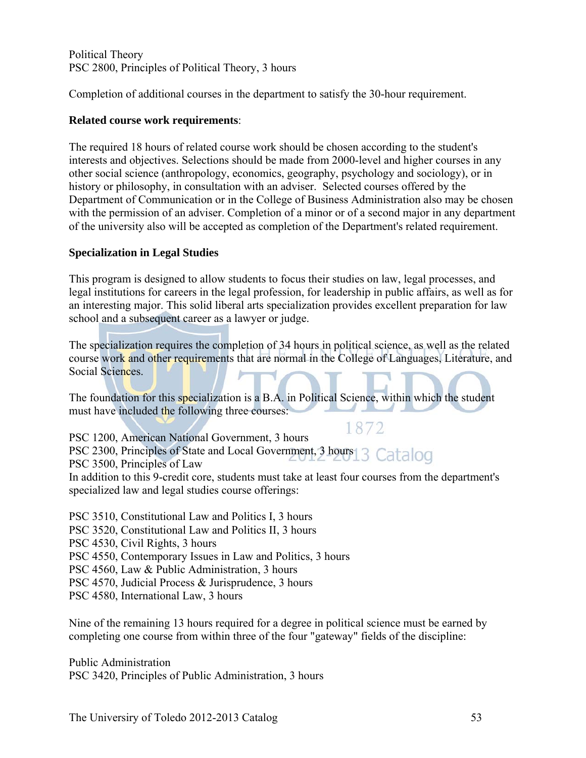Political Theory
PSC 2800, Principles of Political Theory, 3 hours

Completion of additional courses in the department to satisfy the 30-hour requirement.

**Related course work requirements**:

The required 18 hours of related course work should be chosen according to the student's interests and objectives. Selections should be made from 2000-level and higher courses in any other social science (anthropology, economics, geography, psychology and sociology), or in history or philosophy, in consultation with an adviser. Selected courses offered by the Department of Communication or in the College of Business Administration also may be chosen with the permission of an adviser. Completion of a minor or of a second major in any department of the university also will be accepted as completion of the Department's related requirement.

**Specialization in Legal Studies**

This program is designed to allow students to focus their studies on law, legal processes, and legal institutions for careers in the legal profession, for leadership in public affairs, as well as for an interesting major. This solid liberal arts specialization provides excellent preparation for law school and a subsequent career as a lawyer or judge.

The specialization requires the completion of 34 hours in political science, as well as the related course work and other requirements that are normal in the College of Languages, Literature, and Social Sciences.

The foundation for this specialization is a B.A. in Political Science, within which the student must have included the following three courses:

PSC 1200, American National Government, 3 hours
PSC 2300, Principles of State and Local Government, 3 hours
PSC 3500, Principles of Law
In addition to this 9-credit core, students must take at least four courses from the department's specialized law and legal studies course offerings:

PSC 3510, Constitutional Law and Politics I, 3 hours
PSC 3520, Constitutional Law and Politics II, 3 hours
PSC 4530, Civil Rights, 3 hours
PSC 4550, Contemporary Issues in Law and Politics, 3 hours
PSC 4560, Law & Public Administration, 3 hours
PSC 4570, Judicial Process & Jurisprudence, 3 hours
PSC 4580, International Law, 3 hours

Nine of the remaining 13 hours required for a degree in political science must be earned by completing one course from within three of the four "gateway" fields of the discipline:

Public Administration
PSC 3420, Principles of Public Administration, 3 hours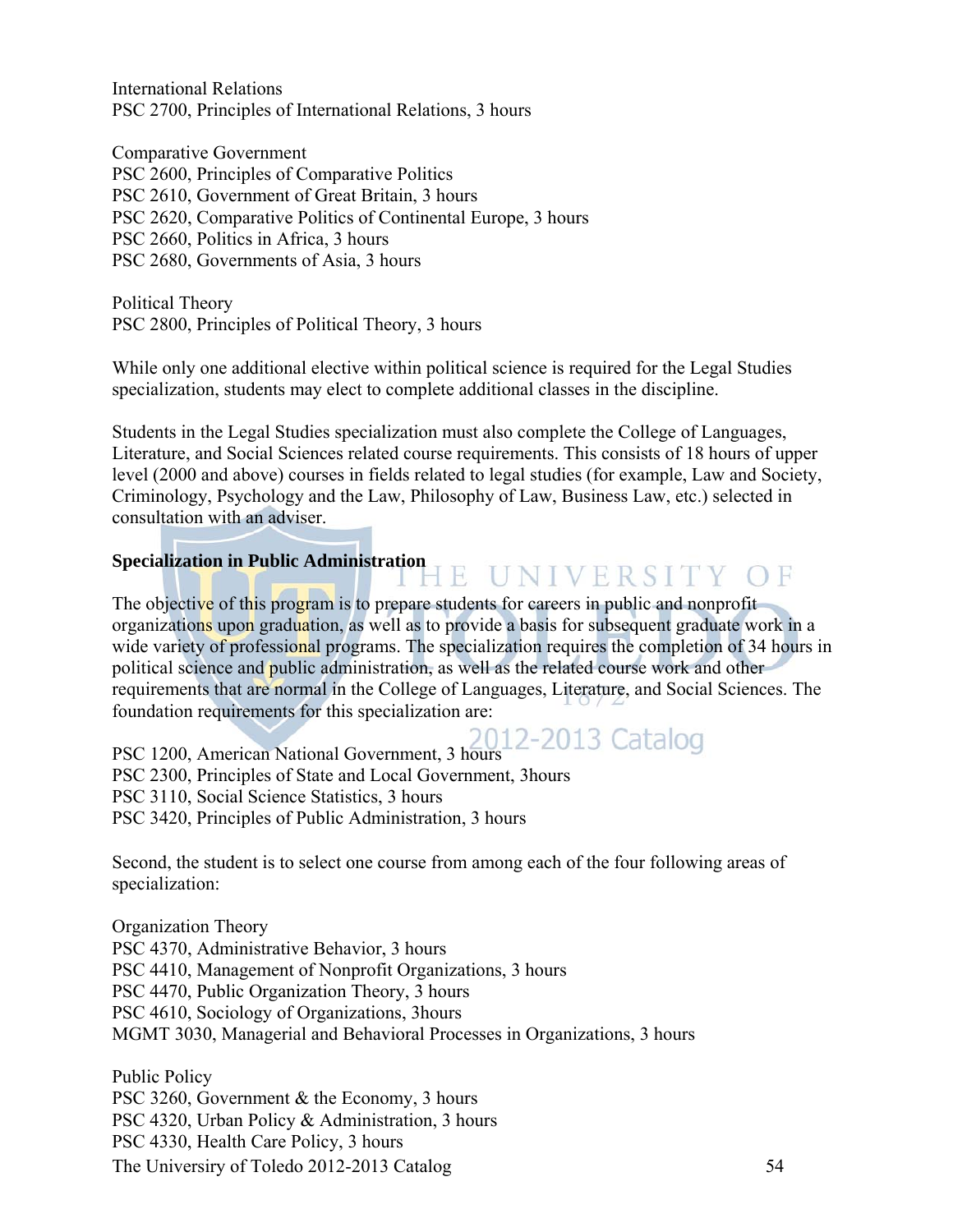International Relations
PSC 2700, Principles of International Relations, 3 hours

Comparative Government
PSC 2600, Principles of Comparative Politics
PSC 2610, Government of Great Britain, 3 hours
PSC 2620, Comparative Politics of Continental Europe, 3 hours
PSC 2660, Politics in Africa, 3 hours
PSC 2680, Governments of Asia, 3 hours

Political Theory
PSC 2800, Principles of Political Theory, 3 hours

While only one additional elective within political science is required for the Legal Studies specialization, students may elect to complete additional classes in the discipline.

Students in the Legal Studies specialization must also complete the College of Languages, Literature, and Social Sciences related course requirements. This consists of 18 hours of upper level (2000 and above) courses in fields related to legal studies (for example, Law and Society, Criminology, Psychology and the Law, Philosophy of Law, Business Law, etc.) selected in consultation with an adviser.

**Specialization in Public Administration**

The objective of this program is to prepare students for careers in public and nonprofit organizations upon graduation, as well as to provide a basis for subsequent graduate work in a wide variety of professional programs. The specialization requires the completion of 34 hours in political science and public administration, as well as the related course work and other requirements that are normal in the College of Languages, Literature, and Social Sciences. The foundation requirements for this specialization are:

PSC 1200, American National Government, 3 hours
PSC 2300, Principles of State and Local Government, 3hours
PSC 3110, Social Science Statistics, 3 hours
PSC 3420, Principles of Public Administration, 3 hours

Second, the student is to select one course from among each of the four following areas of specialization:

Organization Theory
PSC 4370, Administrative Behavior, 3 hours
PSC 4410, Management of Nonprofit Organizations, 3 hours
PSC 4470, Public Organization Theory, 3 hours
PSC 4610, Sociology of Organizations, 3hours
MGMT 3030, Managerial and Behavioral Processes in Organizations, 3 hours

Public Policy
PSC 3260, Government & the Economy, 3 hours
PSC 4320, Urban Policy & Administration, 3 hours
PSC 4330, Health Care Policy, 3 hours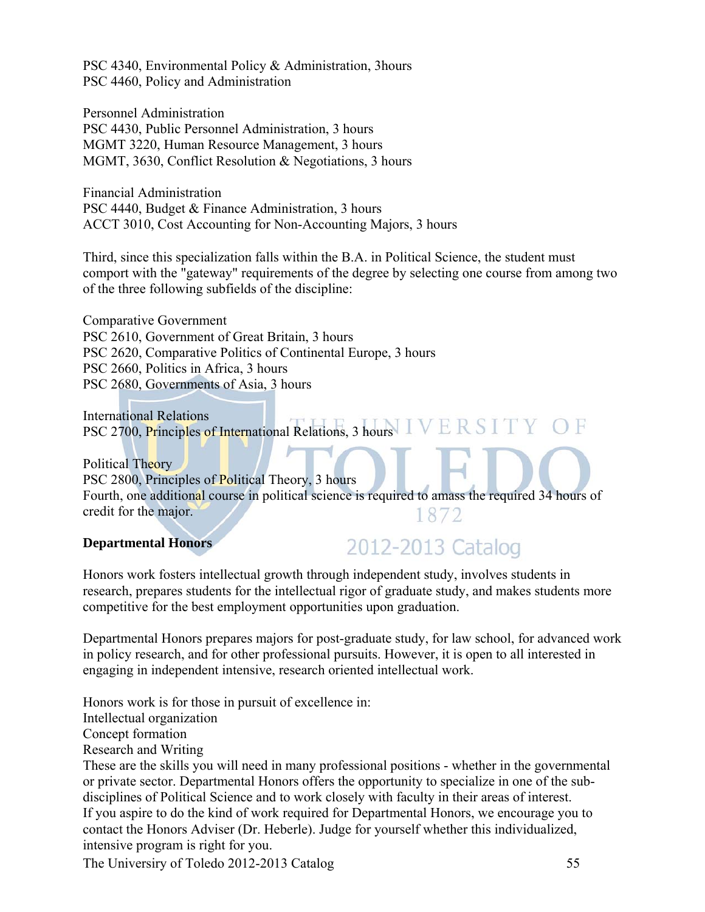PSC 4340, Environmental Policy & Administration, 3hours
PSC 4460, Policy and Administration

Personnel Administration
PSC 4430, Public Personnel Administration, 3 hours
MGMT 3220, Human Resource Management, 3 hours
MGMT, 3630, Conflict Resolution & Negotiations, 3 hours

Financial Administration
PSC 4440, Budget & Finance Administration, 3 hours
ACCT 3010, Cost Accounting for Non-Accounting Majors, 3 hours

Third, since this specialization falls within the B.A. in Political Science, the student must comport with the "gateway" requirements of the degree by selecting one course from among two of the three following subfields of the discipline:

Comparative Government
PSC 2610, Government of Great Britain, 3 hours
PSC 2620, Comparative Politics of Continental Europe, 3 hours
PSC 2660, Politics in Africa, 3 hours
PSC 2680, Governments of Asia, 3 hours

International Relations
PSC 2700, Principles of International Relations, 3 hours

Political Theory
PSC 2800, Principles of Political Theory, 3 hours
Fourth, one additional course in political science is required to amass the required 34 hours of credit for the major.

**Departmental Honors**

Honors work fosters intellectual growth through independent study, involves students in research, prepares students for the intellectual rigor of graduate study, and makes students more competitive for the best employment opportunities upon graduation.

Departmental Honors prepares majors for post-graduate study, for law school, for advanced work in policy research, and for other professional pursuits. However, it is open to all interested in engaging in independent intensive, research oriented intellectual work.

Honors work is for those in pursuit of excellence in:
Intellectual organization
Concept formation
Research and Writing
These are the skills you will need in many professional positions - whether in the governmental or private sector. Departmental Honors offers the opportunity to specialize in one of the sub-disciplines of Political Science and to work closely with faculty in their areas of interest.
If you aspire to do the kind of work required for Departmental Honors, we encourage you to contact the Honors Adviser (Dr. Heberle). Judge for yourself whether this individualized, intensive program is right for you.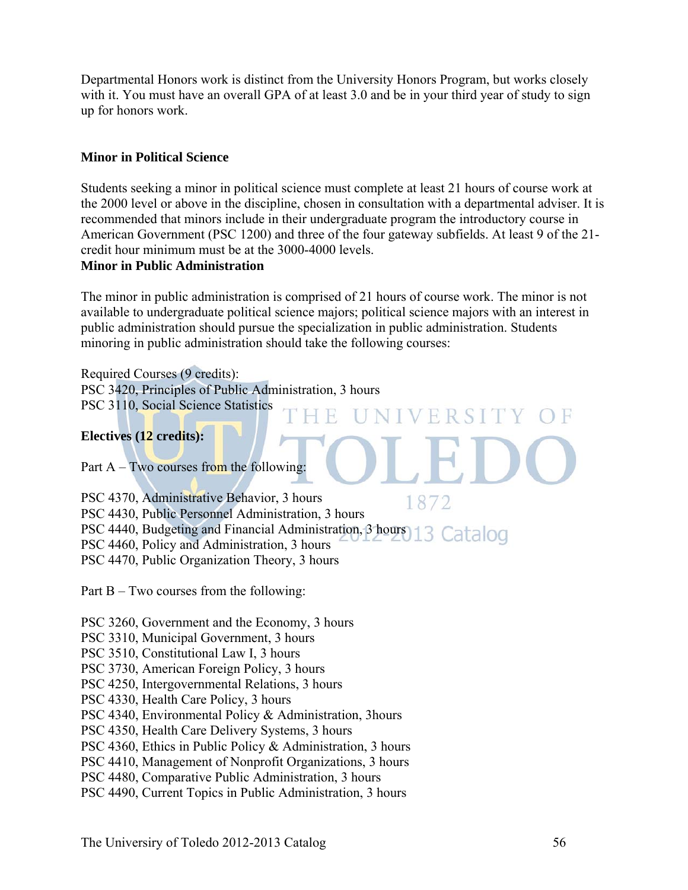Departmental Honors work is distinct from the University Honors Program, but works closely with it. You must have an overall GPA of at least 3.0 and be in your third year of study to sign up for honors work.

**Minor in Political Science**

Students seeking a minor in political science must complete at least 21 hours of course work at the 2000 level or above in the discipline, chosen in consultation with a departmental adviser. It is recommended that minors include in their undergraduate program the introductory course in American Government (PSC 1200) and three of the four gateway subfields. At least 9 of the 21-credit hour minimum must be at the 3000-4000 levels.

**Minor in Public Administration**

The minor in public administration is comprised of 21 hours of course work. The minor is not available to undergraduate political science majors; political science majors with an interest in public administration should pursue the specialization in public administration. Students minoring in public administration should take the following courses:

Required Courses (9 credits):
PSC 3420, Principles of Public Administration, 3 hours
PSC 3110, Social Science Statistics

**Electives (12 credits):**

Part A – Two courses from the following:

PSC 4370, Administrative Behavior, 3 hours
PSC 4430, Public Personnel Administration, 3 hours
PSC 4440, Budgeting and Financial Administration, 3 hours
PSC 4460, Policy and Administration, 3 hours
PSC 4470, Public Organization Theory, 3 hours

Part B – Two courses from the following:

PSC 3260, Government and the Economy, 3 hours
PSC 3310, Municipal Government, 3 hours
PSC 3510, Constitutional Law I, 3 hours
PSC 3730, American Foreign Policy, 3 hours
PSC 4250, Intergovernmental Relations, 3 hours
PSC 4330, Health Care Policy, 3 hours
PSC 4340, Environmental Policy & Administration, 3hours
PSC 4350, Health Care Delivery Systems, 3 hours
PSC 4360, Ethics in Public Policy & Administration, 3 hours
PSC 4410, Management of Nonprofit Organizations, 3 hours
PSC 4480, Comparative Public Administration, 3 hours
PSC 4490, Current Topics in Public Administration, 3 hours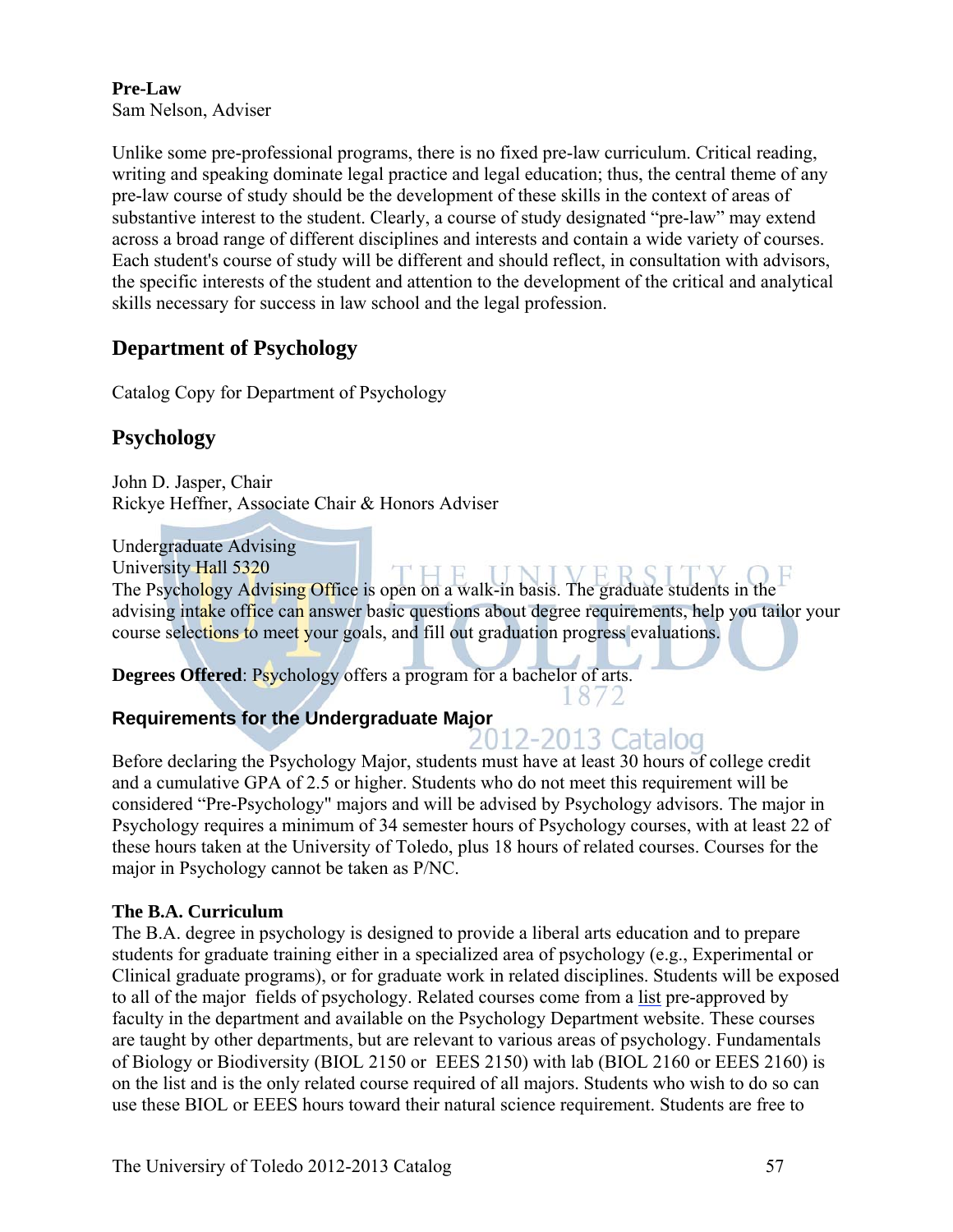**Pre-Law**
Sam Nelson, Adviser

Unlike some pre-professional programs, there is no fixed pre-law curriculum. Critical reading, writing and speaking dominate legal practice and legal education; thus, the central theme of any pre-law course of study should be the development of these skills in the context of areas of substantive interest to the student. Clearly, a course of study designated "pre-law" may extend across a broad range of different disciplines and interests and contain a wide variety of courses. Each student's course of study will be different and should reflect, in consultation with advisors, the specific interests of the student and attention to the development of the critical and analytical skills necessary for success in law school and the legal profession.

## Department of Psychology

Catalog Copy for Department of Psychology

## Psychology

John D. Jasper, Chair
Rickye Heffner, Associate Chair & Honors Adviser

Undergraduate Advising
University Hall 5320
The Psychology Advising Office is open on a walk-in basis. The graduate students in the advising intake office can answer basic questions about degree requirements, help you tailor your course selections to meet your goals, and fill out graduation progress evaluations.

**Degrees Offered**: Psychology offers a program for a bachelor of arts.

### Requirements for the Undergraduate Major

Before declaring the Psychology Major, students must have at least 30 hours of college credit and a cumulative GPA of 2.5 or higher. Students who do not meet this requirement will be considered "Pre-Psychology" majors and will be advised by Psychology advisors. The major in Psychology requires a minimum of 34 semester hours of Psychology courses, with at least 22 of these hours taken at the University of Toledo, plus 18 hours of related courses. Courses for the major in Psychology cannot be taken as P/NC.

**The B.A. Curriculum**
The B.A. degree in psychology is designed to provide a liberal arts education and to prepare students for graduate training either in a specialized area of psychology (e.g., Experimental or Clinical graduate programs), or for graduate work in related disciplines. Students will be exposed to all of the major fields of psychology. Related courses come from a list pre-approved by faculty in the department and available on the Psychology Department website. These courses are taught by other departments, but are relevant to various areas of psychology. Fundamentals of Biology or Biodiversity (BIOL 2150 or EEES 2150) with lab (BIOL 2160 or EEES 2160) is on the list and is the only related course required of all majors. Students who wish to do so can use these BIOL or EEES hours toward their natural science requirement. Students are free to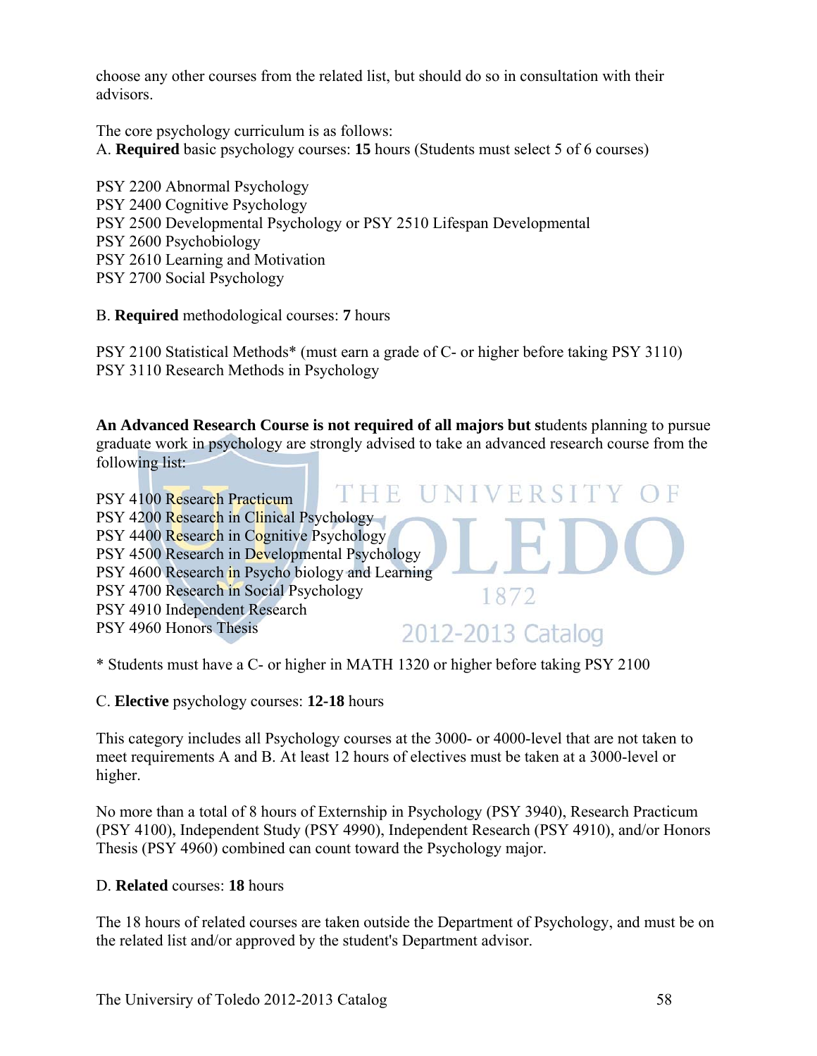choose any other courses from the related list, but should do so in consultation with their advisors.

The core psychology curriculum is as follows:
A. **Required** basic psychology courses: **15** hours (Students must select 5 of 6 courses)

PSY 2200 Abnormal Psychology
PSY 2400 Cognitive Psychology
PSY 2500 Developmental Psychology or PSY 2510 Lifespan Developmental
PSY 2600 Psychobiology
PSY 2610 Learning and Motivation
PSY 2700 Social Psychology

B. **Required** methodological courses: **7** hours

PSY 2100 Statistical Methods* (must earn a grade of C- or higher before taking PSY 3110)
PSY 3110 Research Methods in Psychology

**An Advanced Research Course is not required of all majors but s**tudents planning to pursue graduate work in psychology are strongly advised to take an advanced research course from the following list:

PSY 4100 Research Practicum
PSY 4200 Research in Clinical Psychology
PSY 4400 Research in Cognitive Psychology
PSY 4500 Research in Developmental Psychology
PSY 4600 Research in Psycho biology and Learning
PSY 4700 Research in Social Psychology
PSY 4910 Independent Research
PSY 4960 Honors Thesis

* Students must have a C- or higher in MATH 1320 or higher before taking PSY 2100

C. **Elective** psychology courses: **12-18** hours

This category includes all Psychology courses at the 3000- or 4000-level that are not taken to meet requirements A and B. At least 12 hours of electives must be taken at a 3000-level or higher.

No more than a total of 8 hours of Externship in Psychology (PSY 3940), Research Practicum (PSY 4100), Independent Study (PSY 4990), Independent Research (PSY 4910), and/or Honors Thesis (PSY 4960) combined can count toward the Psychology major.

D. **Related** courses: **18** hours

The 18 hours of related courses are taken outside the Department of Psychology, and must be on the related list and/or approved by the student's Department advisor.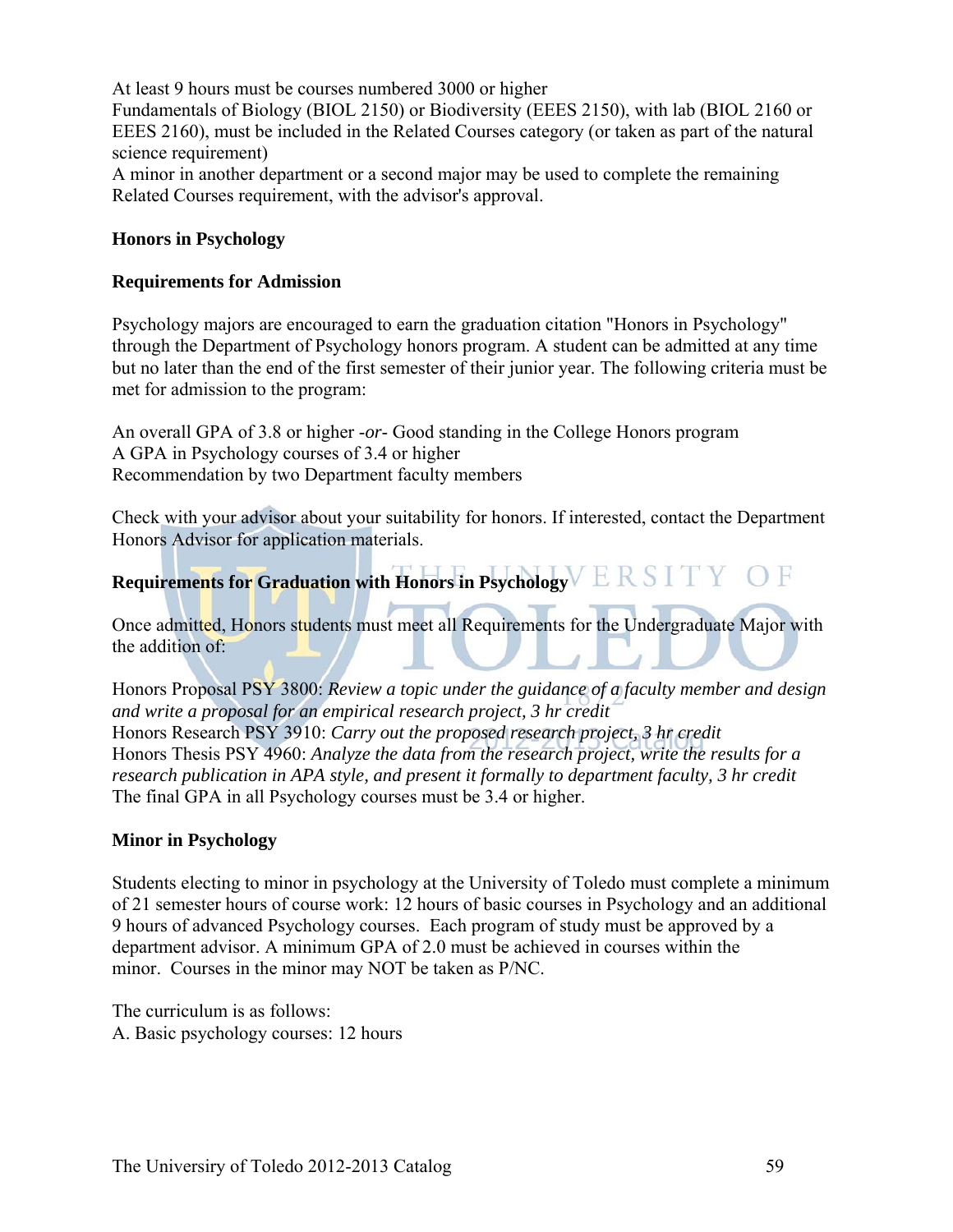At least 9 hours must be courses numbered 3000 or higher

Fundamentals of Biology (BIOL 2150) or Biodiversity (EEES 2150), with lab (BIOL 2160 or EEES 2160), must be included in the Related Courses category (or taken as part of the natural science requirement)

A minor in another department or a second major may be used to complete the remaining Related Courses requirement, with the advisor's approval.

**Honors in Psychology**

**Requirements for Admission**

Psychology majors are encouraged to earn the graduation citation "Honors in Psychology" through the Department of Psychology honors program. A student can be admitted at any time but no later than the end of the first semester of their junior year. The following criteria must be met for admission to the program:

An overall GPA of 3.8 or higher -*or*- Good standing in the College Honors program

A GPA in Psychology courses of 3.4 or higher

Recommendation by two Department faculty members

Check with your advisor about your suitability for honors. If interested, contact the Department Honors Advisor for application materials.

**Requirements for Graduation with Honors in Psychology**

Once admitted, Honors students must meet all Requirements for the Undergraduate Major with the addition of:

Honors Proposal PSY 3800: *Review a topic under the guidance of a faculty member and design and write a proposal for an empirical research project, 3 hr credit*

Honors Research PSY 3910: *Carry out the proposed research project, 3 hr credit*

Honors Thesis PSY 4960: *Analyze the data from the research project, write the results for a research publication in APA style, and present it formally to department faculty, 3 hr credit*

The final GPA in all Psychology courses must be 3.4 or higher.

**Minor in Psychology**

Students electing to minor in psychology at the University of Toledo must complete a minimum of 21 semester hours of course work: 12 hours of basic courses in Psychology and an additional 9 hours of advanced Psychology courses. Each program of study must be approved by a department advisor. A minimum GPA of 2.0 must be achieved in courses within the minor. Courses in the minor may NOT be taken as P/NC.

The curriculum is as follows:

A. Basic psychology courses: 12 hours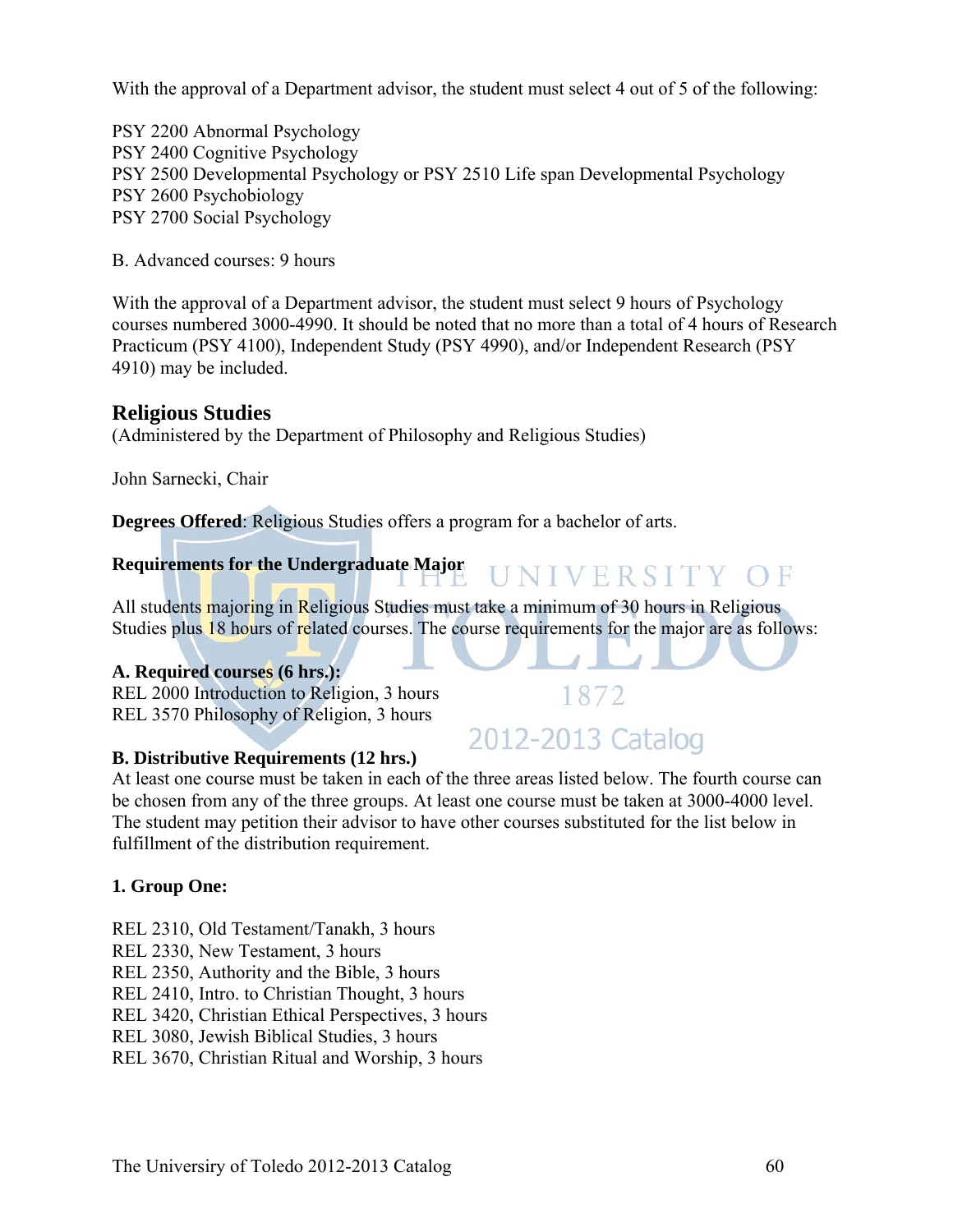With the approval of a Department advisor, the student must select 4 out of 5 of the following:

PSY 2200 Abnormal Psychology
PSY 2400 Cognitive Psychology
PSY 2500 Developmental Psychology or PSY 2510 Life span Developmental Psychology
PSY 2600 Psychobiology
PSY 2700 Social Psychology

B. Advanced courses: 9 hours

With the approval of a Department advisor, the student must select 9 hours of Psychology courses numbered 3000-4990. It should be noted that no more than a total of 4 hours of Research Practicum (PSY 4100), Independent Study (PSY 4990), and/or Independent Research (PSY 4910) may be included.

## Religious Studies

(Administered by the Department of Philosophy and Religious Studies)

John Sarnecki, Chair

**Degrees Offered**: Religious Studies offers a program for a bachelor of arts.

**Requirements for the Undergraduate Major**

All students majoring in Religious Studies must take a minimum of 30 hours in Religious Studies plus 18 hours of related courses. The course requirements for the major are as follows:

**A. Required courses (6 hrs.):**
REL 2000 Introduction to Religion, 3 hours
REL 3570 Philosophy of Religion, 3 hours

**B. Distributive Requirements (12 hrs.)**
At least one course must be taken in each of the three areas listed below. The fourth course can be chosen from any of the three groups. At least one course must be taken at 3000-4000 level. The student may petition their advisor to have other courses substituted for the list below in fulfillment of the distribution requirement.

**1. Group One:**

REL 2310, Old Testament/Tanakh, 3 hours
REL 2330, New Testament, 3 hours
REL 2350, Authority and the Bible, 3 hours
REL 2410, Intro. to Christian Thought, 3 hours
REL 3420, Christian Ethical Perspectives, 3 hours
REL 3080, Jewish Biblical Studies, 3 hours
REL 3670, Christian Ritual and Worship, 3 hours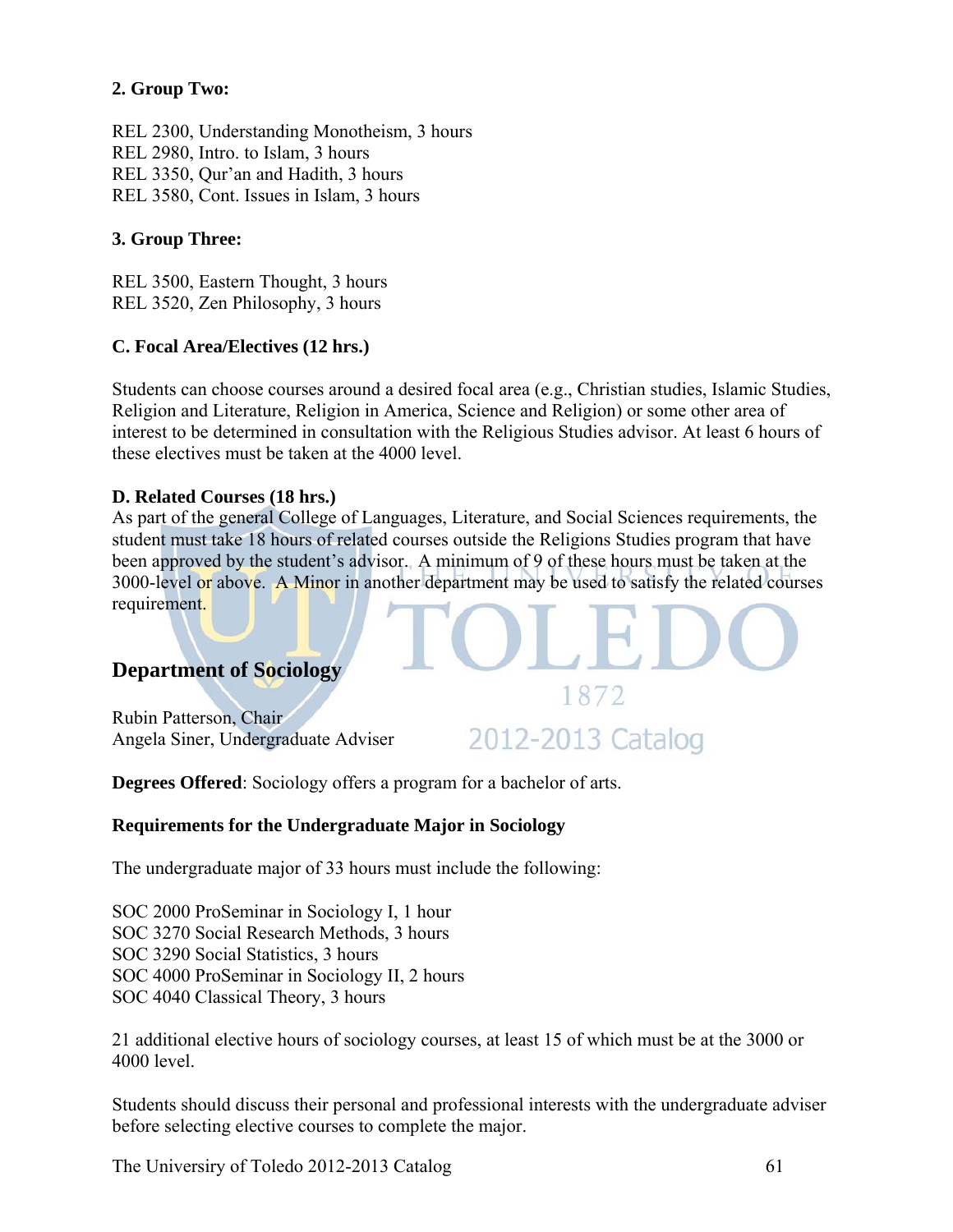**2. Group Two:**

REL 2300, Understanding Monotheism, 3 hours
REL 2980, Intro. to Islam, 3 hours
REL 3350, Qur'an and Hadith, 3 hours
REL 3580, Cont. Issues in Islam, 3 hours

**3. Group Three:**

REL 3500, Eastern Thought, 3 hours
REL 3520, Zen Philosophy, 3 hours

**C. Focal Area/Electives (12 hrs.)**

Students can choose courses around a desired focal area (e.g., Christian studies, Islamic Studies, Religion and Literature, Religion in America, Science and Religion) or some other area of interest to be determined in consultation with the Religious Studies advisor. At least 6 hours of these electives must be taken at the 4000 level.

**D. Related Courses (18 hrs.)**

As part of the general College of Languages, Literature, and Social Sciences requirements, the student must take 18 hours of related courses outside the Religions Studies program that have been approved by the student's advisor. A minimum of 9 of these hours must be taken at the 3000-level or above. A Minor in another department may be used to satisfy the related courses requirement.

## Department of Sociology

Rubin Patterson, Chair
Angela Siner, Undergraduate Adviser

**Degrees Offered**: Sociology offers a program for a bachelor of arts.

**Requirements for the Undergraduate Major in Sociology**

The undergraduate major of 33 hours must include the following:

SOC 2000 ProSeminar in Sociology I, 1 hour
SOC 3270 Social Research Methods, 3 hours
SOC 3290 Social Statistics, 3 hours
SOC 4000 ProSeminar in Sociology II, 2 hours
SOC 4040 Classical Theory, 3 hours

21 additional elective hours of sociology courses, at least 15 of which must be at the 3000 or 4000 level.

Students should discuss their personal and professional interests with the undergraduate adviser before selecting elective courses to complete the major.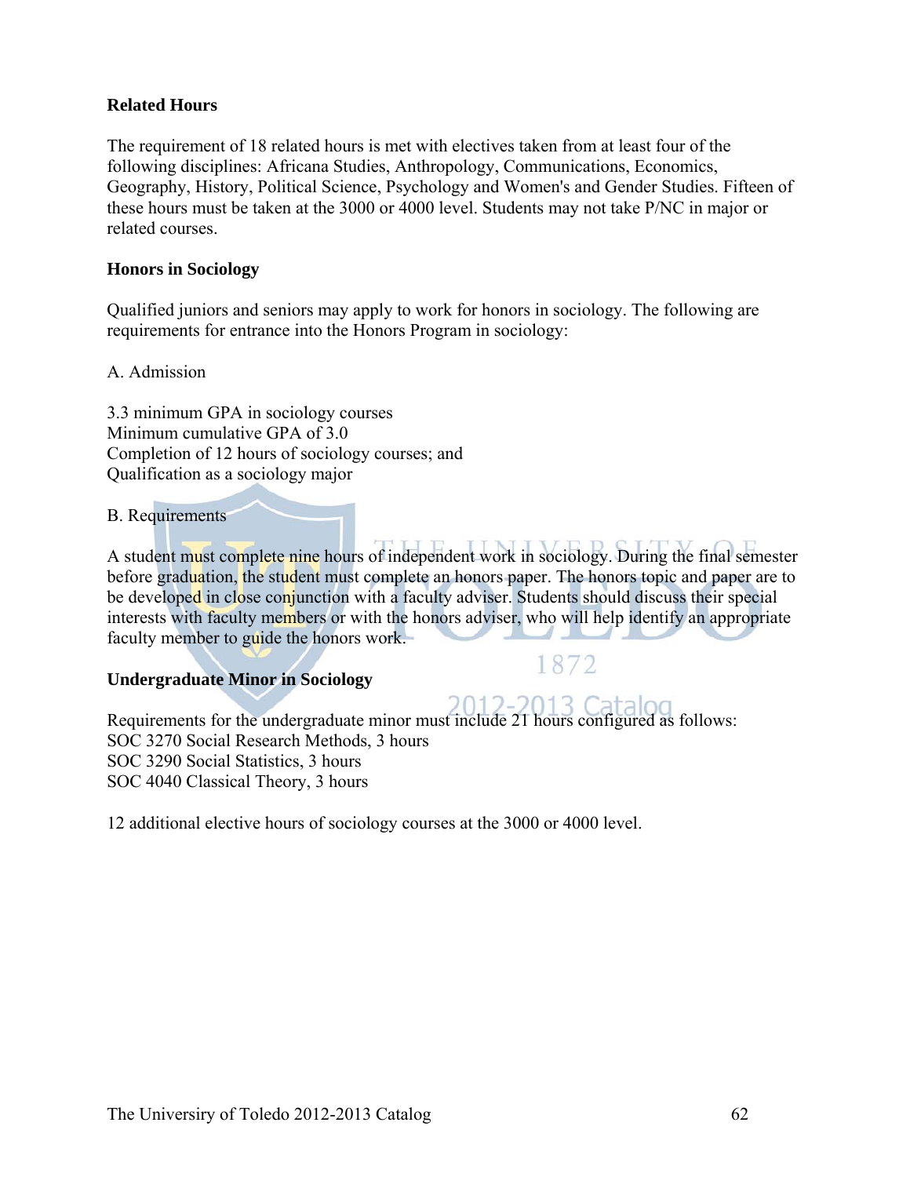### Related Hours

The requirement of 18 related hours is met with electives taken from at least four of the following disciplines: Africana Studies, Anthropology, Communications, Economics, Geography, History, Political Science, Psychology and Women's and Gender Studies. Fifteen of these hours must be taken at the 3000 or 4000 level. Students may not take P/NC in major or related courses.

### Honors in Sociology

Qualified juniors and seniors may apply to work for honors in sociology. The following are requirements for entrance into the Honors Program in sociology:

A. Admission

3.3 minimum GPA in sociology courses
Minimum cumulative GPA of 3.0
Completion of 12 hours of sociology courses; and
Qualification as a sociology major

B. Requirements

A student must complete nine hours of independent work in sociology. During the final semester before graduation, the student must complete an honors paper. The honors topic and paper are to be developed in close conjunction with a faculty adviser. Students should discuss their special interests with faculty members or with the honors adviser, who will help identify an appropriate faculty member to guide the honors work.

### Undergraduate Minor in Sociology

Requirements for the undergraduate minor must include 21 hours configured as follows:
SOC 3270 Social Research Methods, 3 hours
SOC 3290 Social Statistics, 3 hours
SOC 4040 Classical Theory, 3 hours

12 additional elective hours of sociology courses at the 3000 or 4000 level.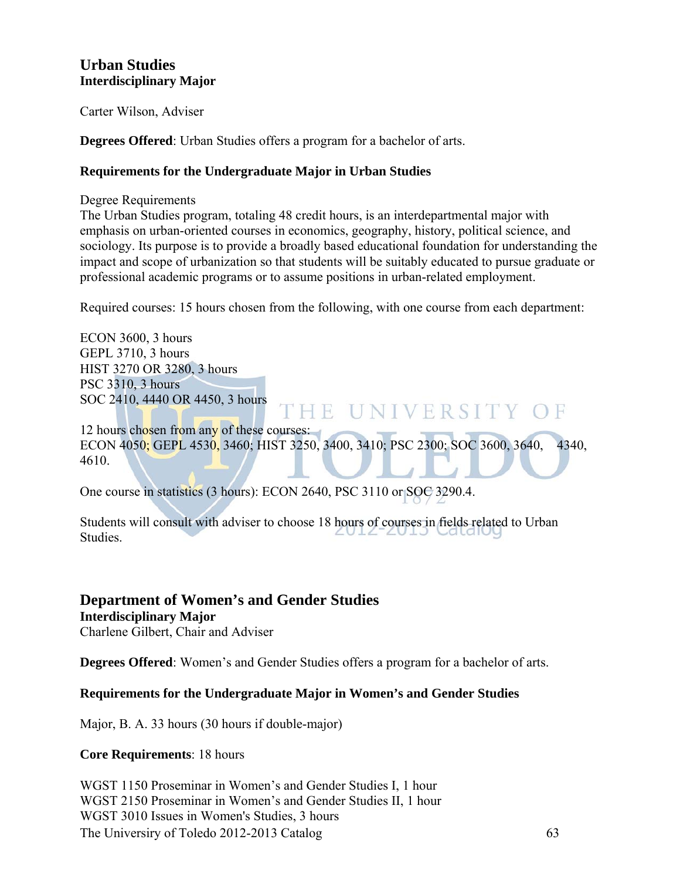## Urban Studies

**Interdisciplinary Major**

Carter Wilson, Adviser

**Degrees Offered**: Urban Studies offers a program for a bachelor of arts.

### Requirements for the Undergraduate Major in Urban Studies

Degree Requirements
The Urban Studies program, totaling 48 credit hours, is an interdepartmental major with emphasis on urban-oriented courses in economics, geography, history, political science, and sociology. Its purpose is to provide a broadly based educational foundation for understanding the impact and scope of urbanization so that students will be suitably educated to pursue graduate or professional academic programs or to assume positions in urban-related employment.

Required courses: 15 hours chosen from the following, with one course from each department:

ECON 3600, 3 hours
GEPL 3710, 3 hours
HIST 3270 OR 3280, 3 hours
PSC 3310, 3 hours
SOC 2410, 4440 OR 4450, 3 hours

12 hours chosen from any of these courses:
ECON 4050; GEPL 4530, 3460; HIST 3250, 3400, 3410; PSC 2300; SOC 3600, 3640, 4340, 4610.

One course in statistics (3 hours): ECON 2640, PSC 3110 or SOC 3290.4.

Students will consult with adviser to choose 18 hours of courses in fields related to Urban Studies.

## Department of Women's and Gender Studies

**Interdisciplinary Major**
Charlene Gilbert, Chair and Adviser

**Degrees Offered**: Women's and Gender Studies offers a program for a bachelor of arts.

### Requirements for the Undergraduate Major in Women's and Gender Studies

Major, B. A. 33 hours (30 hours if double-major)

**Core Requirements**: 18 hours

WGST 1150 Proseminar in Women's and Gender Studies I, 1 hour
WGST 2150 Proseminar in Women's and Gender Studies II, 1 hour
WGST 3010 Issues in Women's Studies, 3 hours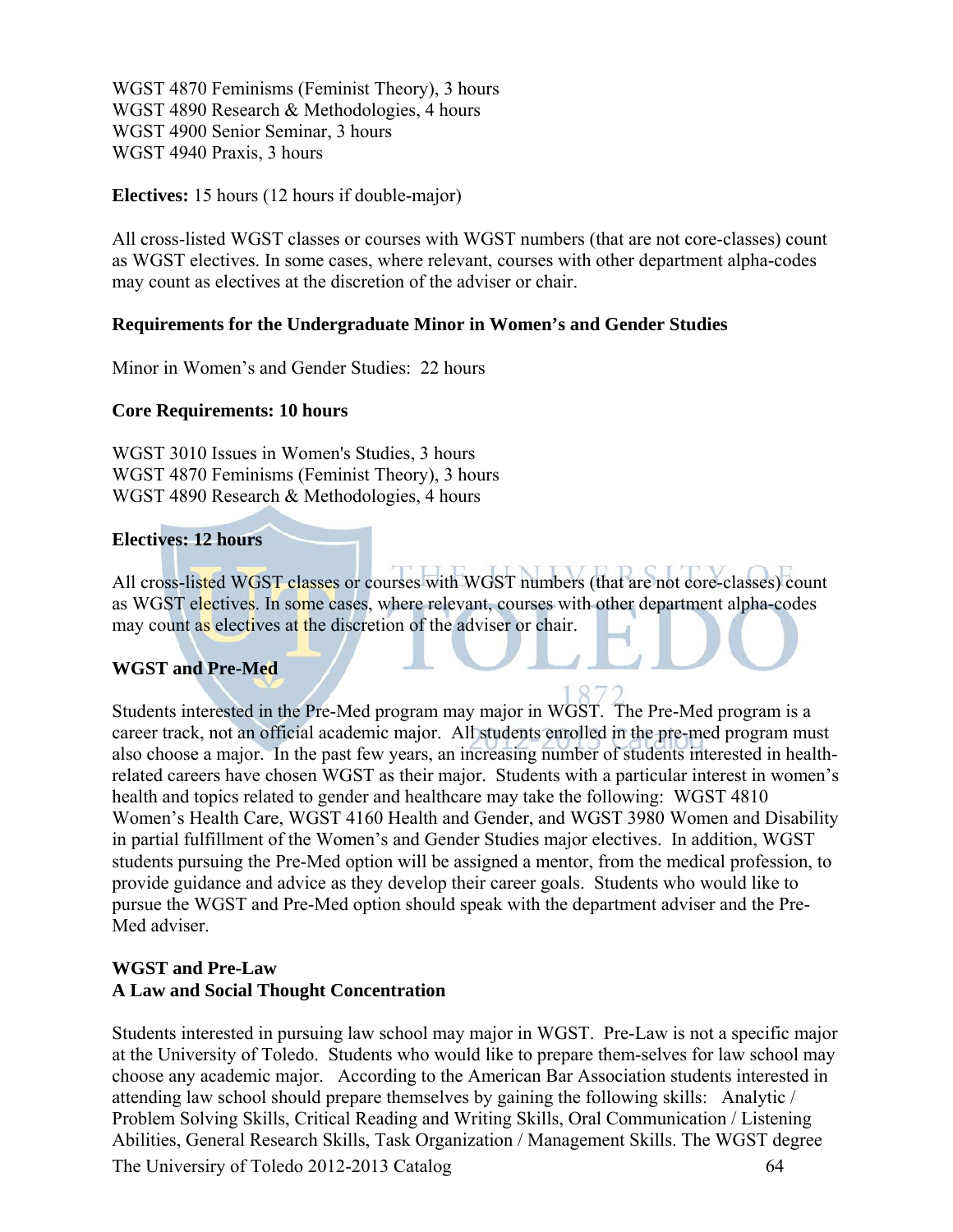WGST 4870 Feminisms (Feminist Theory), 3 hours
WGST 4890 Research & Methodologies, 4 hours
WGST 4900 Senior Seminar, 3 hours
WGST 4940 Praxis, 3 hours

**Electives:** 15 hours (12 hours if double-major)

All cross-listed WGST classes or courses with WGST numbers (that are not core-classes) count as WGST electives. In some cases, where relevant, courses with other department alpha-codes may count as electives at the discretion of the adviser or chair.

### Requirements for the Undergraduate Minor in Women's and Gender Studies

Minor in Women's and Gender Studies: 22 hours

**Core Requirements: 10 hours**

WGST 3010 Issues in Women's Studies, 3 hours
WGST 4870 Feminisms (Feminist Theory), 3 hours
WGST 4890 Research & Methodologies, 4 hours

**Electives: 12 hours**

All cross-listed WGST classes or courses with WGST numbers (that are not core-classes) count as WGST electives. In some cases, where relevant, courses with other department alpha-codes may count as electives at the discretion of the adviser or chair.

### WGST and Pre-Med

Students interested in the Pre-Med program may major in WGST. The Pre-Med program is a career track, not an official academic major. All students enrolled in the pre-med program must also choose a major. In the past few years, an increasing number of students interested in health-related careers have chosen WGST as their major. Students with a particular interest in women's health and topics related to gender and healthcare may take the following: WGST 4810 Women's Health Care, WGST 4160 Health and Gender, and WGST 3980 Women and Disability in partial fulfillment of the Women's and Gender Studies major electives. In addition, WGST students pursuing the Pre-Med option will be assigned a mentor, from the medical profession, to provide guidance and advice as they develop their career goals. Students who would like to pursue the WGST and Pre-Med option should speak with the department adviser and the Pre-Med adviser.

### WGST and Pre-Law
### A Law and Social Thought Concentration

Students interested in pursuing law school may major in WGST. Pre-Law is not a specific major at the University of Toledo. Students who would like to prepare them-selves for law school may choose any academic major. According to the American Bar Association students interested in attending law school should prepare themselves by gaining the following skills: Analytic / Problem Solving Skills, Critical Reading and Writing Skills, Oral Communication / Listening Abilities, General Research Skills, Task Organization / Management Skills. The WGST degree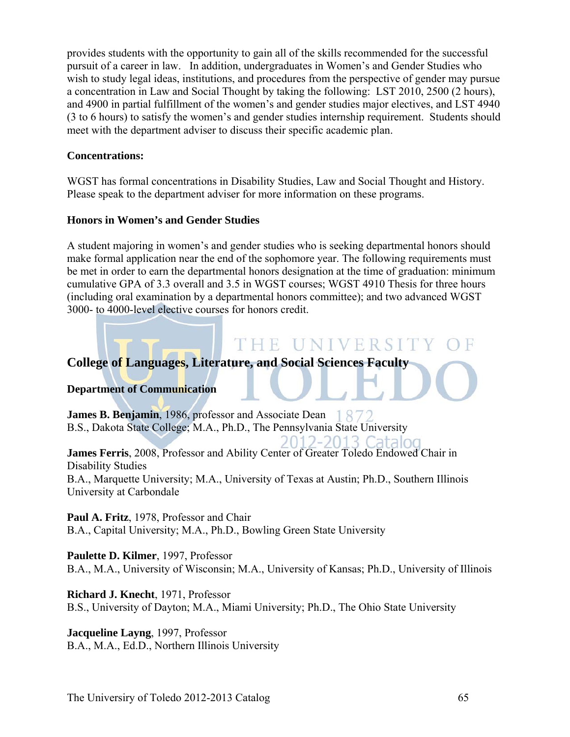provides students with the opportunity to gain all of the skills recommended for the successful pursuit of a career in law. In addition, undergraduates in Women's and Gender Studies who wish to study legal ideas, institutions, and procedures from the perspective of gender may pursue a concentration in Law and Social Thought by taking the following: LST 2010, 2500 (2 hours), and 4900 in partial fulfillment of the women's and gender studies major electives, and LST 4940 (3 to 6 hours) to satisfy the women's and gender studies internship requirement. Students should meet with the department adviser to discuss their specific academic plan.

**Concentrations:**

WGST has formal concentrations in Disability Studies, Law and Social Thought and History. Please speak to the department adviser for more information on these programs.

**Honors in Women's and Gender Studies**

A student majoring in women's and gender studies who is seeking departmental honors should make formal application near the end of the sophomore year. The following requirements must be met in order to earn the departmental honors designation at the time of graduation: minimum cumulative GPA of 3.3 overall and 3.5 in WGST courses; WGST 4910 Thesis for three hours (including oral examination by a departmental honors committee); and two advanced WGST 3000- to 4000-level elective courses for honors credit.

## College of Languages, Literature, and Social Sciences Faculty

### Department of Communication

**James B. Benjamin**, 1986, professor and Associate Dean
B.S., Dakota State College; M.A., Ph.D., The Pennsylvania State University

**James Ferris**, 2008, Professor and Ability Center of Greater Toledo Endowed Chair in Disability Studies
B.A., Marquette University; M.A., University of Texas at Austin; Ph.D., Southern Illinois University at Carbondale

**Paul A. Fritz**, 1978, Professor and Chair
B.A., Capital University; M.A., Ph.D., Bowling Green State University

**Paulette D. Kilmer**, 1997, Professor
B.A., M.A., University of Wisconsin; M.A., University of Kansas; Ph.D., University of Illinois

**Richard J. Knecht**, 1971, Professor
B.S., University of Dayton; M.A., Miami University; Ph.D., The Ohio State University

**Jacqueline Layng**, 1997, Professor
B.A., M.A., Ed.D., Northern Illinois University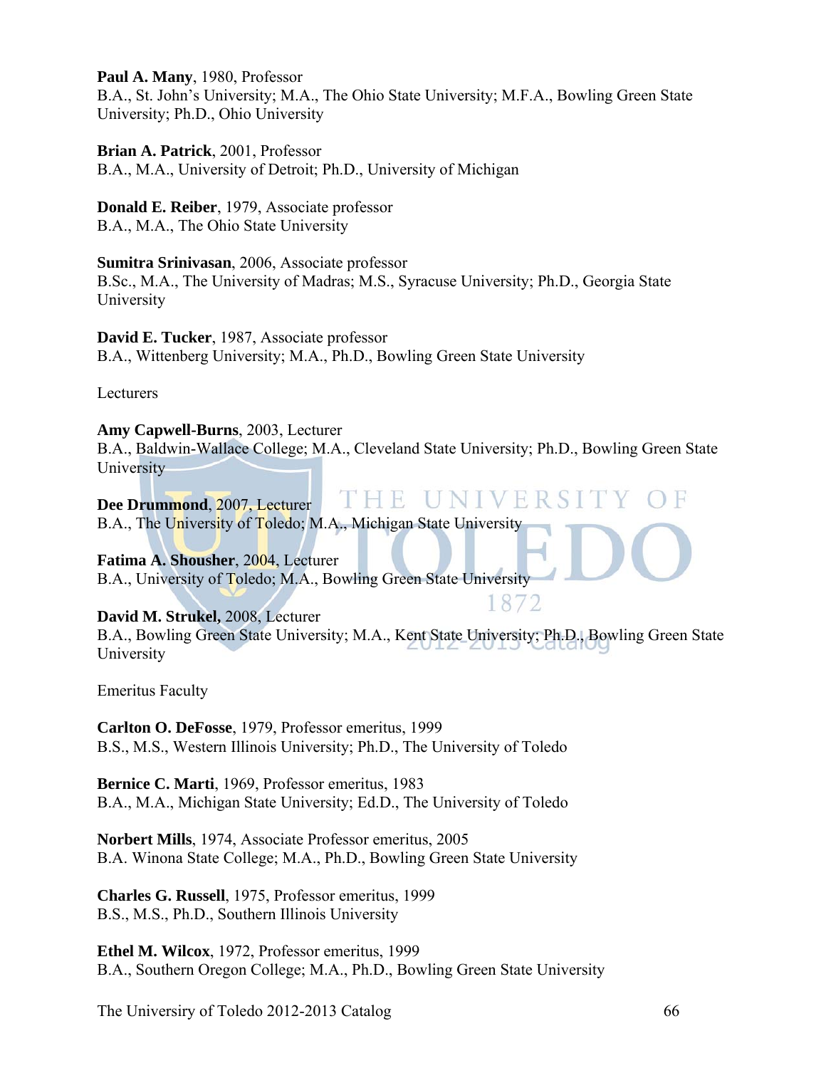**Paul A. Many**, 1980, Professor
B.A., St. John's University; M.A., The Ohio State University; M.F.A., Bowling Green State University; Ph.D., Ohio University

**Brian A. Patrick**, 2001, Professor
B.A., M.A., University of Detroit; Ph.D., University of Michigan

**Donald E. Reiber**, 1979, Associate professor
B.A., M.A., The Ohio State University

**Sumitra Srinivasan**, 2006, Associate professor
B.Sc., M.A., The University of Madras; M.S., Syracuse University; Ph.D., Georgia State University

**David E. Tucker**, 1987, Associate professor
B.A., Wittenberg University; M.A., Ph.D., Bowling Green State University

Lecturers

**Amy Capwell-Burns**, 2003, Lecturer
B.A., Baldwin-Wallace College; M.A., Cleveland State University; Ph.D., Bowling Green State University

**Dee Drummond**, 2007, Lecturer
B.A., The University of Toledo; M.A., Michigan State University

**Fatima A. Shousher**, 2004, Lecturer
B.A., University of Toledo; M.A., Bowling Green State University

**David M. Strukel,** 2008, Lecturer
B.A., Bowling Green State University; M.A., Kent State University; Ph.D., Bowling Green State University

Emeritus Faculty

**Carlton O. DeFosse**, 1979, Professor emeritus, 1999
B.S., M.S., Western Illinois University; Ph.D., The University of Toledo

**Bernice C. Marti**, 1969, Professor emeritus, 1983
B.A., M.A., Michigan State University; Ed.D., The University of Toledo

**Norbert Mills**, 1974, Associate Professor emeritus, 2005
B.A. Winona State College; M.A., Ph.D., Bowling Green State University

**Charles G. Russell**, 1975, Professor emeritus, 1999
B.S., M.S., Ph.D., Southern Illinois University

**Ethel M. Wilcox**, 1972, Professor emeritus, 1999
B.A., Southern Oregon College; M.A., Ph.D., Bowling Green State University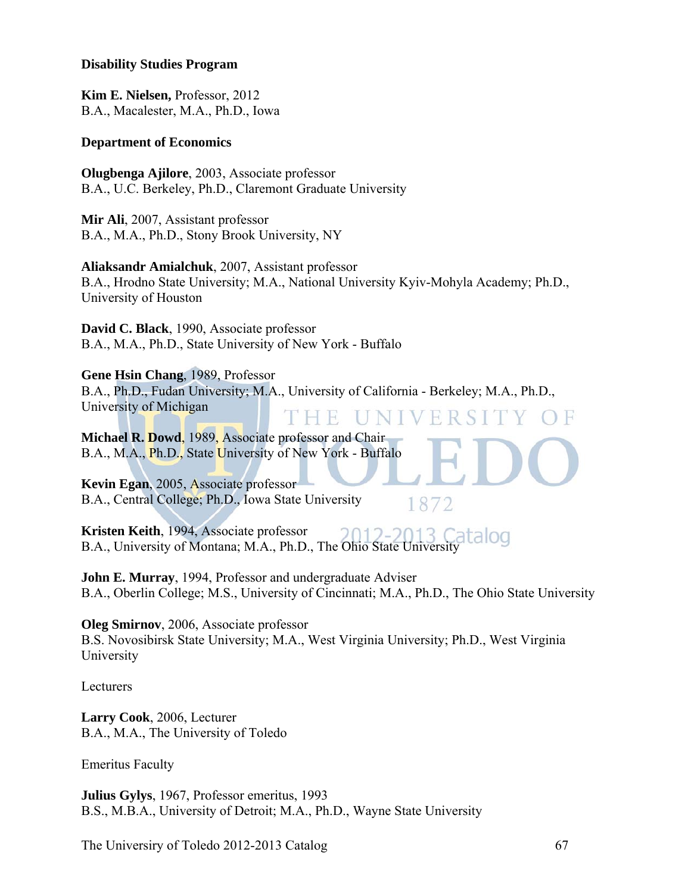**Disability Studies Program**

**Kim E. Nielsen,** Professor, 2012
B.A., Macalester, M.A., Ph.D., Iowa

**Department of Economics**

**Olugbenga Ajilore**, 2003, Associate professor
B.A., U.C. Berkeley, Ph.D., Claremont Graduate University

**Mir Ali**, 2007, Assistant professor
B.A., M.A., Ph.D., Stony Brook University, NY

**Aliaksandr Amialchuk**, 2007, Assistant professor
B.A., Hrodno State University; M.A., National University Kyiv-Mohyla Academy; Ph.D., University of Houston

**David C. Black**, 1990, Associate professor
B.A., M.A., Ph.D., State University of New York - Buffalo

**Gene Hsin Chang**, 1989, Professor
B.A., Ph.D., Fudan University; M.A., University of California - Berkeley; M.A., Ph.D., University of Michigan

**Michael R. Dowd**, 1989, Associate professor and Chair
B.A., M.A., Ph.D., State University of New York - Buffalo

**Kevin Egan**, 2005, Associate professor
B.A., Central College; Ph.D., Iowa State University

**Kristen Keith**, 1994, Associate professor
B.A., University of Montana; M.A., Ph.D., The Ohio State University

**John E. Murray**, 1994, Professor and undergraduate Adviser
B.A., Oberlin College; M.S., University of Cincinnati; M.A., Ph.D., The Ohio State University

**Oleg Smirnov**, 2006, Associate professor
B.S. Novosibirsk State University; M.A., West Virginia University; Ph.D., West Virginia University

Lecturers

**Larry Cook**, 2006, Lecturer
B.A., M.A., The University of Toledo

Emeritus Faculty

**Julius Gylys**, 1967, Professor emeritus, 1993
B.S., M.B.A., University of Detroit; M.A., Ph.D., Wayne State University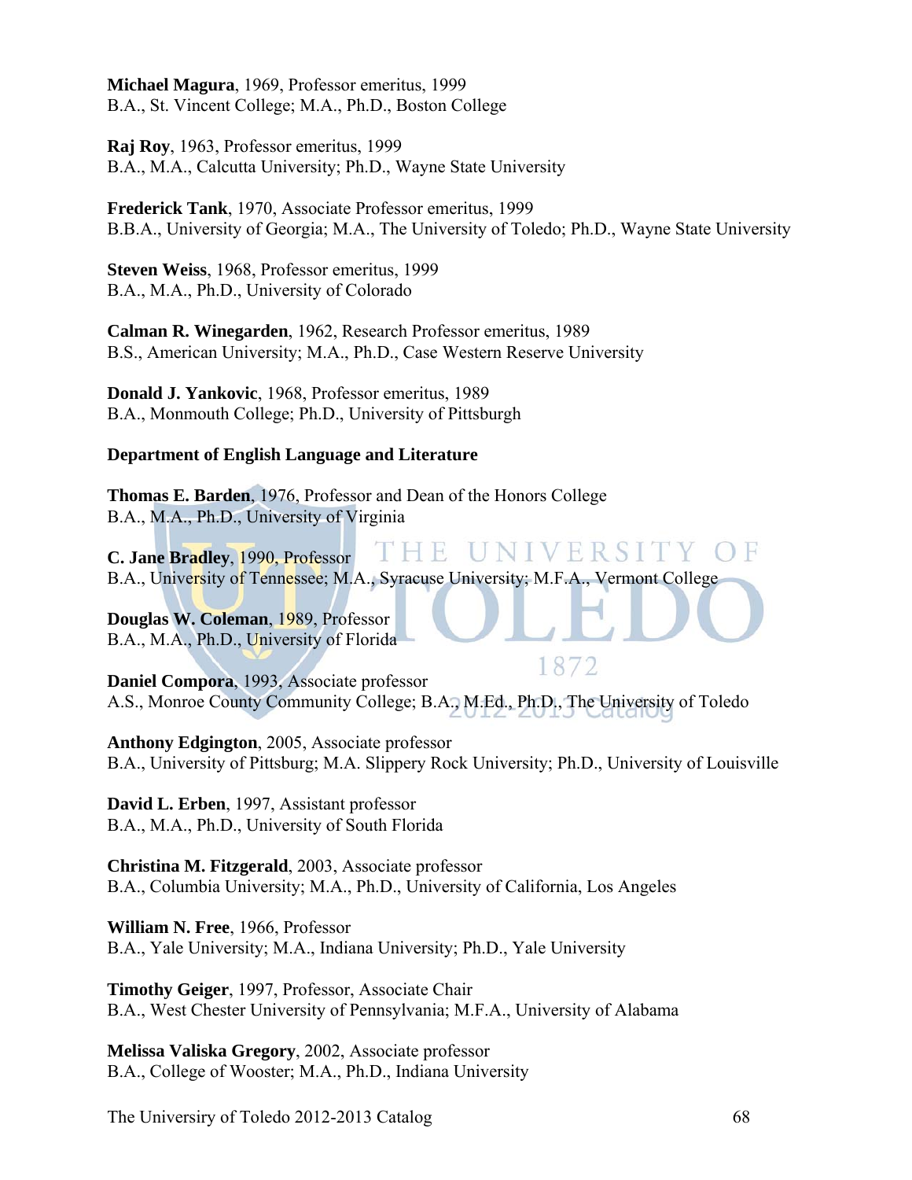**Michael Magura**, 1969, Professor emeritus, 1999
B.A., St. Vincent College; M.A., Ph.D., Boston College

**Raj Roy**, 1963, Professor emeritus, 1999
B.A., M.A., Calcutta University; Ph.D., Wayne State University

**Frederick Tank**, 1970, Associate Professor emeritus, 1999
B.B.A., University of Georgia; M.A., The University of Toledo; Ph.D., Wayne State University

**Steven Weiss**, 1968, Professor emeritus, 1999
B.A., M.A., Ph.D., University of Colorado

**Calman R. Winegarden**, 1962, Research Professor emeritus, 1989
B.S., American University; M.A., Ph.D., Case Western Reserve University

**Donald J. Yankovic**, 1968, Professor emeritus, 1989
B.A., Monmouth College; Ph.D., University of Pittsburgh

**Department of English Language and Literature**

**Thomas E. Barden**, 1976, Professor and Dean of the Honors College
B.A., M.A., Ph.D., University of Virginia

**C. Jane Bradley**, 1990, Professor
B.A., University of Tennessee; M.A., Syracuse University; M.F.A., Vermont College

**Douglas W. Coleman**, 1989, Professor
B.A., M.A., Ph.D., University of Florida

**Daniel Compora**, 1993, Associate professor
A.S., Monroe County Community College; B.A., M.Ed., Ph.D., The University of Toledo

**Anthony Edgington**, 2005, Associate professor
B.A., University of Pittsburg; M.A. Slippery Rock University; Ph.D., University of Louisville

**David L. Erben**, 1997, Assistant professor
B.A., M.A., Ph.D., University of South Florida

**Christina M. Fitzgerald**, 2003, Associate professor
B.A., Columbia University; M.A., Ph.D., University of California, Los Angeles

**William N. Free**, 1966, Professor
B.A., Yale University; M.A., Indiana University; Ph.D., Yale University

**Timothy Geiger**, 1997, Professor, Associate Chair
B.A., West Chester University of Pennsylvania; M.F.A., University of Alabama

**Melissa Valiska Gregory**, 2002, Associate professor
B.A., College of Wooster; M.A., Ph.D., Indiana University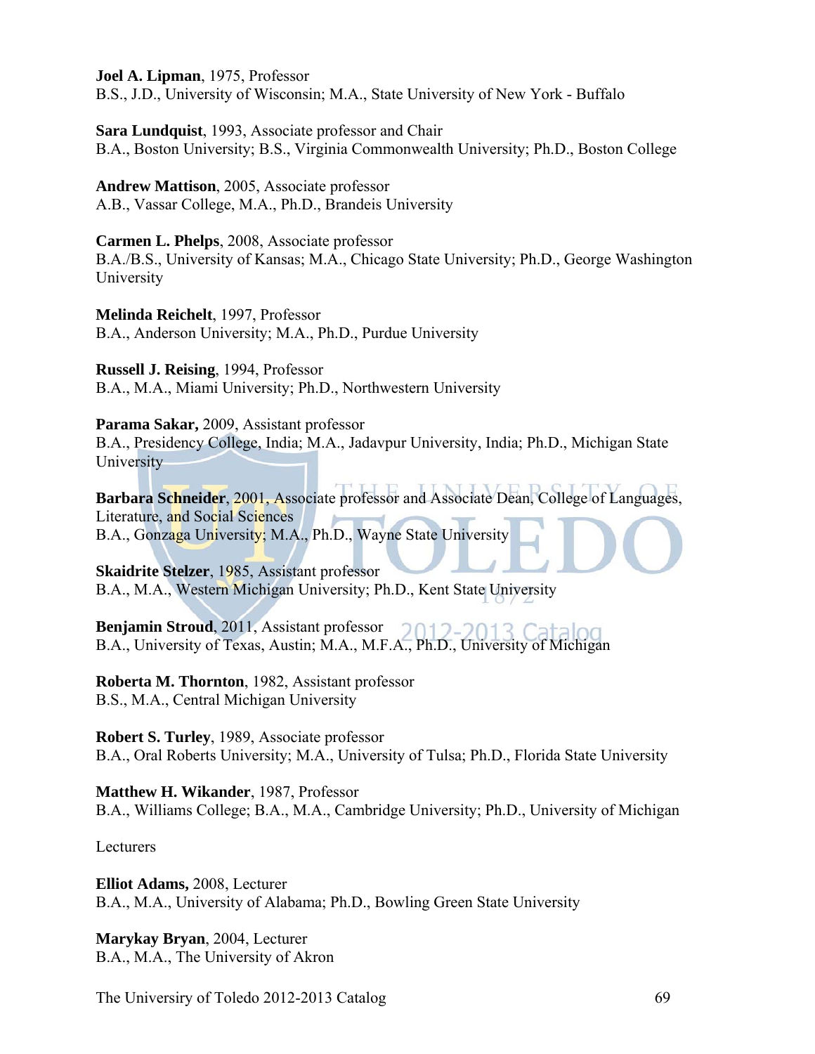**Joel A. Lipman**, 1975, Professor
B.S., J.D., University of Wisconsin; M.A., State University of New York - Buffalo

**Sara Lundquist**, 1993, Associate professor and Chair
B.A., Boston University; B.S., Virginia Commonwealth University; Ph.D., Boston College

**Andrew Mattison**, 2005, Associate professor
A.B., Vassar College, M.A., Ph.D., Brandeis University

**Carmen L. Phelps**, 2008, Associate professor
B.A./B.S., University of Kansas; M.A., Chicago State University; Ph.D., George Washington University

**Melinda Reichelt**, 1997, Professor
B.A., Anderson University; M.A., Ph.D., Purdue University

**Russell J. Reising**, 1994, Professor
B.A., M.A., Miami University; Ph.D., Northwestern University

**Parama Sakar,** 2009, Assistant professor
B.A., Presidency College, India; M.A., Jadavpur University, India; Ph.D., Michigan State University

**Barbara Schneider**, 2001, Associate professor and Associate Dean, College of Languages, Literature, and Social Sciences
B.A., Gonzaga University; M.A., Ph.D., Wayne State University

**Skaidrite Stelzer**, 1985, Assistant professor
B.A., M.A., Western Michigan University; Ph.D., Kent State University

**Benjamin Stroud**, 2011, Assistant professor
B.A., University of Texas, Austin; M.A., M.F.A., Ph.D., University of Michigan

**Roberta M. Thornton**, 1982, Assistant professor
B.S., M.A., Central Michigan University

**Robert S. Turley**, 1989, Associate professor
B.A., Oral Roberts University; M.A., University of Tulsa; Ph.D., Florida State University

**Matthew H. Wikander**, 1987, Professor
B.A., Williams College; B.A., M.A., Cambridge University; Ph.D., University of Michigan

Lecturers

**Elliot Adams,** 2008, Lecturer
B.A., M.A., University of Alabama; Ph.D., Bowling Green State University

**Marykay Bryan**, 2004, Lecturer
B.A., M.A., The University of Akron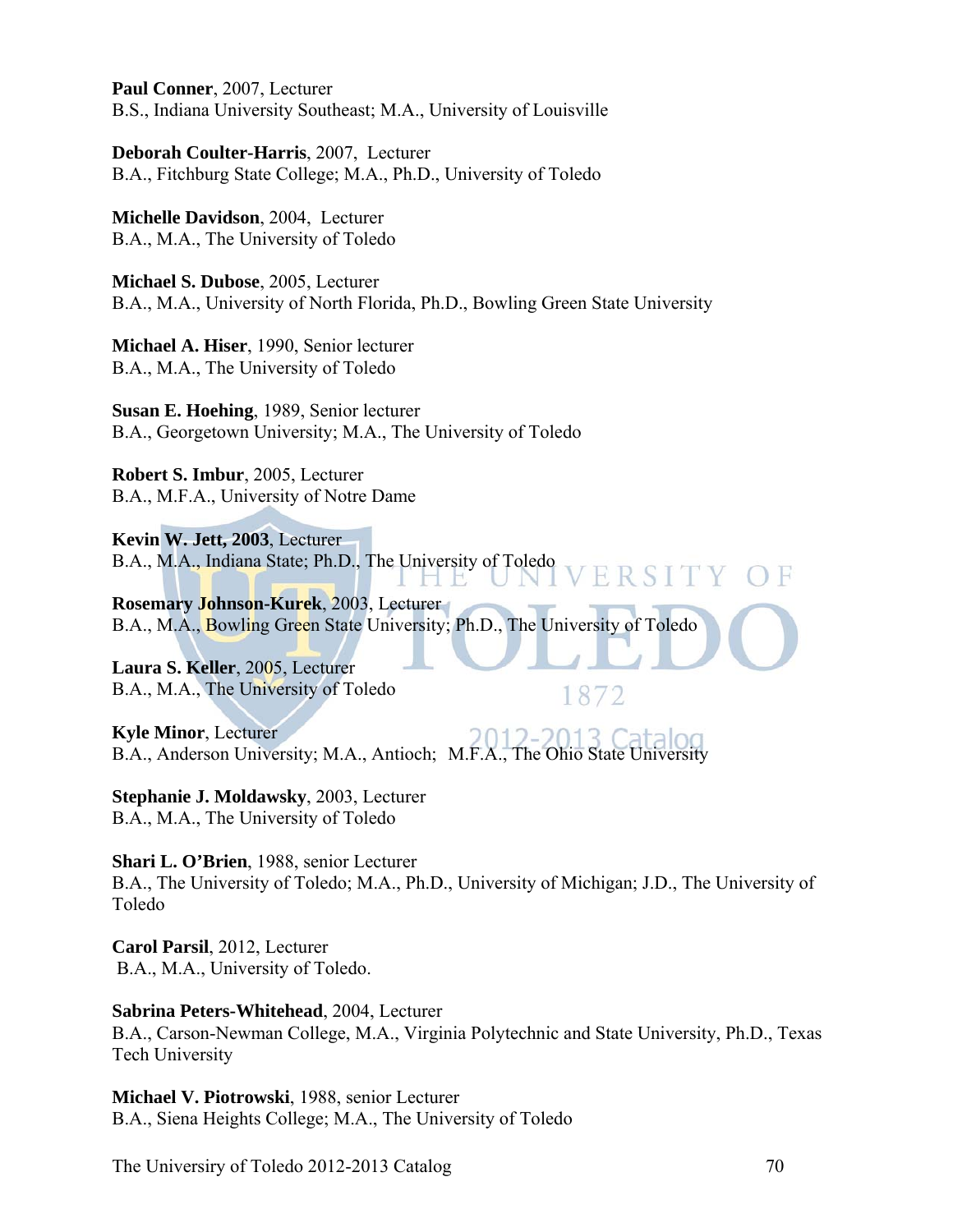**Paul Conner**, 2007, Lecturer
B.S., Indiana University Southeast; M.A., University of Louisville

**Deborah Coulter-Harris**, 2007, Lecturer
B.A., Fitchburg State College; M.A., Ph.D., University of Toledo

**Michelle Davidson**, 2004, Lecturer
B.A., M.A., The University of Toledo

**Michael S. Dubose**, 2005, Lecturer
B.A., M.A., University of North Florida, Ph.D., Bowling Green State University

**Michael A. Hiser**, 1990, Senior lecturer
B.A., M.A., The University of Toledo

**Susan E. Hoehing**, 1989, Senior lecturer
B.A., Georgetown University; M.A., The University of Toledo

**Robert S. Imbur**, 2005, Lecturer
B.A., M.F.A., University of Notre Dame

**Kevin W. Jett, 2003**, Lecturer
B.A., M.A., Indiana State; Ph.D., The University of Toledo

**Rosemary Johnson-Kurek**, 2003, Lecturer
B.A., M.A., Bowling Green State University; Ph.D., The University of Toledo

**Laura S. Keller**, 2005, Lecturer
B.A., M.A., The University of Toledo

**Kyle Minor**, Lecturer
B.A., Anderson University; M.A., Antioch; M.F.A., The Ohio State University

**Stephanie J. Moldawsky**, 2003, Lecturer
B.A., M.A., The University of Toledo

**Shari L. O'Brien**, 1988, senior Lecturer
B.A., The University of Toledo; M.A., Ph.D., University of Michigan; J.D., The University of Toledo

**Carol Parsil**, 2012, Lecturer
B.A., M.A., University of Toledo.

**Sabrina Peters-Whitehead**, 2004, Lecturer
B.A., Carson-Newman College, M.A., Virginia Polytechnic and State University, Ph.D., Texas Tech University

**Michael V. Piotrowski**, 1988, senior Lecturer
B.A., Siena Heights College; M.A., The University of Toledo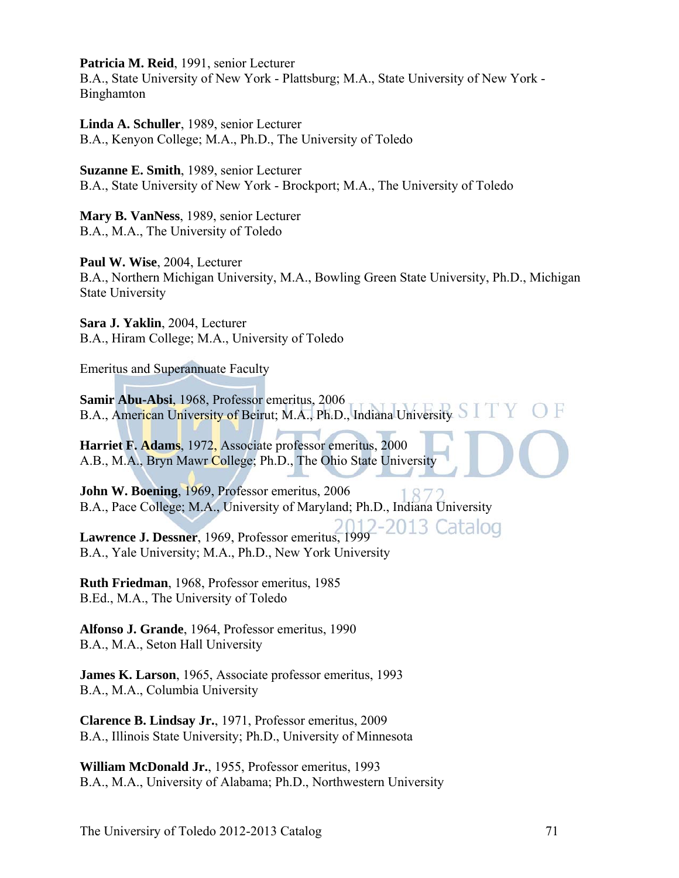**Patricia M. Reid**, 1991, senior Lecturer
B.A., State University of New York - Plattsburg; M.A., State University of New York - Binghamton

**Linda A. Schuller**, 1989, senior Lecturer
B.A., Kenyon College; M.A., Ph.D., The University of Toledo

**Suzanne E. Smith**, 1989, senior Lecturer
B.A., State University of New York - Brockport; M.A., The University of Toledo

**Mary B. VanNess**, 1989, senior Lecturer
B.A., M.A., The University of Toledo

**Paul W. Wise**, 2004, Lecturer
B.A., Northern Michigan University, M.A., Bowling Green State University, Ph.D., Michigan State University

**Sara J. Yaklin**, 2004, Lecturer
B.A., Hiram College; M.A., University of Toledo

Emeritus and Superannuate Faculty

**Samir Abu-Absi**, 1968, Professor emeritus, 2006
B.A., American University of Beirut; M.A., Ph.D., Indiana University

**Harriet F. Adams**, 1972, Associate professor emeritus, 2000
A.B., M.A., Bryn Mawr College; Ph.D., The Ohio State University

**John W. Boening**, 1969, Professor emeritus, 2006
B.A., Pace College; M.A., University of Maryland; Ph.D., Indiana University

**Lawrence J. Dessner**, 1969, Professor emeritus, 1999
B.A., Yale University; M.A., Ph.D., New York University

**Ruth Friedman**, 1968, Professor emeritus, 1985
B.Ed., M.A., The University of Toledo

**Alfonso J. Grande**, 1964, Professor emeritus, 1990
B.A., M.A., Seton Hall University

**James K. Larson**, 1965, Associate professor emeritus, 1993
B.A., M.A., Columbia University

**Clarence B. Lindsay Jr.**, 1971, Professor emeritus, 2009
B.A., Illinois State University; Ph.D., University of Minnesota

**William McDonald Jr.**, 1955, Professor emeritus, 1993
B.A., M.A., University of Alabama; Ph.D., Northwestern University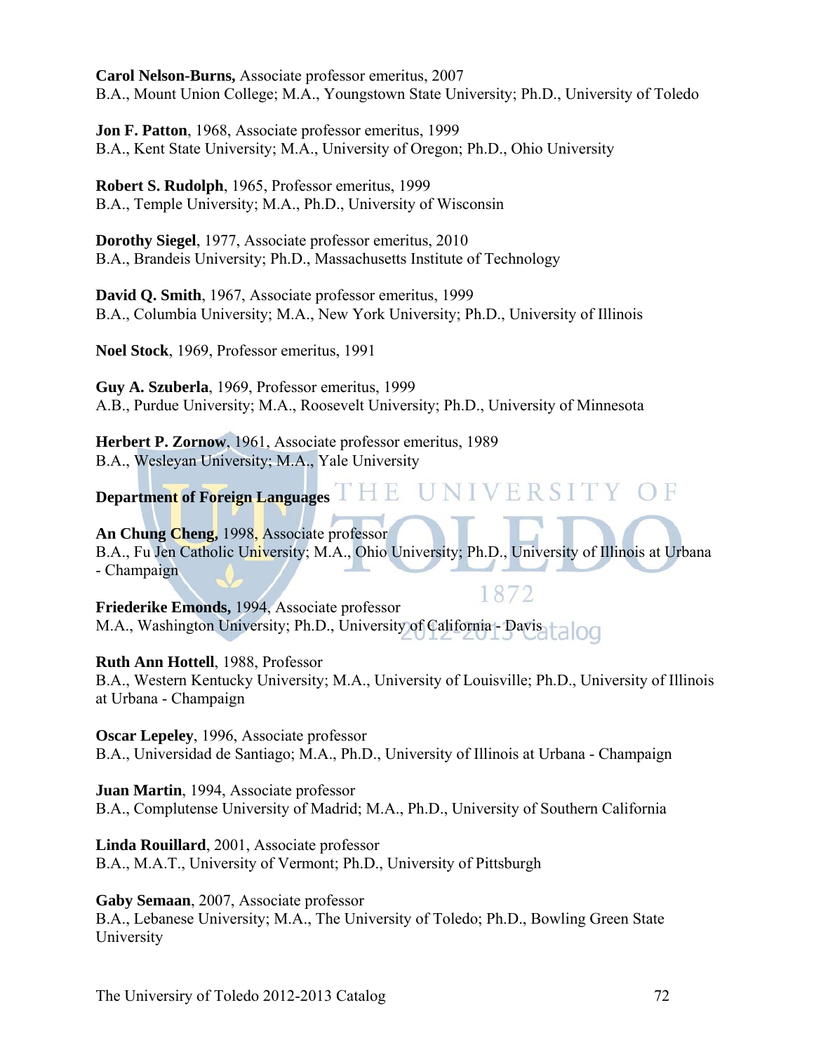**Carol Nelson-Burns,** Associate professor emeritus, 2007
B.A., Mount Union College; M.A., Youngstown State University; Ph.D., University of Toledo

**Jon F. Patton**, 1968, Associate professor emeritus, 1999
B.A., Kent State University; M.A., University of Oregon; Ph.D., Ohio University

**Robert S. Rudolph**, 1965, Professor emeritus, 1999
B.A., Temple University; M.A., Ph.D., University of Wisconsin

**Dorothy Siegel**, 1977, Associate professor emeritus, 2010
B.A., Brandeis University; Ph.D., Massachusetts Institute of Technology

**David Q. Smith**, 1967, Associate professor emeritus, 1999
B.A., Columbia University; M.A., New York University; Ph.D., University of Illinois

**Noel Stock**, 1969, Professor emeritus, 1991

**Guy A. Szuberla**, 1969, Professor emeritus, 1999
A.B., Purdue University; M.A., Roosevelt University; Ph.D., University of Minnesota

**Herbert P. Zornow**, 1961, Associate professor emeritus, 1989
B.A., Wesleyan University; M.A., Yale University

**Department of Foreign Languages**

**An Chung Cheng,** 1998, Associate professor
B.A., Fu Jen Catholic University; M.A., Ohio University; Ph.D., University of Illinois at Urbana - Champaign

**Friederike Emonds,** 1994, Associate professor
M.A., Washington University; Ph.D., University of California - Davis

**Ruth Ann Hottell**, 1988, Professor
B.A., Western Kentucky University; M.A., University of Louisville; Ph.D., University of Illinois at Urbana - Champaign

**Oscar Lepeley**, 1996, Associate professor
B.A., Universidad de Santiago; M.A., Ph.D., University of Illinois at Urbana - Champaign

**Juan Martin**, 1994, Associate professor
B.A., Complutense University of Madrid; M.A., Ph.D., University of Southern California

**Linda Rouillard**, 2001, Associate professor
B.A., M.A.T., University of Vermont; Ph.D., University of Pittsburgh

**Gaby Semaan**, 2007, Associate professor
B.A., Lebanese University; M.A., The University of Toledo; Ph.D., Bowling Green State University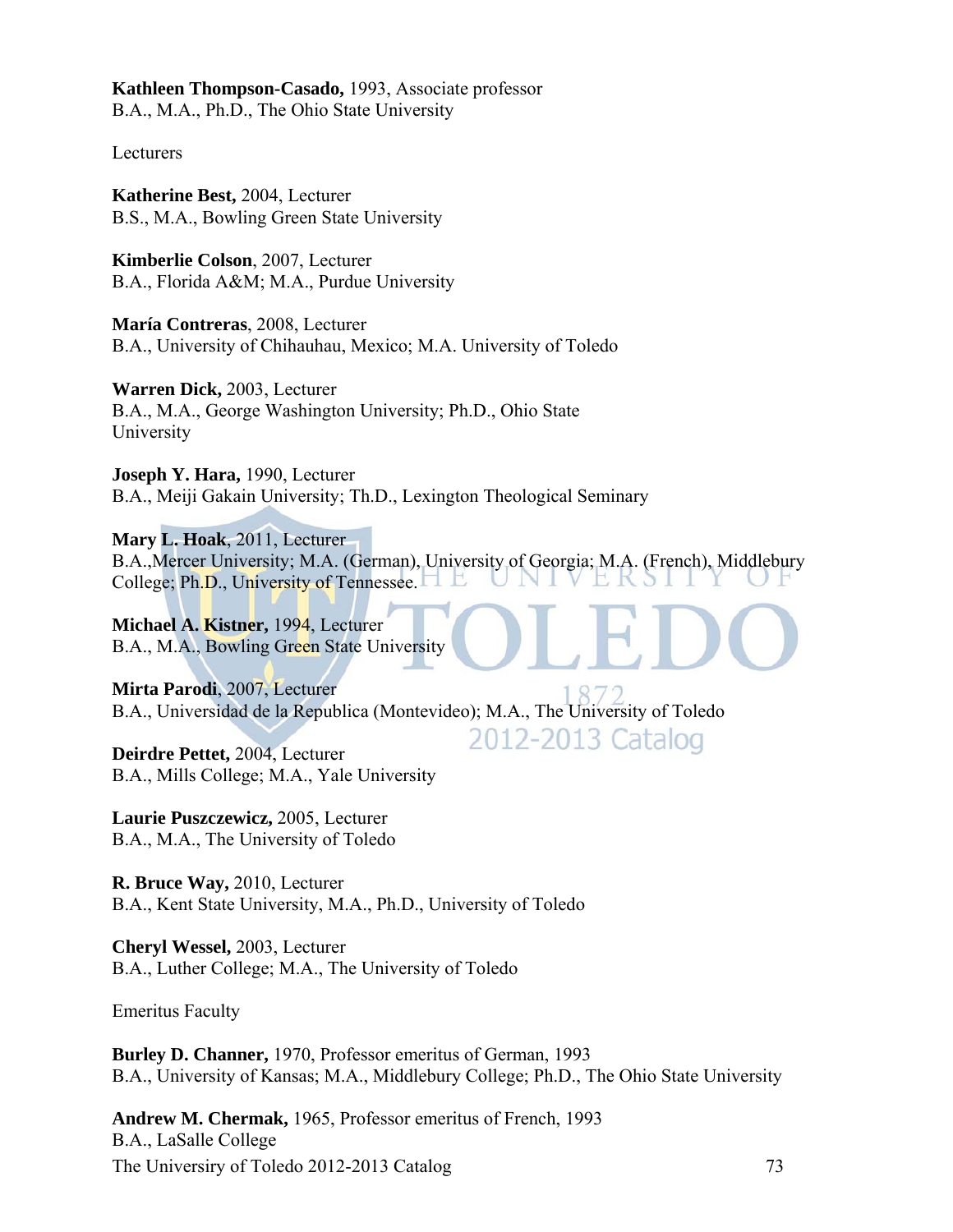**Kathleen Thompson-Casado,** 1993, Associate professor
B.A., M.A., Ph.D., The Ohio State University

Lecturers

**Katherine Best,** 2004, Lecturer
B.S., M.A., Bowling Green State University

**Kimberlie Colson**, 2007, Lecturer
B.A., Florida A&M; M.A., Purdue University

**María Contreras**, 2008, Lecturer
B.A., University of Chihauhau, Mexico; M.A. University of Toledo

**Warren Dick,** 2003, Lecturer
B.A., M.A., George Washington University; Ph.D., Ohio State University

**Joseph Y. Hara,** 1990, Lecturer
B.A., Meiji Gakain University; Th.D., Lexington Theological Seminary

**Mary L. Hoak**, 2011, Lecturer
B.A.,Mercer University; M.A. (German), University of Georgia; M.A. (French), Middlebury College; Ph.D., University of Tennessee.

**Michael A. Kistner,** 1994, Lecturer
B.A., M.A., Bowling Green State University

**Mirta Parodi**, 2007, Lecturer
B.A., Universidad de la Republica (Montevideo); M.A., The University of Toledo

**Deirdre Pettet,** 2004, Lecturer
B.A., Mills College; M.A., Yale University

**Laurie Puszczewicz,** 2005, Lecturer
B.A., M.A., The University of Toledo

**R. Bruce Way,** 2010, Lecturer
B.A., Kent State University, M.A., Ph.D., University of Toledo

**Cheryl Wessel,** 2003, Lecturer
B.A., Luther College; M.A., The University of Toledo

Emeritus Faculty

**Burley D. Channer,** 1970, Professor emeritus of German, 1993
B.A., University of Kansas; M.A., Middlebury College; Ph.D., The Ohio State University

**Andrew M. Chermak,** 1965, Professor emeritus of French, 1993
B.A., LaSalle College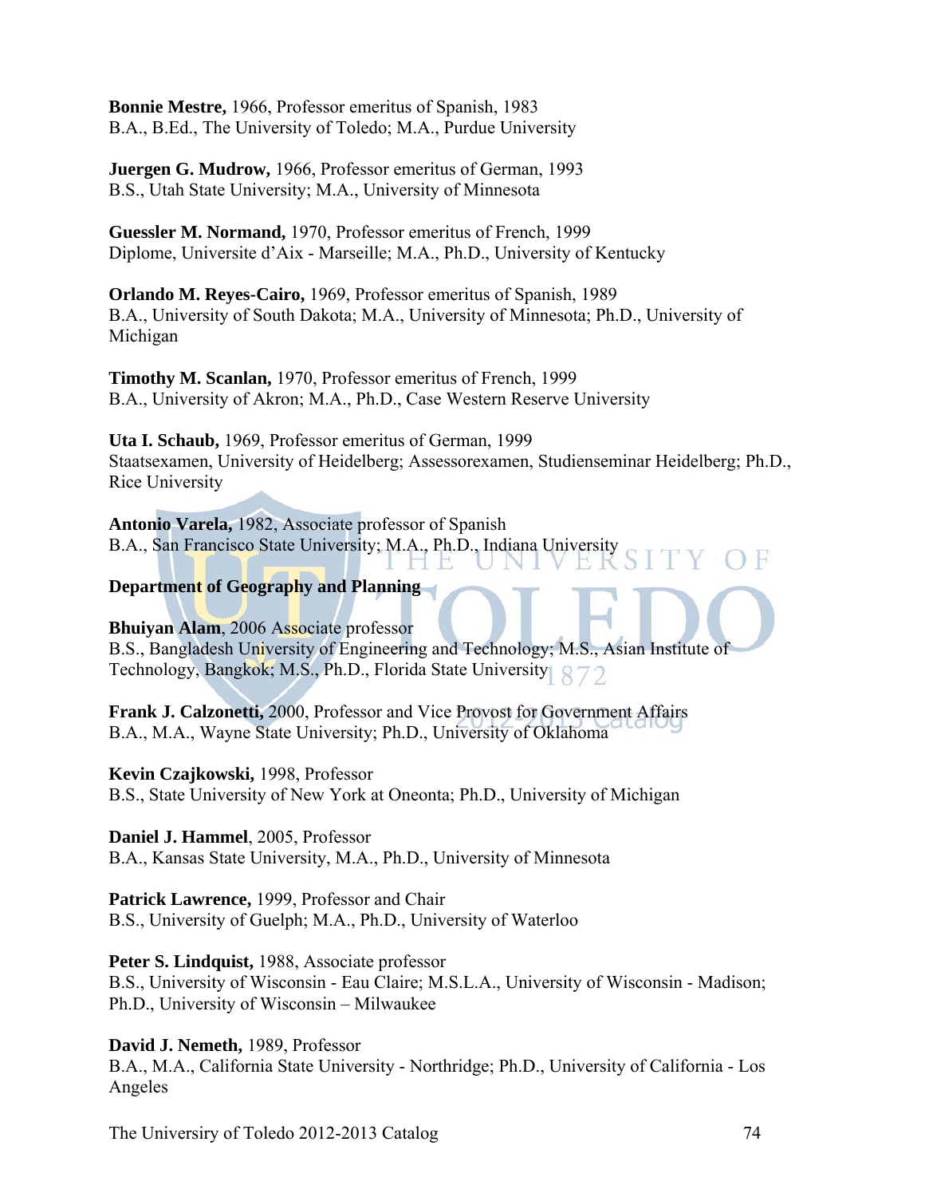**Bonnie Mestre,** 1966, Professor emeritus of Spanish, 1983
B.A., B.Ed., The University of Toledo; M.A., Purdue University

**Juergen G. Mudrow,** 1966, Professor emeritus of German, 1993
B.S., Utah State University; M.A., University of Minnesota

**Guessler M. Normand,** 1970, Professor emeritus of French, 1999
Diplome, Universite d'Aix - Marseille; M.A., Ph.D., University of Kentucky

**Orlando M. Reyes-Cairo,** 1969, Professor emeritus of Spanish, 1989
B.A., University of South Dakota; M.A., University of Minnesota; Ph.D., University of Michigan

**Timothy M. Scanlan,** 1970, Professor emeritus of French, 1999
B.A., University of Akron; M.A., Ph.D., Case Western Reserve University

**Uta I. Schaub,** 1969, Professor emeritus of German, 1999
Staatsexamen, University of Heidelberg; Assessorexamen, Studienseminar Heidelberg; Ph.D., Rice University

**Antonio Varela,** 1982, Associate professor of Spanish
B.A., San Francisco State University; M.A., Ph.D., Indiana University

**Department of Geography and Planning**

**Bhuiyan Alam**, 2006 Associate professor
B.S., Bangladesh University of Engineering and Technology; M.S., Asian Institute of Technology, Bangkok; M.S., Ph.D., Florida State University

**Frank J. Calzonetti,** 2000, Professor and Vice Provost for Government Affairs
B.A., M.A., Wayne State University; Ph.D., University of Oklahoma

**Kevin Czajkowski,** 1998, Professor
B.S., State University of New York at Oneonta; Ph.D., University of Michigan

**Daniel J. Hammel**, 2005, Professor
B.A., Kansas State University, M.A., Ph.D., University of Minnesota

**Patrick Lawrence,** 1999, Professor and Chair
B.S., University of Guelph; M.A., Ph.D., University of Waterloo

**Peter S. Lindquist,** 1988, Associate professor
B.S., University of Wisconsin - Eau Claire; M.S.L.A., University of Wisconsin - Madison; Ph.D., University of Wisconsin – Milwaukee

**David J. Nemeth,** 1989, Professor
B.A., M.A., California State University - Northridge; Ph.D., University of California - Los Angeles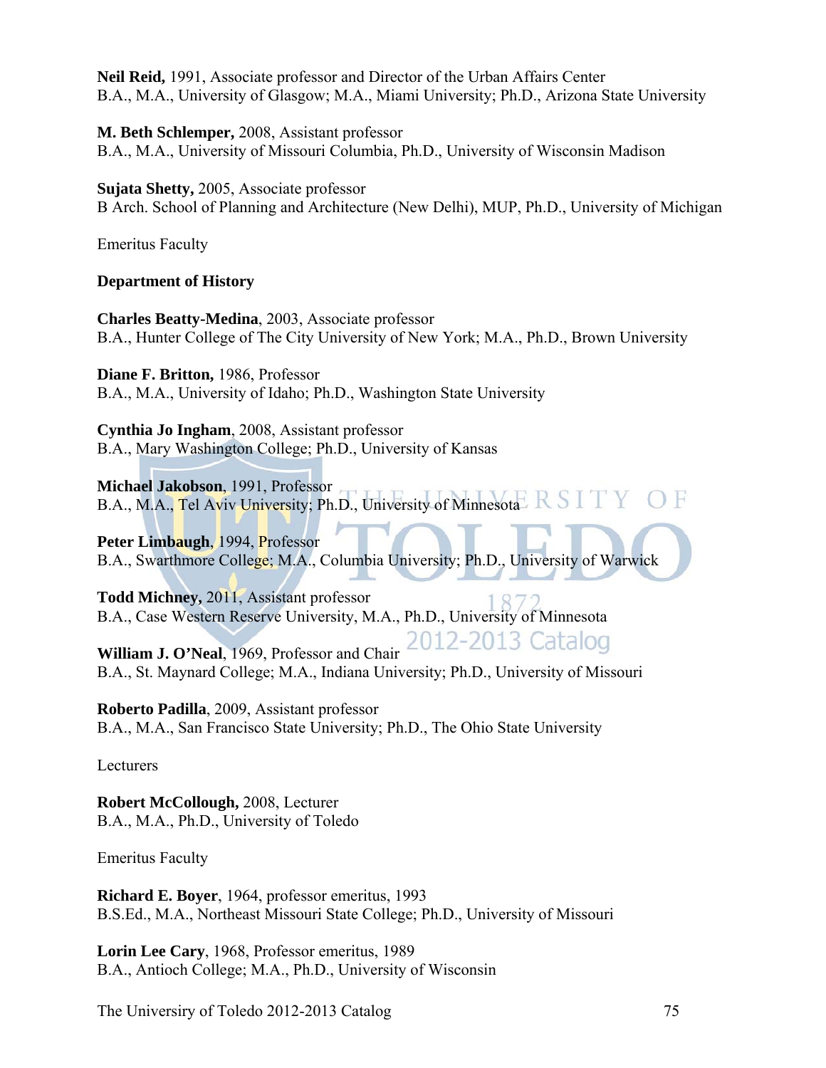**Neil Reid,** 1991, Associate professor and Director of the Urban Affairs Center
B.A., M.A., University of Glasgow; M.A., Miami University; Ph.D., Arizona State University

**M. Beth Schlemper,** 2008, Assistant professor
B.A., M.A., University of Missouri Columbia, Ph.D., University of Wisconsin Madison

**Sujata Shetty,** 2005, Associate professor
B Arch. School of Planning and Architecture (New Delhi), MUP, Ph.D., University of Michigan

Emeritus Faculty

**Department of History**

**Charles Beatty-Medina**, 2003, Associate professor
B.A., Hunter College of The City University of New York; M.A., Ph.D., Brown University

**Diane F. Britton,** 1986, Professor
B.A., M.A., University of Idaho; Ph.D., Washington State University

**Cynthia Jo Ingham**, 2008, Assistant professor
B.A., Mary Washington College; Ph.D., University of Kansas

**Michael Jakobson**, 1991, Professor
B.A., M.A., Tel Aviv University; Ph.D., University of Minnesota

**Peter Limbaugh**, 1994, Professor
B.A., Swarthmore College; M.A., Columbia University; Ph.D., University of Warwick

**Todd Michney,** 2011, Assistant professor
B.A., Case Western Reserve University, M.A., Ph.D., University of Minnesota

**William J. O'Neal**, 1969, Professor and Chair
B.A., St. Maynard College; M.A., Indiana University; Ph.D., University of Missouri

**Roberto Padilla**, 2009, Assistant professor
B.A., M.A., San Francisco State University; Ph.D., The Ohio State University

Lecturers

**Robert McCollough,** 2008, Lecturer
B.A., M.A., Ph.D., University of Toledo

Emeritus Faculty

**Richard E. Boyer**, 1964, professor emeritus, 1993
B.S.Ed., M.A., Northeast Missouri State College; Ph.D., University of Missouri

**Lorin Lee Cary**, 1968, Professor emeritus, 1989
B.A., Antioch College; M.A., Ph.D., University of Wisconsin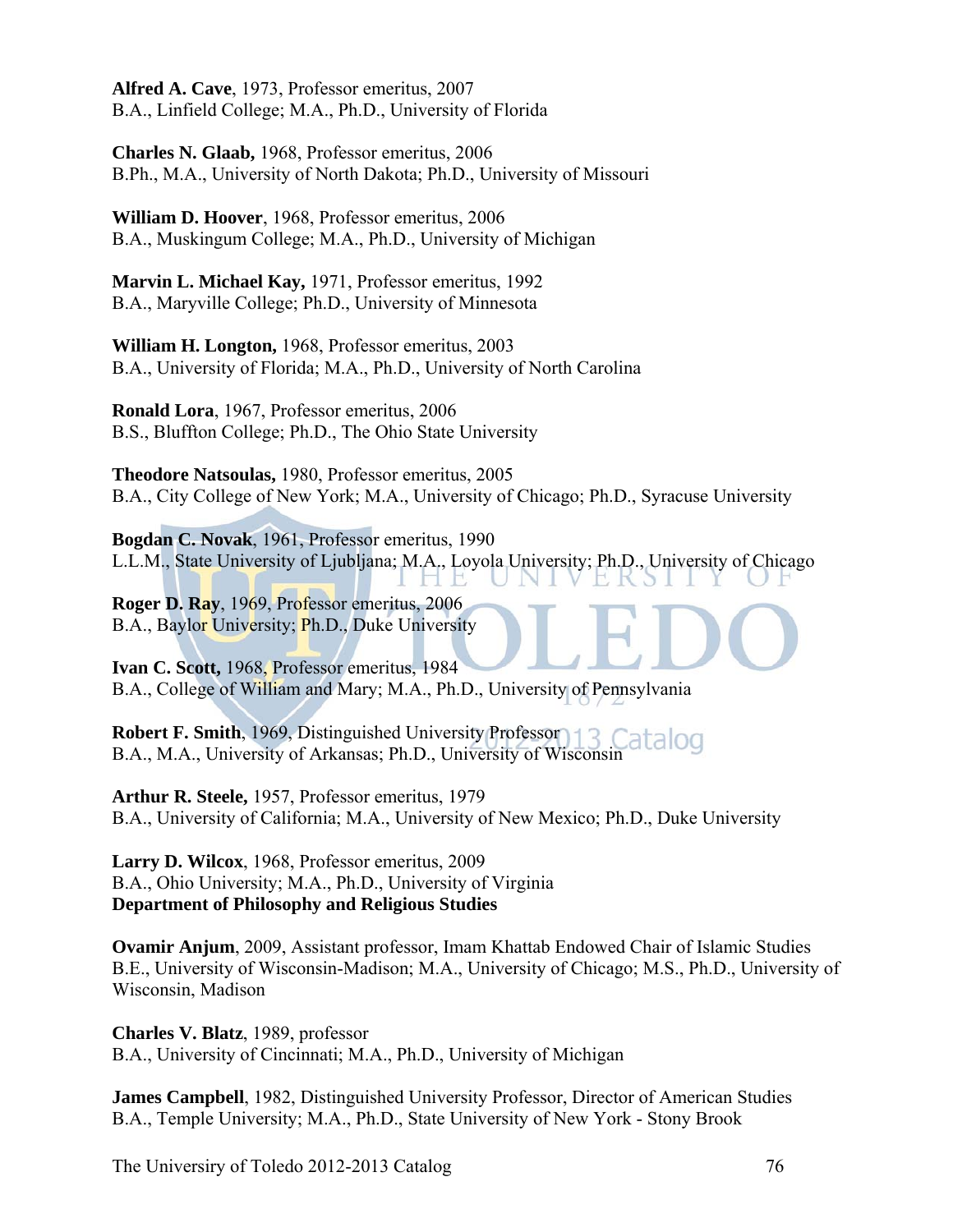**Alfred A. Cave**, 1973, Professor emeritus, 2007
B.A., Linfield College; M.A., Ph.D., University of Florida

**Charles N. Glaab,** 1968, Professor emeritus, 2006
B.Ph., M.A., University of North Dakota; Ph.D., University of Missouri

**William D. Hoover**, 1968, Professor emeritus, 2006
B.A., Muskingum College; M.A., Ph.D., University of Michigan

**Marvin L. Michael Kay,** 1971, Professor emeritus, 1992
B.A., Maryville College; Ph.D., University of Minnesota

**William H. Longton,** 1968, Professor emeritus, 2003
B.A., University of Florida; M.A., Ph.D., University of North Carolina

**Ronald Lora**, 1967, Professor emeritus, 2006
B.S., Bluffton College; Ph.D., The Ohio State University

**Theodore Natsoulas,** 1980, Professor emeritus, 2005
B.A., City College of New York; M.A., University of Chicago; Ph.D., Syracuse University

**Bogdan C. Novak**, 1961, Professor emeritus, 1990
L.L.M., State University of Ljubljana; M.A., Loyola University; Ph.D., University of Chicago

**Roger D. Ray**, 1969, Professor emeritus, 2006
B.A., Baylor University; Ph.D., Duke University

**Ivan C. Scott,** 1968, Professor emeritus, 1984
B.A., College of William and Mary; M.A., Ph.D., University of Pennsylvania

**Robert F. Smith**, 1969, Distinguished University Professor
B.A., M.A., University of Arkansas; Ph.D., University of Wisconsin

**Arthur R. Steele,** 1957, Professor emeritus, 1979
B.A., University of California; M.A., University of New Mexico; Ph.D., Duke University

**Larry D. Wilcox**, 1968, Professor emeritus, 2009
B.A., Ohio University; M.A., Ph.D., University of Virginia

**Department of Philosophy and Religious Studies**

**Ovamir Anjum**, 2009, Assistant professor, Imam Khattab Endowed Chair of Islamic Studies
B.E., University of Wisconsin-Madison; M.A., University of Chicago; M.S., Ph.D., University of Wisconsin, Madison

**Charles V. Blatz**, 1989, professor
B.A., University of Cincinnati; M.A., Ph.D., University of Michigan

**James Campbell**, 1982, Distinguished University Professor, Director of American Studies
B.A., Temple University; M.A., Ph.D., State University of New York - Stony Brook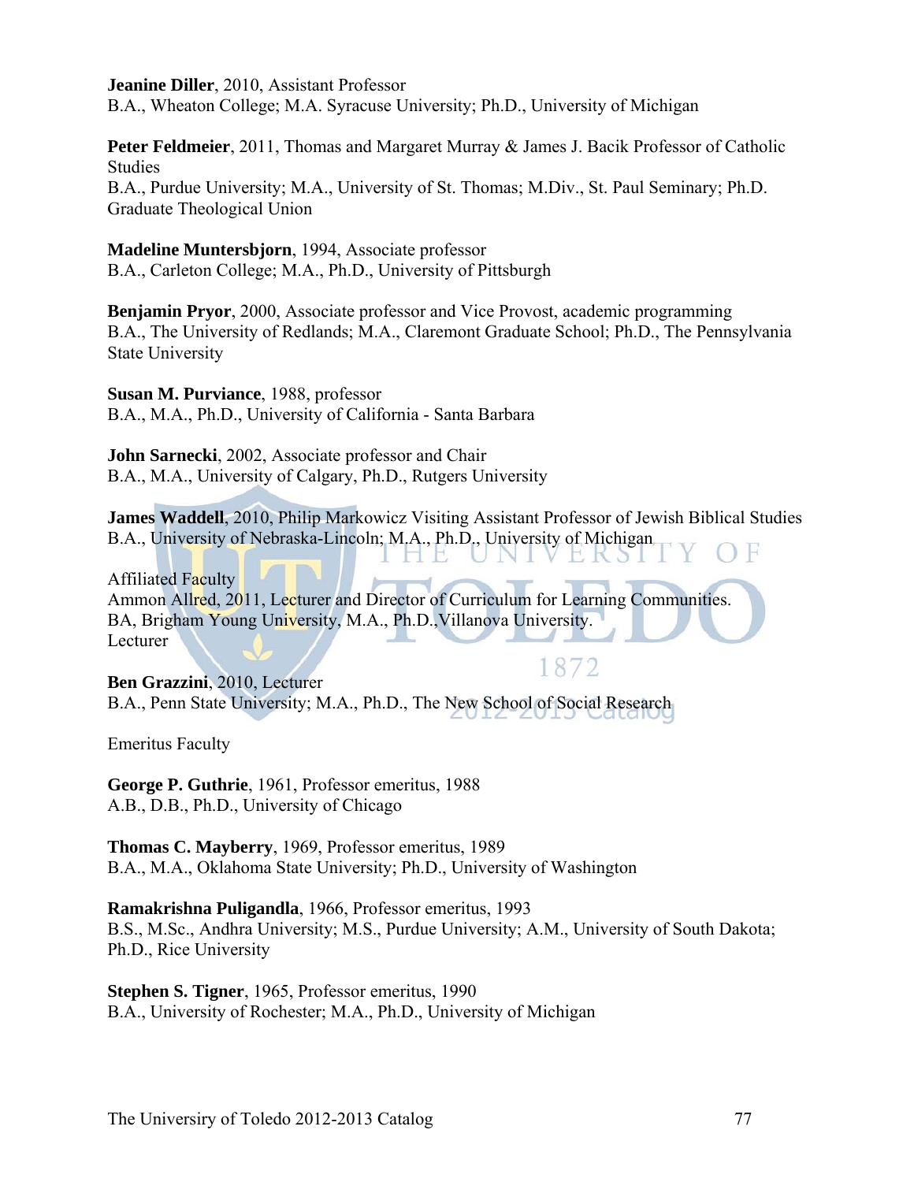**Jeanine Diller**, 2010, Assistant Professor
B.A., Wheaton College; M.A. Syracuse University; Ph.D., University of Michigan

**Peter Feldmeier**, 2011, Thomas and Margaret Murray & James J. Bacik Professor of Catholic Studies
B.A., Purdue University; M.A., University of St. Thomas; M.Div., St. Paul Seminary; Ph.D. Graduate Theological Union

**Madeline Muntersbjorn**, 1994, Associate professor
B.A., Carleton College; M.A., Ph.D., University of Pittsburgh

**Benjamin Pryor**, 2000, Associate professor and Vice Provost, academic programming
B.A., The University of Redlands; M.A., Claremont Graduate School; Ph.D., The Pennsylvania State University

**Susan M. Purviance**, 1988, professor
B.A., M.A., Ph.D., University of California - Santa Barbara

**John Sarnecki**, 2002, Associate professor and Chair
B.A., M.A., University of Calgary, Ph.D., Rutgers University

**James Waddell**, 2010, Philip Markowicz Visiting Assistant Professor of Jewish Biblical Studies
B.A., University of Nebraska-Lincoln; M.A., Ph.D., University of Michigan

Affiliated Faculty
Ammon Allred, 2011, Lecturer and Director of Curriculum for Learning Communities.
BA, Brigham Young University, M.A., Ph.D.,Villanova University.
Lecturer

**Ben Grazzini**, 2010, Lecturer
B.A., Penn State University; M.A., Ph.D., The New School of Social Research

Emeritus Faculty

**George P. Guthrie**, 1961, Professor emeritus, 1988
A.B., D.B., Ph.D., University of Chicago

**Thomas C. Mayberry**, 1969, Professor emeritus, 1989
B.A., M.A., Oklahoma State University; Ph.D., University of Washington

**Ramakrishna Puligandla**, 1966, Professor emeritus, 1993
B.S., M.Sc., Andhra University; M.S., Purdue University; A.M., University of South Dakota; Ph.D., Rice University

**Stephen S. Tigner**, 1965, Professor emeritus, 1990
B.A., University of Rochester; M.A., Ph.D., University of Michigan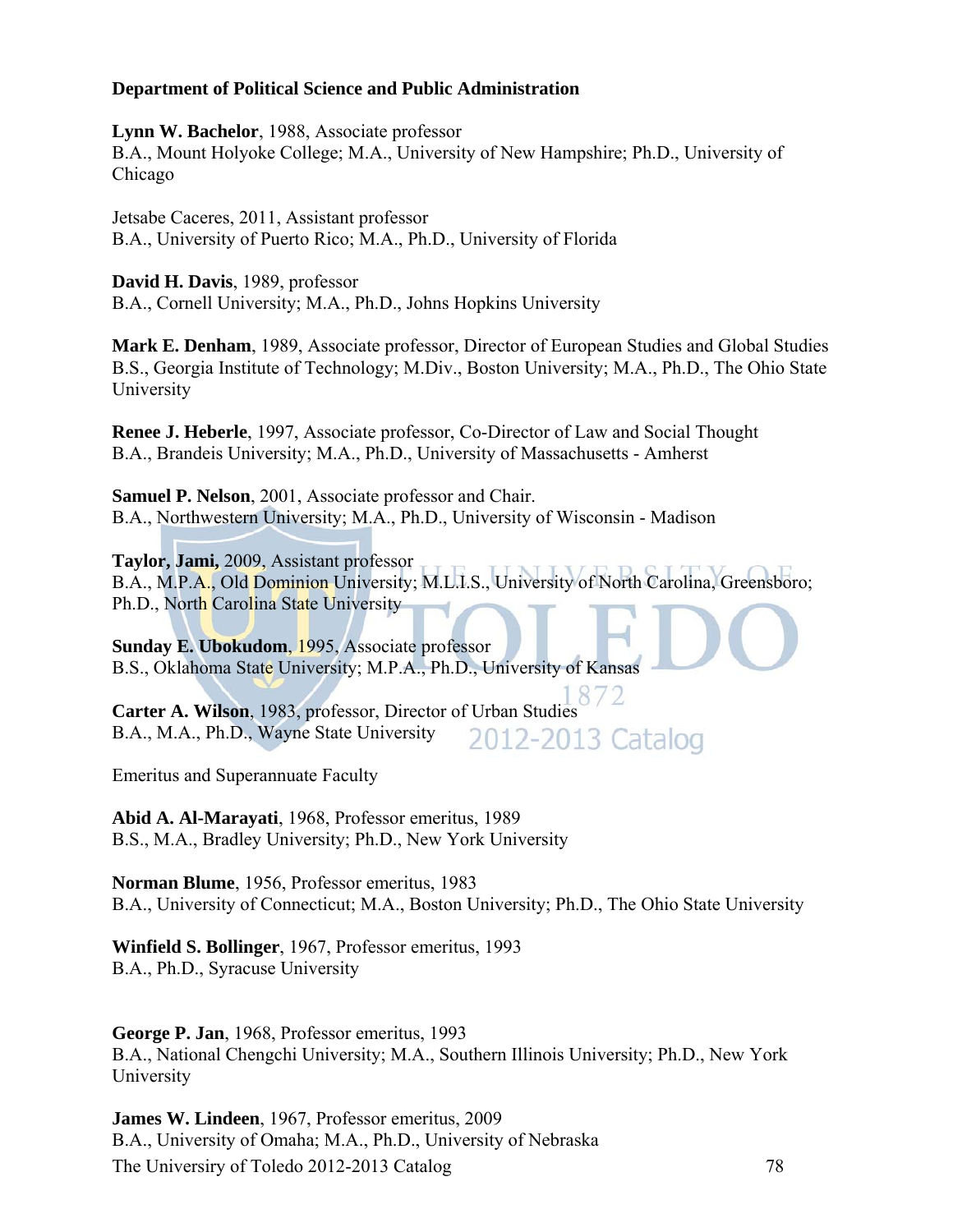**Department of Political Science and Public Administration**

**Lynn W. Bachelor**, 1988, Associate professor
B.A., Mount Holyoke College; M.A., University of New Hampshire; Ph.D., University of Chicago

Jetsabe Caceres, 2011, Assistant professor
B.A., University of Puerto Rico; M.A., Ph.D., University of Florida

**David H. Davis**, 1989, professor
B.A., Cornell University; M.A., Ph.D., Johns Hopkins University

**Mark E. Denham**, 1989, Associate professor, Director of European Studies and Global Studies
B.S., Georgia Institute of Technology; M.Div., Boston University; M.A., Ph.D., The Ohio State University

**Renee J. Heberle**, 1997, Associate professor, Co-Director of Law and Social Thought
B.A., Brandeis University; M.A., Ph.D., University of Massachusetts - Amherst

**Samuel P. Nelson**, 2001, Associate professor and Chair.
B.A., Northwestern University; M.A., Ph.D., University of Wisconsin - Madison

**Taylor, Jami**, 2009, Assistant professor
B.A., M.P.A., Old Dominion University; M.L.I.S., University of North Carolina, Greensboro; Ph.D., North Carolina State University

**Sunday E. Ubokudom**, 1995, Associate professor
B.S., Oklahoma State University; M.P.A., Ph.D., University of Kansas

**Carter A. Wilson**, 1983, professor, Director of Urban Studies
B.A., M.A., Ph.D., Wayne State University

Emeritus and Superannuate Faculty

**Abid A. Al-Marayati**, 1968, Professor emeritus, 1989
B.S., M.A., Bradley University; Ph.D., New York University

**Norman Blume**, 1956, Professor emeritus, 1983
B.A., University of Connecticut; M.A., Boston University; Ph.D., The Ohio State University

**Winfield S. Bollinger**, 1967, Professor emeritus, 1993
B.A., Ph.D., Syracuse University

**George P. Jan**, 1968, Professor emeritus, 1993
B.A., National Chengchi University; M.A., Southern Illinois University; Ph.D., New York University

**James W. Lindeen**, 1967, Professor emeritus, 2009
B.A., University of Omaha; M.A., Ph.D., University of Nebraska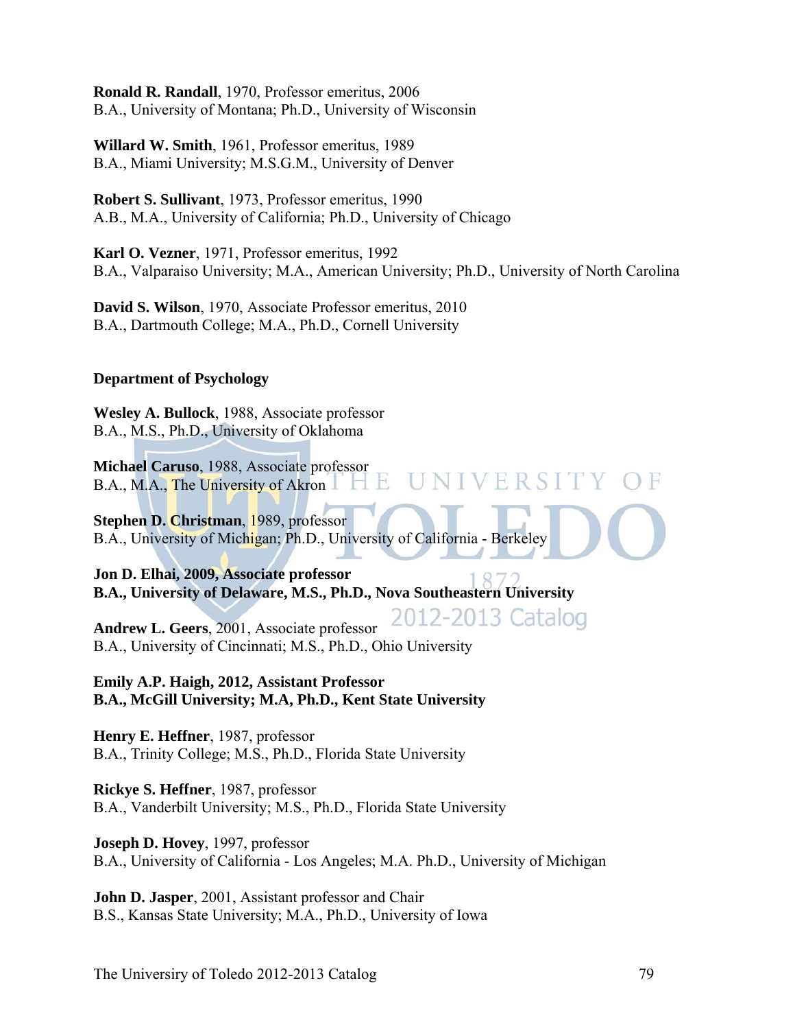**Ronald R. Randall**, 1970, Professor emeritus, 2006
B.A., University of Montana; Ph.D., University of Wisconsin

**Willard W. Smith**, 1961, Professor emeritus, 1989
B.A., Miami University; M.S.G.M., University of Denver

**Robert S. Sullivant**, 1973, Professor emeritus, 1990
A.B., M.A., University of California; Ph.D., University of Chicago

**Karl O. Vezner**, 1971, Professor emeritus, 1992
B.A., Valparaiso University; M.A., American University; Ph.D., University of North Carolina

**David S. Wilson**, 1970, Associate Professor emeritus, 2010
B.A., Dartmouth College; M.A., Ph.D., Cornell University

**Department of Psychology**

**Wesley A. Bullock**, 1988, Associate professor
B.A., M.S., Ph.D., University of Oklahoma

**Michael Caruso**, 1988, Associate professor
B.A., M.A., The University of Akron

**Stephen D. Christman**, 1989, professor
B.A., University of Michigan; Ph.D., University of California - Berkeley

**Jon D. Elhai, 2009, Associate professor**
**B.A., University of Delaware, M.S., Ph.D., Nova Southeastern University**

**Andrew L. Geers**, 2001, Associate professor
B.A., University of Cincinnati; M.S., Ph.D., Ohio University

**Emily A.P. Haigh, 2012, Assistant Professor**
**B.A., McGill University; M.A, Ph.D., Kent State University**

**Henry E. Heffner**, 1987, professor
B.A., Trinity College; M.S., Ph.D., Florida State University

**Rickye S. Heffner**, 1987, professor
B.A., Vanderbilt University; M.S., Ph.D., Florida State University

**Joseph D. Hovey**, 1997, professor
B.A., University of California - Los Angeles; M.A. Ph.D., University of Michigan

**John D. Jasper**, 2001, Assistant professor and Chair
B.S., Kansas State University; M.A., Ph.D., University of Iowa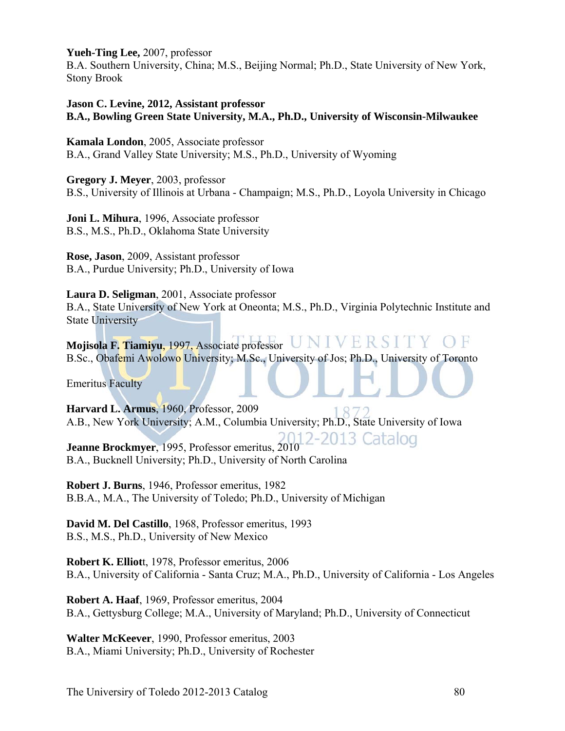**Yueh-Ting Lee,** 2007, professor
B.A. Southern University, China; M.S., Beijing Normal; Ph.D., State University of New York, Stony Brook

**Jason C. Levine, 2012, Assistant professor**
**B.A., Bowling Green State University, M.A., Ph.D., University of Wisconsin-Milwaukee**

**Kamala London**, 2005, Associate professor
B.A., Grand Valley State University; M.S., Ph.D., University of Wyoming

**Gregory J. Meyer**, 2003, professor
B.S., University of Illinois at Urbana - Champaign; M.S., Ph.D., Loyola University in Chicago

**Joni L. Mihura**, 1996, Associate professor
B.S., M.S., Ph.D., Oklahoma State University

**Rose, Jason**, 2009, Assistant professor
B.A., Purdue University; Ph.D., University of Iowa

**Laura D. Seligman**, 2001, Associate professor
B.A., State University of New York at Oneonta; M.S., Ph.D., Virginia Polytechnic Institute and State University

**Mojisola F. Tiamiyu**, 1997, Associate professor
B.Sc., Obafemi Awolowo University; M.Sc., University of Jos; Ph.D., University of Toronto

Emeritus Faculty

**Harvard L. Armus**, 1960, Professor, 2009
A.B., New York University; A.M., Columbia University; Ph.D., State University of Iowa

**Jeanne Brockmyer**, 1995, Professor emeritus, 2010
B.A., Bucknell University; Ph.D., University of North Carolina

**Robert J. Burns**, 1946, Professor emeritus, 1982
B.B.A., M.A., The University of Toledo; Ph.D., University of Michigan

**David M. Del Castillo**, 1968, Professor emeritus, 1993
B.S., M.S., Ph.D., University of New Mexico

**Robert K. Elliot**t, 1978, Professor emeritus, 2006
B.A., University of California - Santa Cruz; M.A., Ph.D., University of California - Los Angeles

**Robert A. Haaf**, 1969, Professor emeritus, 2004
B.A., Gettysburg College; M.A., University of Maryland; Ph.D., University of Connecticut

**Walter McKeever**, 1990, Professor emeritus, 2003
B.A., Miami University; Ph.D., University of Rochester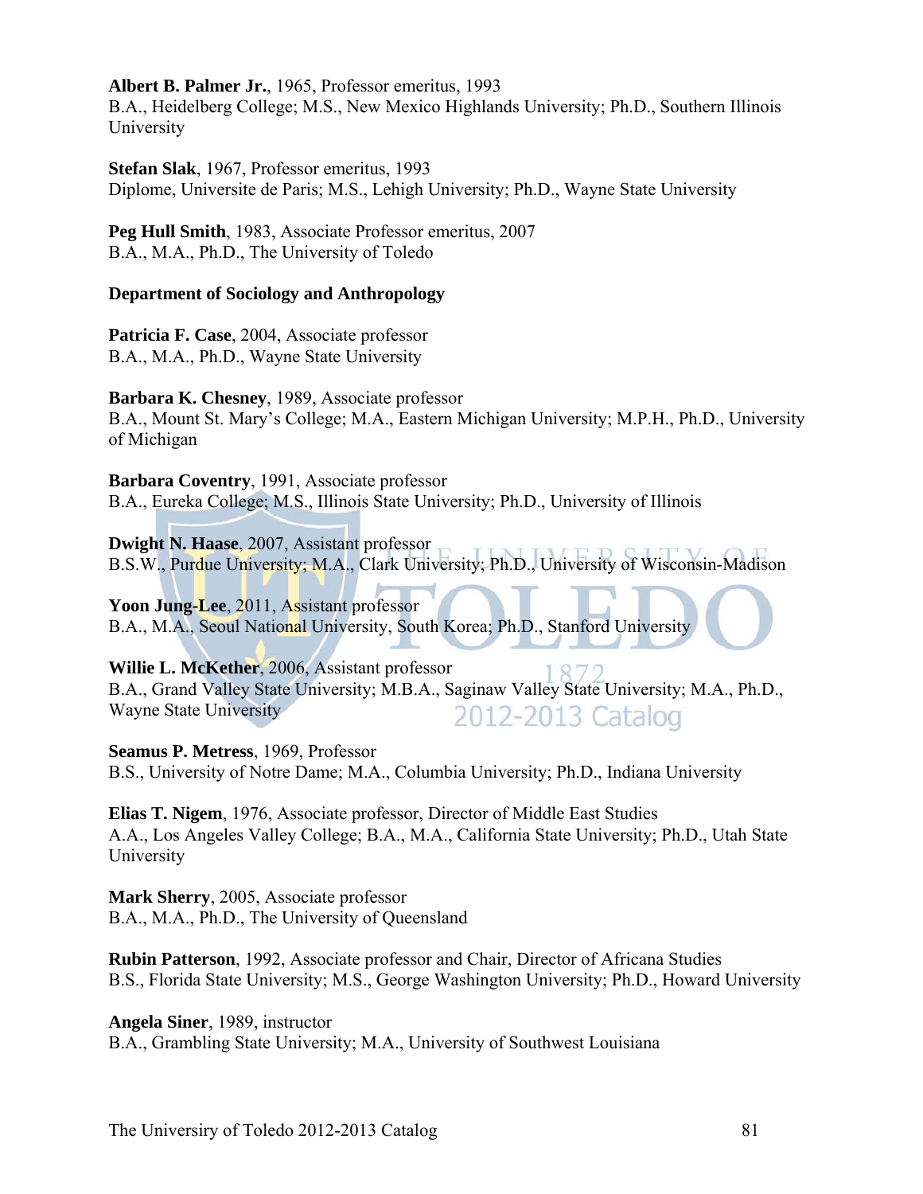**Albert B. Palmer Jr.**, 1965, Professor emeritus, 1993
B.A., Heidelberg College; M.S., New Mexico Highlands University; Ph.D., Southern Illinois University

**Stefan Slak**, 1967, Professor emeritus, 1993
Diplome, Universite de Paris; M.S., Lehigh University; Ph.D., Wayne State University

**Peg Hull Smith**, 1983, Associate Professor emeritus, 2007
B.A., M.A., Ph.D., The University of Toledo

**Department of Sociology and Anthropology**

**Patricia F. Case**, 2004, Associate professor
B.A., M.A., Ph.D., Wayne State University

**Barbara K. Chesney**, 1989, Associate professor
B.A., Mount St. Mary's College; M.A., Eastern Michigan University; M.P.H., Ph.D., University of Michigan

**Barbara Coventry**, 1991, Associate professor
B.A., Eureka College; M.S., Illinois State University; Ph.D., University of Illinois

**Dwight N. Haase**, 2007, Assistant professor
B.S.W., Purdue University; M.A., Clark University; Ph.D., University of Wisconsin-Madison

**Yoon Jung-Lee**, 2011, Assistant professor
B.A., M.A., Seoul National University, South Korea; Ph.D., Stanford University

**Willie L. McKether**, 2006, Assistant professor
B.A., Grand Valley State University; M.B.A., Saginaw Valley State University; M.A., Ph.D., Wayne State University

**Seamus P. Metress**, 1969, Professor
B.S., University of Notre Dame; M.A., Columbia University; Ph.D., Indiana University

**Elias T. Nigem**, 1976, Associate professor, Director of Middle East Studies
A.A., Los Angeles Valley College; B.A., M.A., California State University; Ph.D., Utah State University

**Mark Sherry**, 2005, Associate professor
B.A., M.A., Ph.D., The University of Queensland

**Rubin Patterson**, 1992, Associate professor and Chair, Director of Africana Studies
B.S., Florida State University; M.S., George Washington University; Ph.D., Howard University

**Angela Siner**, 1989, instructor
B.A., Grambling State University; M.A., University of Southwest Louisiana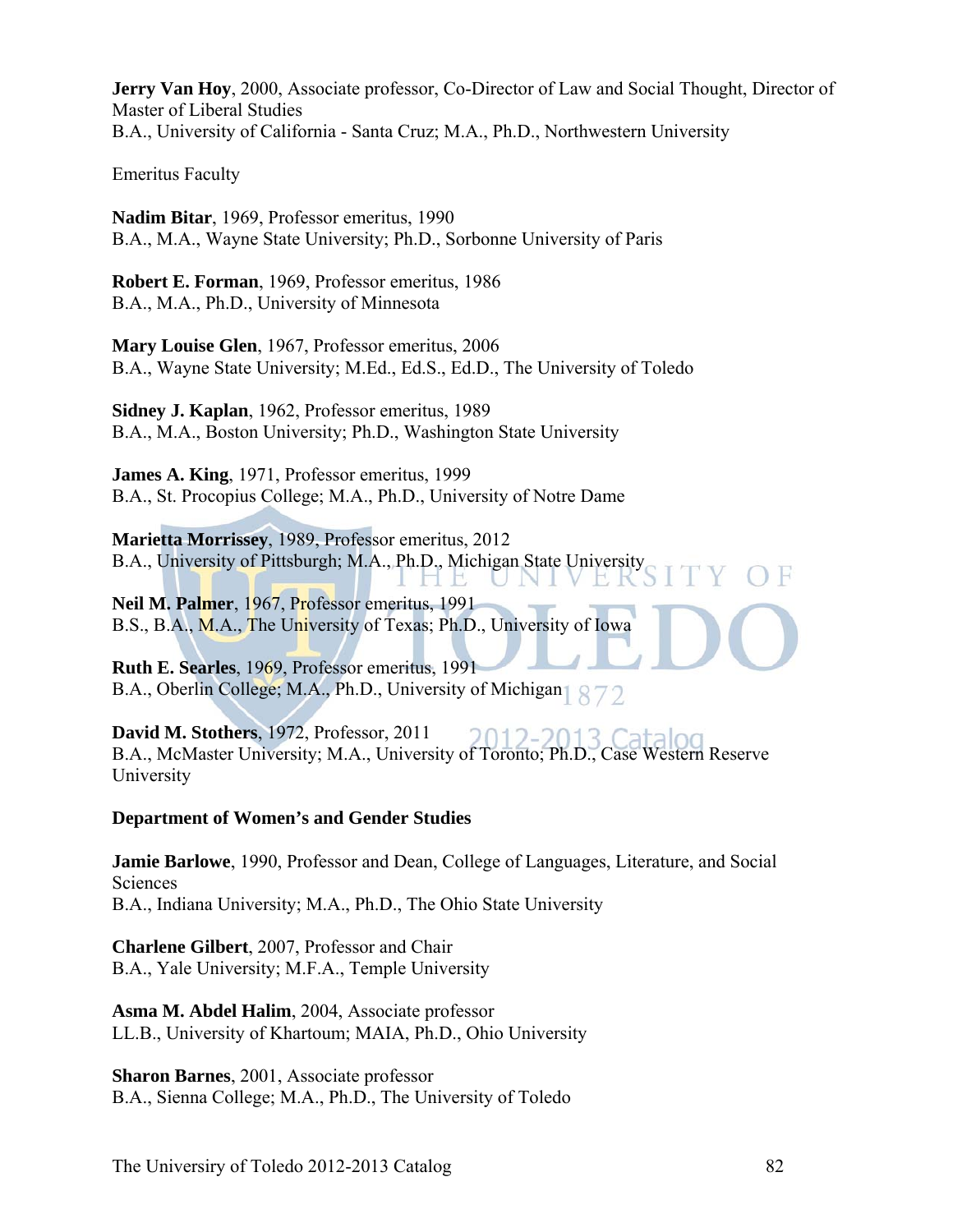**Jerry Van Hoy**, 2000, Associate professor, Co-Director of Law and Social Thought, Director of Master of Liberal Studies
B.A., University of California - Santa Cruz; M.A., Ph.D., Northwestern University

Emeritus Faculty

**Nadim Bitar**, 1969, Professor emeritus, 1990
B.A., M.A., Wayne State University; Ph.D., Sorbonne University of Paris

**Robert E. Forman**, 1969, Professor emeritus, 1986
B.A., M.A., Ph.D., University of Minnesota

**Mary Louise Glen**, 1967, Professor emeritus, 2006
B.A., Wayne State University; M.Ed., Ed.S., Ed.D., The University of Toledo

**Sidney J. Kaplan**, 1962, Professor emeritus, 1989
B.A., M.A., Boston University; Ph.D., Washington State University

**James A. King**, 1971, Professor emeritus, 1999
B.A., St. Procopius College; M.A., Ph.D., University of Notre Dame

**Marietta Morrissey**, 1989, Professor emeritus, 2012
B.A., University of Pittsburgh; M.A., Ph.D., Michigan State University

**Neil M. Palmer**, 1967, Professor emeritus, 1991
B.S., B.A., M.A., The University of Texas; Ph.D., University of Iowa

**Ruth E. Searles**, 1969, Professor emeritus, 1991
B.A., Oberlin College; M.A., Ph.D., University of Michigan

**David M. Stothers**, 1972, Professor, 2011
B.A., McMaster University; M.A., University of Toronto; Ph.D., Case Western Reserve University

**Department of Women's and Gender Studies**

**Jamie Barlowe**, 1990, Professor and Dean, College of Languages, Literature, and Social Sciences
B.A., Indiana University; M.A., Ph.D., The Ohio State University

**Charlene Gilbert**, 2007, Professor and Chair
B.A., Yale University; M.F.A., Temple University

**Asma M. Abdel Halim**, 2004, Associate professor
LL.B., University of Khartoum; MAIA, Ph.D., Ohio University

**Sharon Barnes**, 2001, Associate professor
B.A., Sienna College; M.A., Ph.D., The University of Toledo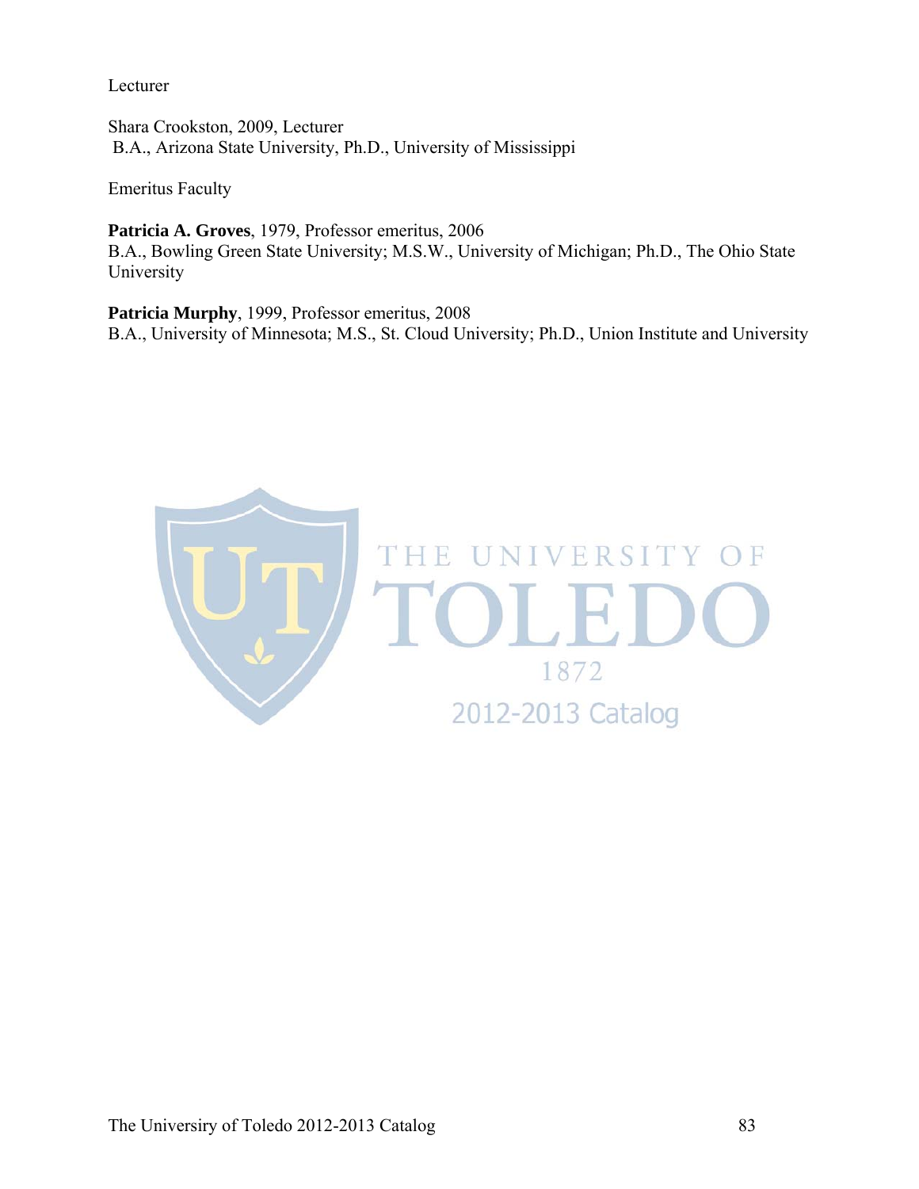Lecturer

Shara Crookston, 2009, Lecturer
B.A., Arizona State University, Ph.D., University of Mississippi

Emeritus Faculty

**Patricia A. Groves**, 1979, Professor emeritus, 2006
B.A., Bowling Green State University; M.S.W., University of Michigan; Ph.D., The Ohio State University

**Patricia Murphy**, 1999, Professor emeritus, 2008
B.A., University of Minnesota; M.S., St. Cloud University; Ph.D., Union Institute and University